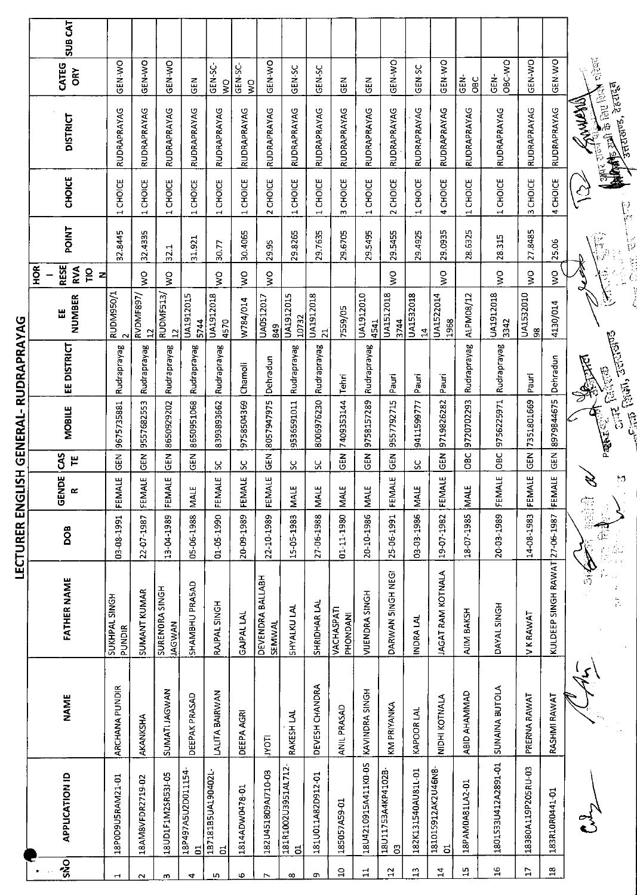# LECTURER ENGLISH GENERAL- RUDRAPRAYAG

| SNO | APPLICATION ID | NAME | FATHER NAME | DOB | GENDER | CASTE | MOBILE | EE DISTRICT | EE NUMBER | HOR - RESERVATION | POINT | CHOICE | DISTRICT | CATEGORY | SUB CAT |
|---|---|---|---|---|---|---|---|---|---|---|---|---|---|---|---|
| 1 | 18POD9U5RAM21-01 | ARCHANA PUNDIR | SUKHPAL SINGH PUNDIR | 03-08-1991 | FEMALE | GEN | 9675735881 | Rudraprayag | RUDM950/12 | | 32.8445 | 1 CHOICE | RUDRAPRAYAG | GEN-WO | |
| 2 | 18AM8VFDR2719-02 | AKANKSHA | SUMANT KUMAR | 22-07-1987 | FEMALE | GEN | 9557682553 | Rudraprayag | RVDMF897/12 | WO | 32.4335 | 1 CHOICE | RUDRAPRAYAG | GEN-WO | |
| 3 | 18UD1F1M2SR531-05 | SUMATI JAGWAN | SURENDRA SINGH JAGWAN | 13-04-1989 | FEMALE | GEN | 8650929202 | Rudraprayag | RUDMF513/12 | WO | 32.1 | 1 CHOICE | RUDRAPRAYAG | GEN-WO | |
| 4 | 18P497A5U2D011154-01 | DEEPAK PRASAD | SHAMBHU PRASAD | 05-06-1988 | MALE | GEN | 8650951068 | Rudraprayag | UA1912015 5744 | | 31.921 | 1 CHOICE | RUDRAPRAYAG | GEN | |
| 5 | 1B7181B5UA190402L-01 | LALITA BAIRWAN | RAJPAL SINGH | 01-05-1990 | FEMALE | SC | 8393893662 | Rudraprayag | UA1912018 4570 | WO | 30.77 | 1 CHOICE | RUDRAPRAYAG | GEN-SC-WO | |
| 6 | 1814ADW0478-01 | DEEPA AGRI | GAJPAL LAL | 20-09-1989 | FEMALE | SC | 9758504369 | Chamoli | W784/014 | WO | 30.4065 | 1 CHOICE | RUDRAPRAYAG | GEN-SC-WO | |
| 7 | 182U451809A1710-03 | JYOTI | DEVENDRA BALLABH SEMWAL | 22-10-1989 | FEMALE | GEN | 8057947975 | Dehradun | UA0512017 849 | WO | 29.95 | 2 CHOICE | RUDRAPRAYAG | GEN-WO | |
| 8 | 181R1002U3951AL712-01 | RAKESH LAL | SHYALKU LAL | 15-05-1983 | MALE | SC | 9536591011 | Rudraprayag | UA1912015 10732 | | 29.8265 | 1 CHOICE | RUDRAPRAYAG | GEN-SC | |
| 9 | 181U011A82D912-01 | DEVESH CHANDRA | SHRIDHAR LAL | 27-06-1988 | MALE | SC | 8006976230 | Rudraprayag | UA1912018 21 | | 29.7635 | 1 CHOICE | RUDRAPRAYAG | GEN-SC | |
| 10 | 185057A59-01 | ANIL PRASAD | VACHASPATI PHONDANI | 01-11-1980 | MALE | GEN | 7409353144 | Tehri | 7559/05 | | 29.6705 | 3 CHOICE | RUDRAPRAYAG | GEN | |
| 11 | 18U4210915A411K0-05 | KAVINDRA SINGH | VIJENDRA SINGH | 20-10-1986 | MALE | GEN | 9758157289 | Rudraprayag | UA1912010 4541 | | 29.5495 | 1 CHOICE | RUDRAPRAYAG | GEN | |
| 12 | 18U11753A4KP4102B-03 | KM PRIYANKA | DARWAN SINGH NEGI | 25-06-1991 | FEMALE | GEN | 9557792715 | Pauri | UA1512018 3744 | WO | 29.5455 | 2 CHOICE | RUDRAPRAYAG | GEN-WO | |
| 13 | 182K131540AU81L-01 | KAPOOR LAL | INDRA LAL | 03-03-1986 | MALE | SC | 9411599777 | Pauri | UA1532018 14 | | 29.4925 | 1 CHOICE | RUDRAPRAYAG | GEN-SC | |
| 14 | 181015912AK2U46N8-01 | NIDHI KOTNALA | JAGAT RAM KOTNALA | 19-07-1982 | FEMALE | GEN | 9719826282 | Pauri | UA1522014 1968 | WO | 29.0935 | 4 CHOICE | RUDRAPRAYAG | GEN-WO | |
| 15 | 18PAM0A81LA2-01 | ABID AHAMMAD | AJIM BAKSH | 18-07-1985 | MALE | OBC | 9720702293 | Rudraprayag | ALPM08/12 | | 28.6325 | 1 CHOICE | RUDRAPRAYAG | GEN-OBC | |
| 16 | 1801S33U412A2891-01 | SUNAINA BUTOLA | DAYAL SINGH | 20-03-1989 | FEMALE | OBC | 9756225971 | Rudraprayag | UA1912018 3342 | WO | 28.315 | 1 CHOICE | RUDRAPRAYAG | GEN-OBC-WO | |
| 17 | 18380A119P205RU-03 | PRERNA RAWAT | V K RAWAT | 14-08-1983 | FEMALE | GEN | 7351801669 | Pauri | UA1532010 98 | WO | 27.8485 | 3 CHOICE | RUDRAPRAYAG | GEN-WO | |
| 18 | 183R10R0441-01 | RASHMI RAWAT | KULDEEP SINGH RAWAT | 27-06-1987 | FEMALE | GEN | 8979844675 | Dehradun | 4130/014 | WO | 25.06 | 4 CHOICE | RUDRAPRAYAG | GEN-WO | |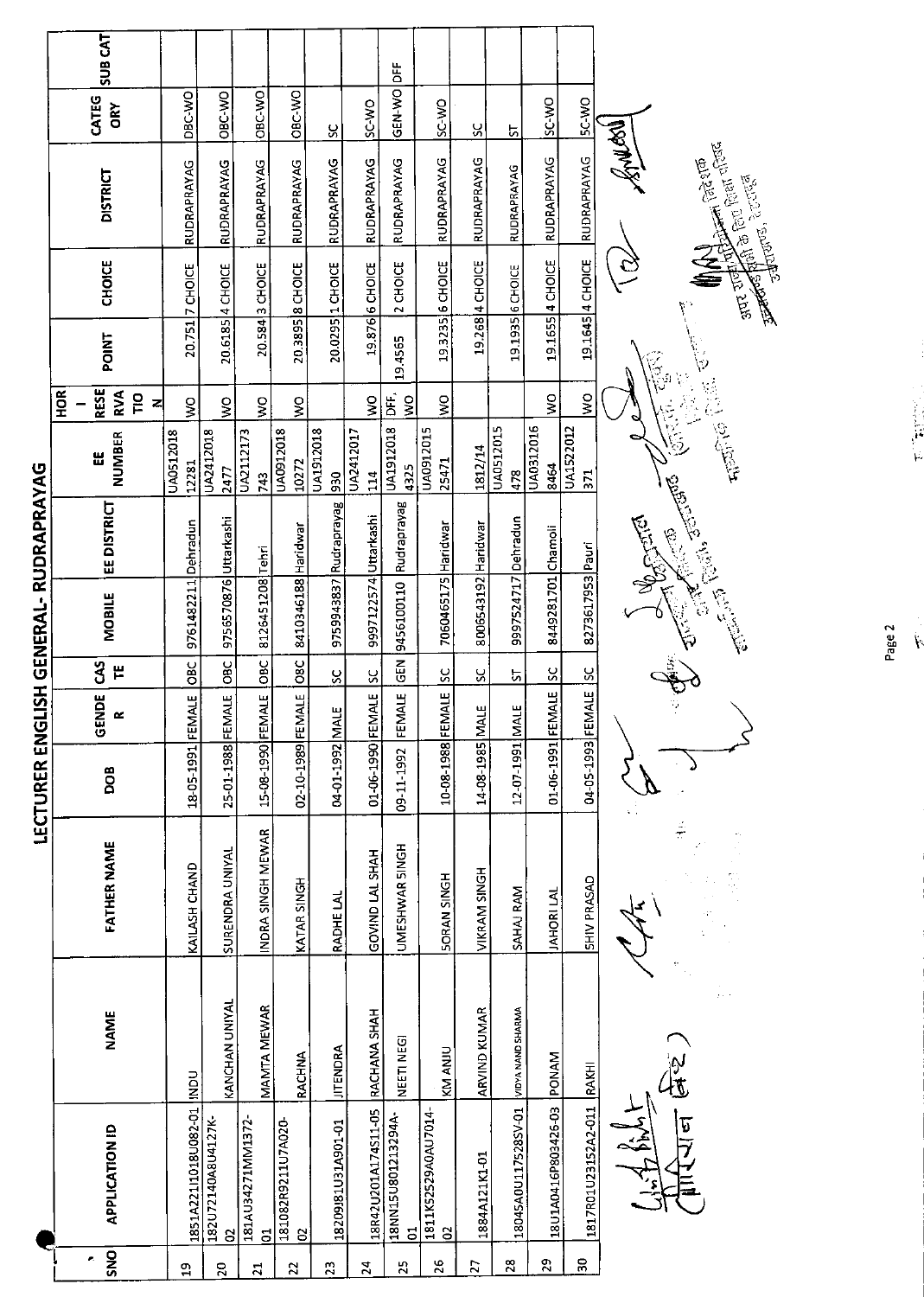# LECTURER ENGLISH GENERAL- RUDRAPRAYAG

| SNO | APPLICATION ID | NAME | FATHER NAME | DOB | GENDER | CASTE | MOBILE | EE DISTRICT | EE NUMBER | HORIZONTAL RESERVATION | POINT | CHOICE | DISTRICT | CATEGORY | SUB CAT |
|---|---|---|---|---|---|---|---|---|---|---|---|---|---|---|---|
| 19 | 1851A221I1018U082-01 | INDU | KAILASH CHAND | 18-05-1991 | FEMALE | OBC | 9761482211 | Dehradun | UA0512018 12281 | WO | 20.751 | 7 CHOICE | RUDRAPRAYAG | OBC-WO | |
| 20 | 182U72140A8U4127K-02 | KANCHAN UNIYAL | SURENDRA UNIYAL | 25-01-1988 | FEMALE | OBC | 9756570876 | Uttarkashi | UA2412018 2477 | WO | 20.6185 | 4 CHOICE | RUDRAPRAYAG | OBC-WO | |
| 21 | 181AU34271MM1372-01 | MAMTA MEWAR | INDRA SINGH MEWAR | 15-08-1990 | FEMALE | OBC | 8126451208 | Tehri | UA2112173 743 | WO | 20.584 | 3 CHOICE | RUDRAPRAYAG | OBC-WO | |
| 22 | 181082R9211U7A020-02 | RACHNA | KATAR SINGH | 02-10-1989 | FEMALE | OBC | 8410346188 | Haridwar | UA0912018 10272 | WO | 20.3895 | 8 CHOICE | RUDRAPRAYAG | OBC-WO | |
| 23 | 18209J81U31A901-01 | JITENDRA | RADHE LAL | 04-01-1992 | MALE | SC | 9759943837 | Rudraprayag | UA1912018 930 | | 20.0295 | 1 CHOICE | RUDRAPRAYAG | SC | |
| 24 | 18R42U201A174S11-05 | RACHANA SHAH | GOVIND LAL SHAH | 01-06-1990 | FEMALE | SC | 9997122574 | Uttarkashi | UA2412017 114 | WO | 19.876 | 6 CHOICE | RUDRAPRAYAG | SC-WO | |
| 25 | 18NN15U801213294A-01 | NEETI NEGI | UMESHWAR SINGH | 09-11-1992 | FEMALE | GEN | 9456100110 | Rudraprayag | UA1912018 4325 | DFF, WO | 19.4565 | 2 CHOICE | RUDRAPRAYAG | GEN-WO | DFF |
| 26 | 1811K52529A0AU7014-02 | KM ANJU | SORAN SINGH | 10-08-1988 | FEMALE | SC | 7060465175 | Haridwar | UA0912015 25471 | WO | 19.3235 | 6 CHOICE | RUDRAPRAYAG | SC-WO | |
| 27 | 1884A121K1-01 | ARVIND KUMAR | VIKRAM SINGH | 14-08-1985 | MALE | SC | 8006543192 | Haridwar | 1812/14 | | 19.268 | 4 CHOICE | RUDRAPRAYAG | SC | |
| 28 | 18045A0U17528SV-01 | VIDYA NAND SHARMA | SAHAJ RAM | 12-07-1991 | MALE | ST | 9997524717 | Dehradun | UA0512015 478 | | 19.1935 | 6 CHOICE | RUDRAPRAYAG | ST | |
| 29 | 18U1A0416P803426-03 | PONAM | JAHORI LAL | 01-06-1991 | FEMALE | SC | 8449281701 | Chamoli | UA0312016 8464 | WO | 19.1655 | 4 CHOICE | RUDRAPRAYAG | SC-WO | |
| 30 | 1817R01U23152A2-011 | RAKHI | SHIV PRASAD | 04-05-1993 | FEMALE | SC | 8273617953 | Pauri | UA1522012 371 | WO | 19.1645 | 4 CHOICE | RUDRAPRAYAG | SC-WO | |

अपर राज्य परियोजना निदेशक
उत्तराखण्ड विद्यालयी शिक्षा सचिव
उत्तराखण्ड, देहरादून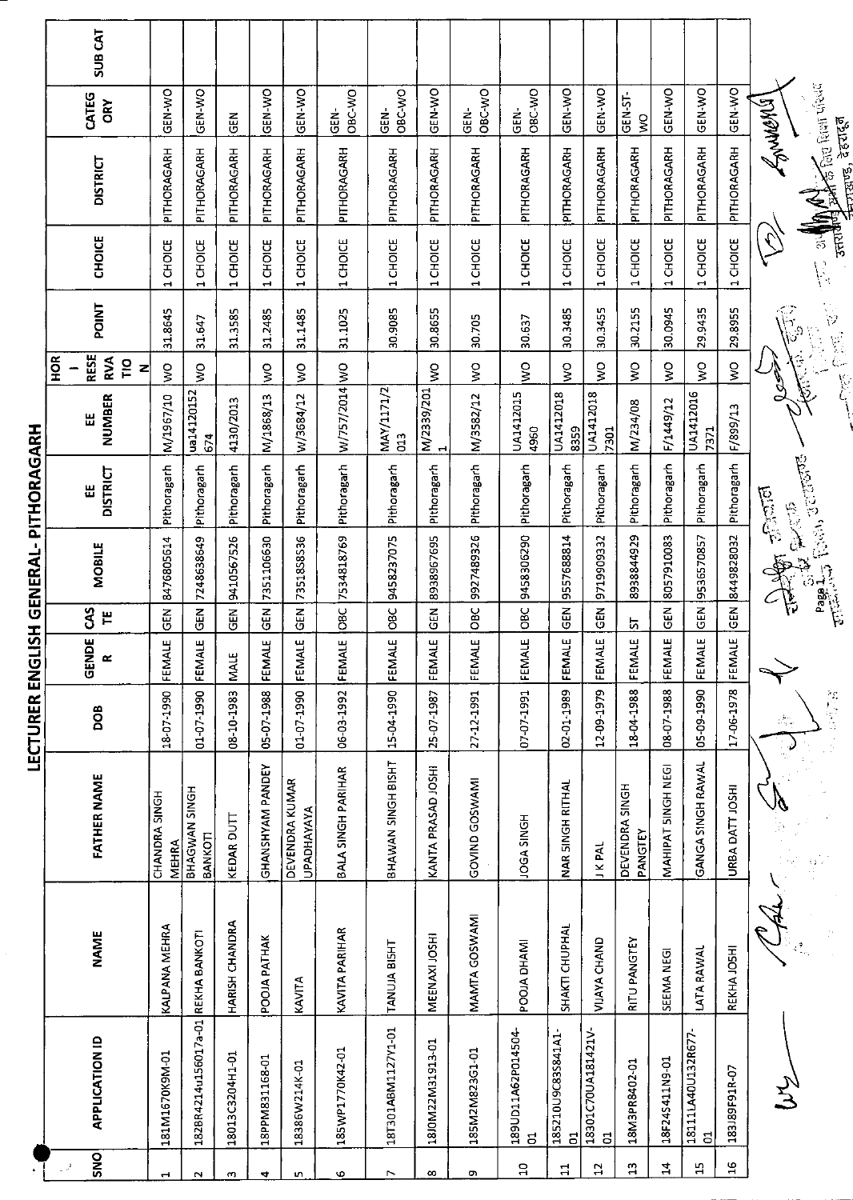# LECTURER ENGLISH GENERAL- PITHORAGARH

| SNO | APPLICATION ID | NAME | FATHER NAME | DOB | GENDER | CASTE | MOBILE | EE DISTRICT | EE NUMBER | HOR - RESERVATION | POINT | CHOICE | DISTRICT | CATEGORY | SUB CAT |
|---|---|---|---|---|---|---|---|---|---|---|---|---|---|---|---|
| 1 | 181M1670K9M-01 | KALPANA MEHRA | CHANDRA SINGH MEHRA | 18-07-1990 | FEMALE | GEN | 8476805614 | Pithoragarh | M/1967/10 | WO | 31.8645 | 1 CHOICE | PITHORAGARH | GEN-WO | |
| 2 | 182BR4214u156017a-01 | REKHA BANKOTI | BHAGWAN SINGH BANKOTI | 01-07-1990 | FEMALE | GEN | 7248638649 | Pithoragarh | ua14120152 674 | WO | 31.647 | 1 CHOICE | PITHORAGARH | GEN-WO | |
| 3 | 18013C3204H1-01 | HARISH CHANDRA | KEDAR DUTT | 08-10-1983 | MALE | GEN | 9410567526 | Pithoragarh | 4130/2013 | | 31.3585 | 1 CHOICE | PITHORAGARH | GEN | |
| 4 | 18PPM831168-01 | POOJA PATHAK | GHANSHYAM PANDEY | 05-07-1988 | FEMALE | GEN | 7351106630 | Pithoragarh | M/1868/13 | WO | 31.2485 | 1 CHOICE | PITHORAGARH | GEN-WO | |
| 5 | 18386W214K-01 | KAVITA | DEVENDRA KUMAR UPADHAYAYA | 01-07-1990 | FEMALE | GEN | 7351858536 | Pithoragarh | W/3684/12 | WO | 31.1485 | 1 CHOICE | PITHORAGARH | GEN-WO | |
| 6 | 185WP1770K42-01 | KAVITA PARIHAR | BALA SINGH PARIHAR | 06-03-1992 | FEMALE | OBC | 7534818769 | Pithoragarh | W/757/2014 | WO | 31.1025 | 1 CHOICE | PITHORAGARH | GEN-OBC-WO | |
| 7 | 18T301ABM1127Y1-01 | TANUJA BISHT | BHAWAN SINGH BISHT | 15-04-1990 | FEMALE | OBC | 9458237075 | Pithoragarh | MAY/1171/2 013 | | 30.9085 | 1 CHOICE | PITHORAGARH | GEN-OBC-WO | |
| 8 | 180M22M31913-01 | MEENAXI JOSHI | KANTA PRASAD JOSHI | 25-07-1987 | FEMALE | GEN | 8938967695 | Pithoragarh | M/2339/201 1 | WO | 30.8655 | 1 CHOICE | PITHORAGARH | GEN-WO | |
| 9 | 185M2M823G1-01 | MAMTA GOSWAMI | GOVIND GOSWAMI | 27-12-1991 | FEMALE | OBC | 9927489326 | Pithoragarh | M/3582/12 | WO | 30.705 | 1 CHOICE | PITHORAGARH | GEN-OBC-WO | |
| 10 | 189UD11A62P014504-01 | POOJA DHAMI | JOGA SINGH | 07-07-1991 | FEMALE | OBC | 9458306290 | Pithoragarh | UA1412015 4960 | WO | 30.637 | 1 CHOICE | PITHORAGARH | GEN-OBC-WO | |
| 11 | 185210U9C83S841A1-01 | SHAKTI CHUPHAL | NAR SINGH RITHAL | 02-01-1989 | FEMALE | GEN | 9557688814 | Pithoragarh | UA1412018 8359 | WO | 30.3485 | 1 CHOICE | PITHORAGARH | GEN-WO | |
| 12 | 18301C70UA181421V-01 | VIJAYA CHAND | J K PAL | 12-09-1979 | FEMALE | GEN | 9719909332 | Pithoragarh | UA1412018 7301 | WO | 30.3455 | 1 CHOICE | PITHORAGARH | GEN-WO | |
| 13 | 18M3PR8402-01 | RITU PANGTEY | DEVENDRA SINGH PANGTEY | 18-04-1988 | FEMALE | ST | 8938844929 | Pithoragarh | M/234/08 | WO | 30.2155 | 1 CHOICE | PITHORAGARH | GEN-ST-WO | |
| 14 | 18F24S411N9-01 | SEEMA NEGI | MAHIPAT SINGH NEGI | 08-07-1988 | FEMALE | GEN | 8057910083 | Pithoragarh | F/1449/12 | WO | 30.0945 | 1 CHOICE | PITHORAGARH | GEN-WO | |
| 15 | 18111LA40U132R677-01 | LATA RAWAL | GANGA SINGH RAWAL | 05-09-1990 | FEMALE | GEN | 9536570857 | Pithoragarh | UA1412016 7371 | WO | 29.9435 | 1 CHOICE | PITHORAGARH | GEN-WO | |
| 16 | 183J89F91R-07 | REKHA JOSHI | URBA DATT JOSHI | 17-06-1978 | FEMALE | GEN | 8449828032 | Pithoragarh | F/899/13 | WO | 29.8955 | 1 CHOICE | PITHORAGARH | GEN-WO | |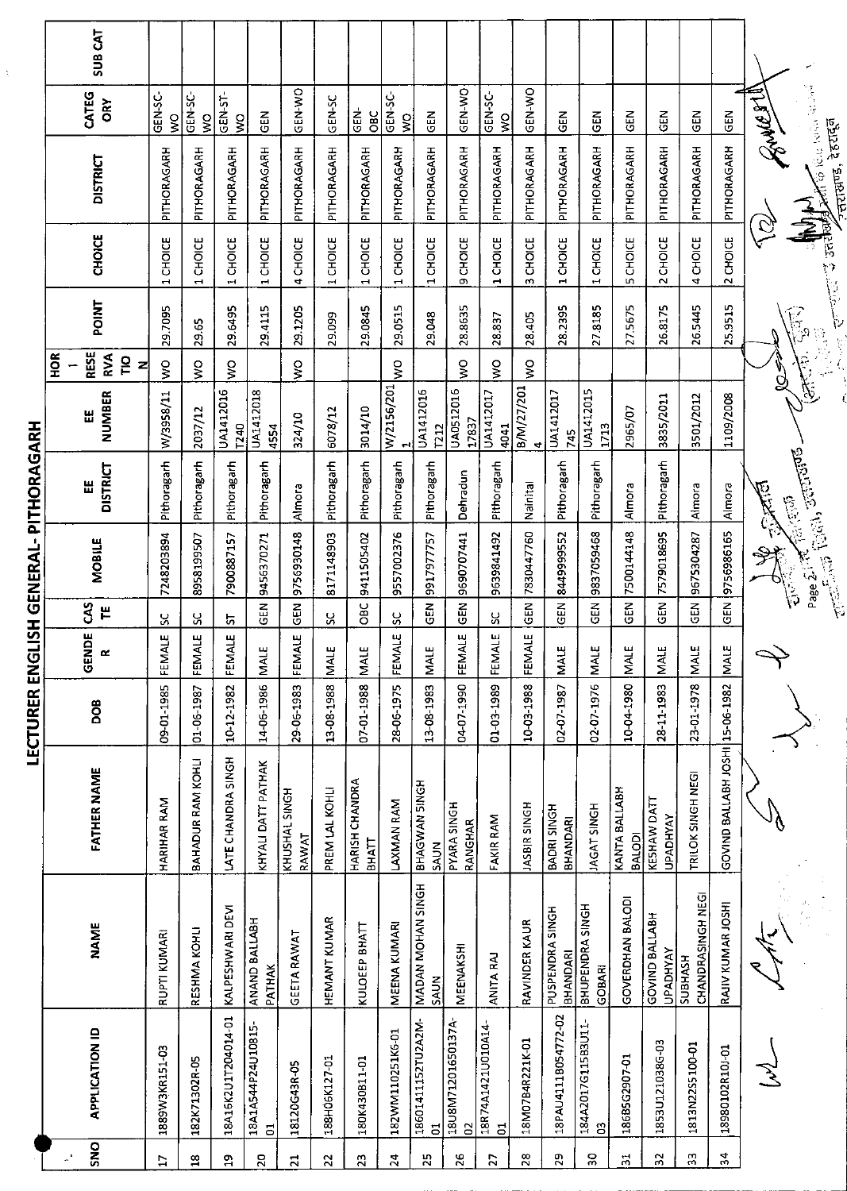# LECTURER ENGLISH GENERAL- PITHORAGARH

| SNO | APPLICATION ID | NAME | FATHER NAME | DOB | GENDER | CASTE | MOBILE | EE DISTRICT | EE NUMBER | HOR - RESERVATION | POINT | CHOICE | DISTRICT | CATEGORY | SUB CAT |
|---|---|---|---|---|---|---|---|---|---|---|---|---|---|---|---|
| 17 | 1889W3KR151-03 | RUPTI KUMARI | HARIHAR RAM | 09-01-1985 | FEMALE | SC | 7248203894 | Pithoragarh | W/3958/11 | WO | 29.7095 | 1 CHOICE | PITHORAGARH | GEN-SC-WO | |
| 18 | 182K71302R-05 | RESHMA KOHLI | BAHADUR RAM KOHLI | 01-06-1987 | FEMALE | SC | 8958199507 | Pithoragarh | 2037/12 | WO | 29.65 | 1 CHOICE | PITHORAGARH | GEN-SC-WO | |
| 19 | 18A16K2U1T204014-01 | KALPESHWARI DEVI | LATE CHANDRA SINGH | 10-12-1982 | FEMALE | ST | 7900887157 | Pithoragarh | UA1412016 T240 | WO | 29.6495 | 1 CHOICE | PITHORAGARH | GEN-ST-WO | |
| 20 | 18A1A544P24U10815-01 | ANAND BALLABH PATHAK | KHYALI DATT PATHAK | 14-06-1986 | MALE | GEN | 9456370271 | Pithoragarh | UA1412018 4554 | | 29.4115 | 1 CHOICE | PITHORAGARH | GEN | |
| 21 | 18120G43R-05 | GEETA RAWAT | KHUSHAL SINGH RAWAT | 29-06-1983 | FEMALE | GEN | 9756930148 | Almora | 324/10 | WO | 29.1205 | 4 CHOICE | PITHORAGARH | GEN-WO | |
| 22 | 188H06K127-01 | HEMANT KUMAR | PREM LAL KOHLI | 13-08-1988 | MALE | SC | 8171148903 | Pithoragarh | 6078/12 | | 29.099 | 1 CHOICE | PITHORAGARH | GEN-SC | |
| 23 | 180K430B11-01 | KULDEEP BHATT | HARISH CHANDRA BHATT | 07-01-1988 | MALE | OBC | 9411505402 | Pithoragarh | 3014/10 | | 29.0845 | 1 CHOICE | PITHORAGARH | GEN-OBC | |
| 24 | 182WM110251K6-01 | MEENA KUMARI | LAXMAN RAM | 28-06-1975 | FEMALE | SC | 9557002376 | Pithoragarh | W/2156/201 1 | WO | 29.0515 | 1 CHOICE | PITHORAGARH | GEN-SC-WO | |
| 25 | 18601411152TU2A2M-01 | MADAN MOHAN SINGH SAUN | BHAGWAN SINGH SAUN | 13-08-1983 | MALE | GEN | 9917977757 | Pithoragarh | UA1412016 T212 | | 29.048 | 1 CHOICE | PITHORAGARH | GEN | |
| 26 | 18U8M7120165O137A-02 | MEENAKSHI | PYARA SINGH RANGHAR | 04-07-1990 | FEMALE | GEN | 9690707441 | Dehradun | UA0512016 17837 | WO | 28.8635 | 9 CHOICE | PITHORAGARH | GEN-WO | |
| 27 | 18R74A1421U010A14-01 | ANITA RAJ | FAKIR RAM | 01-03-1989 | FEMALE | SC | 9639841492 | Pithoragarh | UA1412017 4041 | WO | 28.837 | 1 CHOICE | PITHORAGARH | GEN-SC-WO | |
| 28 | 18M07B4R221K-01 | RAVINDER KAUR | JASBIR SINGH | 10-03-1988 | FEMALE | GEN | 7830447760 | Nainital | B/M/27/201 4 | WO | 28.405 | 3 CHOICE | PITHORAGARH | GEN-WO | |
| 29 | 18PAU4111B054772-02 | PUSPENDRA SINGH BHANDARI | BADRI SINGH BHANDARI | 02-07-1987 | MALE | GEN | 8449999552 | Pithoragarh | UA1412017 745 | | 28.2395 | 1 CHOICE | PITHORAGARH | GEN | |
| 30 | 184A2017G115B3U11-03 | BHUPENDRA SINGH GOBARI | JAGAT SINGH | 02-07-1976 | MALE | GEN | 9837059468 | Pithoragarh | UA1412015 1713 | | 27.8185 | 1 CHOICE | PITHORAGARH | GEN | |
| 31 | 186B5G2907-01 | GOVERDHAN BALODI | KANTA BALLABH BALODI | 10-04-1980 | MALE | GEN | 7500144148 | Almora | 2965/07 | | 27.5675 | 5 CHOICE | PITHORAGARH | GEN | |
| 32 | 1853U12103 8G-03 | GOVIND BALLABH UPADHYAY | KESHAW DATT UPADHYAY | 28-11-1983 | MALE | GEN | 7579018695 | Pithoragarh | 3835/2011 | | 26.8175 | 2 CHOICE | PITHORAGARH | GEN | |
| 33 | 1813N22S5100-01 | SUBHASH CHANDRASINGH NEGI | TRILOK SINGH NEGI | 23-01-1978 | MALE | GEN | 9675304287 | Almora | 3501/2012 | | 26.5445 | 4 CHOICE | PITHORAGARH | GEN | |
| 34 | 18980102R10J-01 | RAJIV KUMAR JOSHI | GOVIND BALLABH JOSHI | 15-06-1982 | MALE | GEN | 9756986165 | Almora | 1109/2008 | | 25.9515 | 2 CHOICE | PITHORAGARH | GEN | |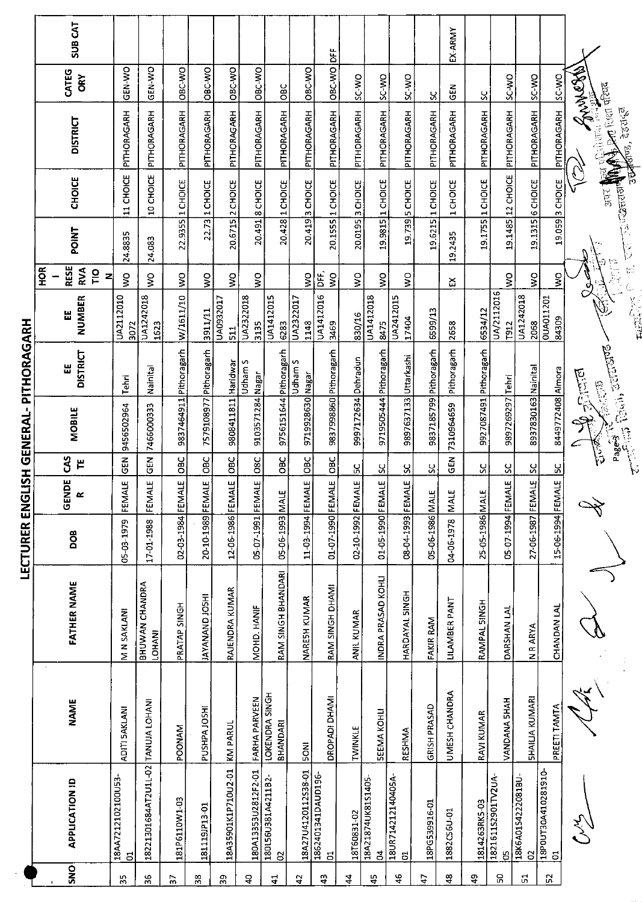# LECTURER ENGLISH GENERAL- PITHORAGARH

| SNO | APPLICATION ID | NAME | FATHER NAME | DOB | GENDER | CASTE | MOBILE | EE DISTRICT | EE NUMBER | HOR - RESERVATION | POINT | CHOICE | DISTRICT | CATEGORY | SUB CAT |
|---|---|---|---|---|---|---|---|---|---|---|---|---|---|---|---|
| 35 | 18AA7212102100U53-01 | ADITI SAKLANI | M N SAKLANI | 05-03-1979 | FEMALE | GEN | 9456502964 | Tehri | UA2112010 3072 | WO | 24.8835 | 11 CHOICE | PITHORAGARH | GEN-WO | |
| 36 | 18221301684AT2U1L-02 | TANUJA LOHANI | BHUWAN CHANDRA LOHANI | 17-01-1988 | FEMALE | GEN | 7466000333 | Nainital | UA1242018 1623 | WO | 24.083 | 10 CHOICE | PITHORAGARH | GEN-WO | |
| 37 | 181P6110W1-03 | POONAM | PRATAP SINGH | 02-03-1984 | FEMALE | OBC | 9837464911 | Pithoragarh | W/1611/10 | WO | 22.9355 | 1 CHOICE | PITHORAGARH | OBC-WO | |
| 38 | 181119JP13-01 | PUSHPA JOSHI | JAYANAND JOSHI | 20-10-1989 | FEMALE | OBC | 7579108977 | Pithoragarh | 3911/11 | WO | 22.73 | 1 CHOICE | PITHORAGARH | OBC-WO | |
| 39 | 18A35901K1P710U2-01 | KM PARUL | RAJENDRA KUMAR | 12-06-1986 | FEMALE | OBC | 9808411811 | Haridwar | UA0932017 511 | WO | 20.6715 | 2 CHOICE | PITHORAGARH | OBC-WO | |
| 40 | 180A13353U2812F2-01 | FARHA PARVEEN | MOHD. HANIF | 05-07-1991 | FEMALE | OBC | 9103571284 | Udham S Nagar | UA2322018 3135 | WO | 20.491 | 8 CHOICE | PITHORAGARH | OBC-WO | |
| 41 | 180L56U381A4211B2-02 | LOKENDRA SINGH BHANDARI | RAM SINGH BHANDARI | 05-06-1993 | MALE | OBC | 9756151644 | Pithoragarh | UA1412015 6283 | | 20.428 | 1 CHOICE | PITHORAGARH | OBC | |
| 42 | 18A27U4120112S38-01 | SONI | NARESH KUMAR | 11-03-1994 | FEMALE | OBC | 9719928630 | Udham S Nagar | UA2322017 1148 | WO | 20.419 | 3 CHOICE | PITHORAGARH | OBC-WO | |
| 43 | 1862401341DAUD196-01 | DROPADI DHAMI | RAM SINGH DHAMI | 01-07-1990 | FEMALE | OBC | 9837998860 | Pithoragarh | UA1412016 3469 | DFF, WO | 20.1555 | 1 CHOICE | PITHORAGARH | OBC-WO | DFF |
| 44 | 18T60831-02 | TWINKLE | ANIL KUMAR | 02-10-1992 | FEMALE | SC | 9997172634 | Dehradun | 830/16 | WO | 20.0195 | 3 CHOICE | PITHORAGARH | SC-WO | |
| 45 | 18A21874UK81S1405-04 | SEEMA KOHLI | INDRA PRASAD KOHLI | 01-05-1990 | FEMALE | SC | 9719505444 | Pithoragarh | UA1412018 8475 | WO | 19.9815 | 1 CHOICE | PITHORAGARH | SC-WO | |
| 46 | 18UR71421214040SA-01 | RESHMA | HARDAYAL SINGH | 08-04-1993 | FEMALE | SC | 9897637133 | Uttarkashi | UA2412015 17404 | WO | 19.739 | 5 CHOICE | PITHORAGARH | SC-WO | |
| 47 | 18PG539916-01 | GRISH PRASAD | FAKIR RAM | 05-06-1986 | MALE | SC | 9837185799 | Pithoragarh | 6599/13 | | 19.6215 | 1 CHOICE | PITHORAGARH | SC | |
| 48 | 1882C56U-01 | UMESH CHANDRA | LILAMBER PANT | 04-06-1978 | MALE | GEN | 7310964659 | Pithoragarh | 2658 | EX | 19.2435 | 1 CHOICE | PITHORAGARH | GEN | EX-ARMY |
| 49 | 1814263RK5-03 | RAVI KUMAR | RAMPAL SINGH | 25-05-1986 | MALE | SC | 9927087491 | Pithoragarh | 6534/12 | | 19.1755 | 1 CHOICE | PITHORAGARH | SC | |
| 50 | 182161152901TV2UA-05 | VANDANA SHAH | DARSHAN LAL | 05-07-1994 | FEMALE | SC | 9897269297 | Tehri | UA/2112016 T912 | WO | 19.1485 | 12 CHOICE | PITHORAGARH | SC-WO | |
| 51 | 18K6A01S4222081BU-02 | SHAILJA KUMARI | N R ARYA | 27-06-1987 | FEMALE | SC | 8937830163 | Nainital | UA1242018 2068 | WO | 19.1315 | 6 CHOICE | PITHORAGARH | SC-WO | |
| 52 | 18P0UT30A410281910-01 | PREETI TAMTA | CHANDAN LAL | 15-06-1994 | FEMALE | SC | 8449772408 | Almora | 0UA011201 84309 | WO | 19.059 | 3 CHOICE | PITHORAGARH | SC-WO | |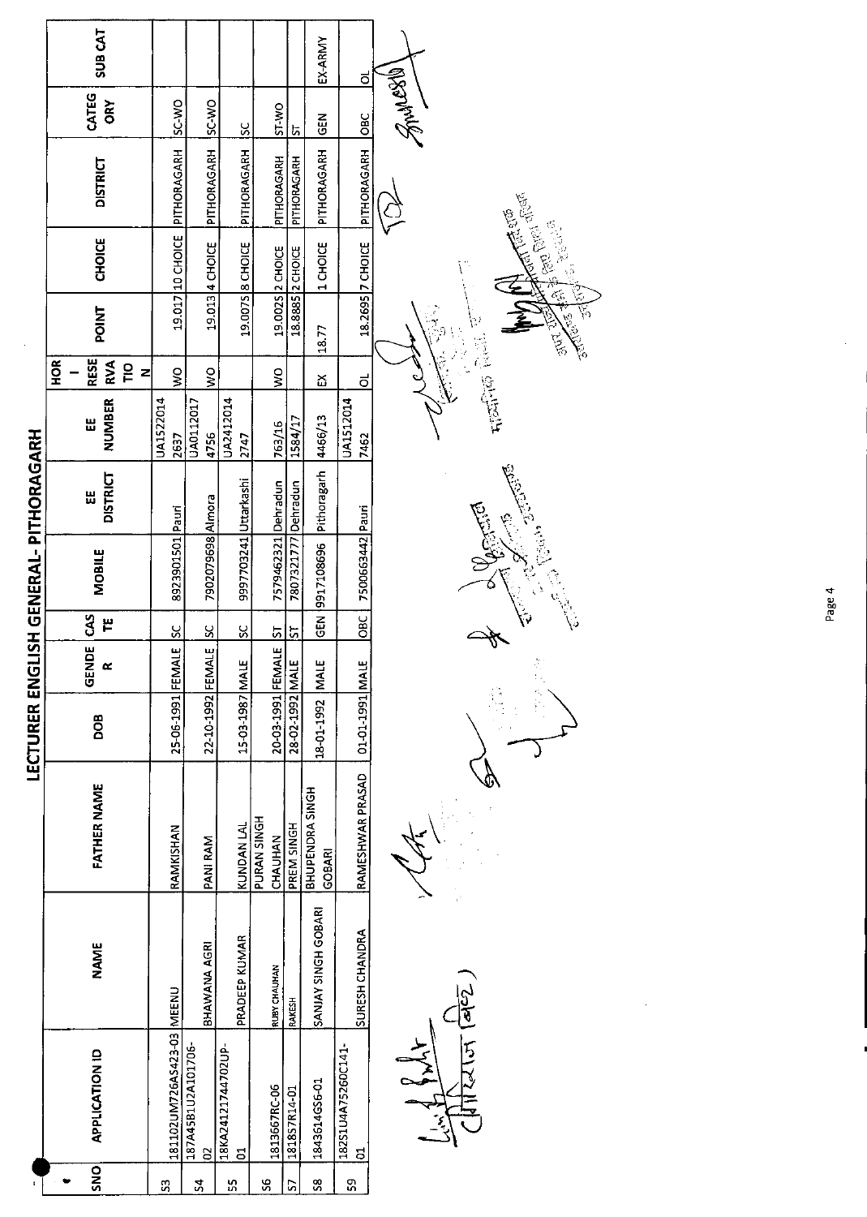# LECTURER ENGLISH GENERAL- PITHORAGARH

| SNO | APPLICATION ID | NAME | FATHER NAME | DOB | GENDER | CASTE | MOBILE | EE DISTRICT | EE NUMBER | HOR - RESERVATION | POINT | CHOICE | DISTRICT | CATEGORY | SUB CAT |
|---|---|---|---|---|---|---|---|---|---|---|---|---|---|---|---|
| 53 | 181102UM726AS423-03 | MEENU | RAMKISHAN | 25-06-1991 | FEMALE | SC | 8923901501 | Pauri | UA1522014 2637 | WO | 19.017 | 10 CHOICE | PITHORAGARH | SC-WO | |
| 54 | 187A45B1U2A101706-02 | BHAWANA AGRI | PANI RAM | 22-10-1992 | FEMALE | SC | 7902079698 | Almora | UA0112017 4756 | WO | 19.013 | 4 CHOICE | PITHORAGARH | SC-WO | |
| 55 | 18KA2412174470​2UP-01 | PRADEEP KUMAR | KUNDAN LAL | 15-03-1987 | MALE | SC | 9997703241 | Uttarkashi | UA2412014 2747 | | 19.0075 | 8 CHOICE | PITHORAGARH | SC | |
| 56 | 1813667RC-06 | RUBY CHAUHAN | PURAN SINGH CHAUHAN | 20-03-1991 | FEMALE | ST | 7579462321 | Dehradun | 763/16 | WO | 19.0025 | 2 CHOICE | PITHORAGARH | ST-WO | |
| 57 | 181857R14-01 | RAKESH | PREM SINGH | 28-02-1992 | MALE | ST | 7807321777 | Dehradun | 1584/17 | | 18.8885 | 2 CHOICE | PITHORAGARH | ST | |
| 58 | 1843614GS6-01 | SANJAY SINGH GOBARI | BHUPENDRA SINGH GOBARI | 18-01-1992 | MALE | GEN | 9917108696 | Pithoragarh | 4466/13 | EX | 18.77 | 1 CHOICE | PITHORAGARH | GEN | EX-ARMY |
| 59 | 182S1U4A75260C141-01 | SURESH CHANDRA | RAMESHWAR PRASAD | 01-01-1991 | MALE | OBC | 7500663442 | Pauri | UA1512014 7462 | OL | 18.2695 | 7 CHOICE | PITHORAGARH | OBC | OL |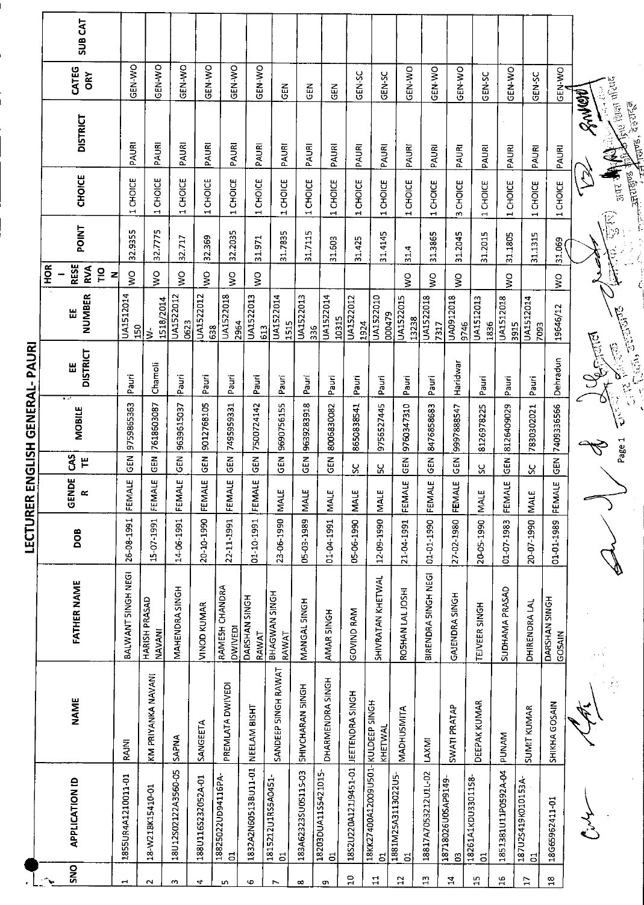# LECTURER ENGLISH GENERAL- PAURI

| SNO | APPLICATION ID | NAME | FATHER NAME | DOB | GENDER | CASTE | MOBILE | EE DISTRICT | EE NUMBER | HOR - RESERVATION | POINT | CHOICE | DISTRICT | CATEGORY | SUB CAT |
|---|---|---|---|---|---|---|---|---|---|---|---|---|---|---|---|
| 1 | 1855UR4A1210011-01 | RAJNI | BALWANT SINGH NEGI | 26-08-1991 | FEMALE | GEN | 9759865363 | Pauri | UA1512014 150 | WO | 32.9355 | 1 CHOICE | PAURI | GEN-WO | |
| 2 | 18-W21BK15410-01 | KM PRIYANKA NAVANI | HARISH PRASAD NAVANI | 15-07-1991 | FEMALE | GEN | 7618603087 | Chamoli | W-1518/2014 | WO | 32.7775 | 1 CHOICE | PAURI | GEN-WO | |
| 3 | 18U12S02122A3560-05 | SAPNA | MAHENDRA SINGH | 14-06-1991 | FEMALE | GEN | 9639615037 | Pauri | UA1522012 0623 | WO | 32.717 | 1 CHOICE | PAURI | GEN-WO | |
| 4 | 188U16S232052A-01 | SANGEETA | VINOD KUMAR | 20-10-1990 | FEMALE | GEN | 9012768105 | Pauri | UA1522012 638 | WO | 32.369 | 1 CHOICE | PAURI | GEN-WO | |
| 5 | 18825022UD94116PA-01 | PREMLATA DWIVEDI | RAMESH CHANDRA DWIVEDI | 22-11-1991 | FEMALE | GEN | 7495959331 | Pauri | UA1522018 2964 | WO | 32.2035 | 1 CHOICE | PAURI | GEN-WO | |
| 6 | 1832A2N60513BU11-01 | NEELAM BISHT | DARSHAN SINGH RAWAT | 01-10-1991 | FEMALE | GEN | 7500724142 | Pauri | UA1522013 613 | WO | 31.971 | 1 CHOICE | PAURI | GEN-WO | |
| 7 | 1815212U1RS5A0451-01 | SANDEEP SINGH RAWAT | BHAGWAN SINGH RAWAT | 23-06-1990 | MALE | GEN | 9690756155 | Pauri | UA1522014 1515 | | 31.7835 | 1 CHOICE | PAURI | GEN | |
| 8 | 183A62323SU0S115-03 | SHIVCHARAN SINGH | MANGAL SINGH | 05-03-1989 | MALE | GEN | 9639283918 | Pauri | UA1522013 336 | | 31.7115 | 1 CHOICE | PAURI | GEN | |
| 9 | 18203DUA11S5421015-01 | DHARMENDRA SINGH | AMAR SINGH | 01-04-1991 | MALE | GEN | 8006830082 | Pauri | UA1522014 10315 | | 31.603 | 1 CHOICE | PAURI | GEN | |
| 10 | 18S2U220A121J9451-01 | JEETENDRA SINGH | GOVIND RAM | 05-06-1990 | MALE | SC | 8650838541 | Pauri | UA1522012 1924 | | 31.425 | 1 CHOICE | PAURI | GEN-SC | |
| 11 | 18KK27400A12009U501-01 | KULDEEP SINGH KHETWAL | SHIVRATAN KHETWAL | 12-09-1990 | MALE | SC | 9756527445 | Pauri | UA1522010 000479 | | 31.4145 | 1 CHOICE | PAURI | GEN-SC | |
| 12 | 1881M25A3113022U5-01 | MADHUSMITA | ROSHAN LAL JOSHI | 21-04-1991 | FEMALE | GEN | 9760347310 | Pauri | UA1522015 13238 | WO | 31.4 | 1 CHOICE | PAURI | GEN-WO | |
| 13 | 18817A7053212U1L-02 | LAXMI | BIRENDRA SINGH NEGI | 01-01-1990 | FEMALE | GEN | 8476858683 | Pauri | UA1522018 7317 | WO | 31.3865 | 1 CHOICE | PAURI | GEN-WO | |
| 14 | 18718026U0SAP9149-03 | SWATI PRATAP | GAJENDRA SINGH | 27-02-1980 | FEMALE | GEN | 9997888547 | Haridwar | UA0912018 9746 | WO | 31.2045 | 3 CHOICE | PAURI | GEN-WO | |
| 15 | 18261A1KDU3301158-01 | DEEPAK KUMAR | TEJVEER SINGH | 20-05-1990 | MALE | SC | 8126978225 | Pauri | UA1512013 1836 | | 31.2015 | 1 CHOICE | PAURI | GEN-SC | |
| 16 | 1851381U11P0592A-04 | PUNAM | SUDHAMA PRASAD | 01-07-1983 | FEMALE | GEN | 8126409029 | Pauri | UA1512018 3915 | WO | 31.1805 | 1 CHOICE | PAURI | GEN-WO | |
| 17 | 187U2S419K010153A-01 | SUMIT KUMAR | DHIRENDRA LAL | 20-07-1990 | MALE | SC | 7830302021 | Pauri | UA1512014 7093 | | 31.1315 | 1 CHOICE | PAURI | GEN-SC | |
| 18 | 18G65962411-01 | SHIKHA GOSAIN | DARSHAN SINGH GOSAIN | 01-01-1989 | FEMALE | GEN | 7409336566 | Dehradun | 19646/12 | WO | 31.069 | 1 CHOICE | PAURI | GEN-WO | |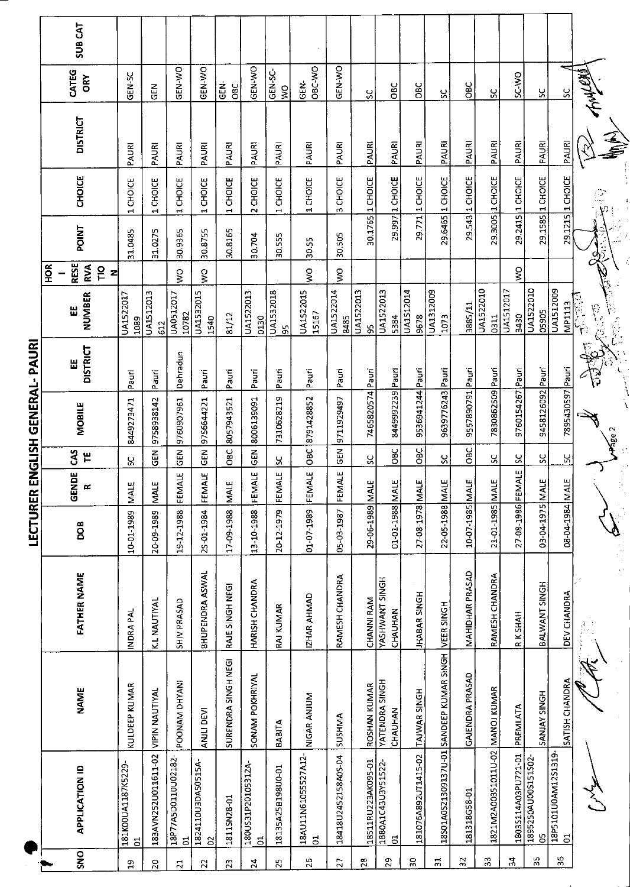# LECTURER ENGLISH GENERAL- PAURI

| SNO | APPLICATION ID | NAME | FATHER NAME | DOB | GENDER | CASTE | MOBILE | EE DISTRICT | EE NUMBER | HORI RESERVATION | POINT | CHOICE | DISTRICT | CATEGORY | SUB CAT |
|---|---|---|---|---|---|---|---|---|---|---|---|---|---|---|---|
| 19 | 181K00UA1187K5229-01 | KULDEEP KUMAR | INDRA PAL | 10-01-1989 | MALE | SC | 8449273471 | Pauri | UA15220171089 | | 31.0485 | 1 CHOICE | PAURI | GEN-SC | |
| 20 | 183AVN252U011611-02 | VIPIN NAUTIYAL | K.L NAUTIYAL | 20-09-1989 | MALE | GEN | 9758938142 | Pauri | UA1512013612 | | 31.0275 | 1 CHOICE | PAURI | GEN | |
| 21 | 18P77A5D0110U02182-01 | POONAM DHYANI | SHIV PRASAD | 19-12-1988 | FEMALE | GEN | 9760907961 | Dehradun | UA051201710782 | WO | 30.9365 | 1 CHOICE | PAURI | GEN-WO | |
| 22 | 1824110U3DA50515A-02 | ANJLI DEVI | BHUPENDRA ASWAL | 25-01-1984 | FEMALE | GEN | 9756644221 | Pauri | UA15320151540 | WO | 30.8755 | 1 CHOICE | PAURI | GEN-WO | |
| 23 | 1811SN28-01 | SURENDRA SINGH NEGI | RAJE SINGH NEGI | 17-09-1988 | MALE | OBC | 8057943521 | Pauri | 81/12 | | 30.8165 | 1 CHOICE | PAURI | GEN-OBC | |
| 24 | 180US31P20105312A-01 | SONAM POKHRIYAL | HARISH CHANDRA | 13-10-1988 | FEMALE | GEN | 8006139091 | Pauri | UA15220130130 | | 30.704 | 2 CHOICE | PAURI | GEN-WO | |
| 25 | 18135A25B198U0-01 | BABITA | RAJ KUMAR | 20-12-1979 | FEMALE | SC | 7310628219 | Pauri | UA153201895 | | 30.555 | 1 CHOICE | PAURI | GEN-SC-WO | |
| 26 | 18AU11N61055527A12-01 | NIGAR ANJUM | IZHAR AHMAD | 01-07-1989 | FEMALE | OBC | 8791428852 | Pauri | UA152201515167 | WO | 30.55 | 1 CHOICE | PAURI | GEN-OBC-WO | |
| 27 | 18418U2452158A05-04 | SUSHMA | RAMESH CHANDRA | 05-03-1987 | FEMALE | GEN | 9711929497 | Pauri | UA15220148485 | WO | 30.505 | 3 CHOICE | PAURI | GEN-WO | |
| 28 | 18511RU223AK095-01 | ROSHAN KUMAR | CHANNI RAM | 29-06-1989 | MALE | SC | 7465820574 | Pauri | UA152201395 | | 30.1765 | 1 CHOICE | PAURI | SC | |
| 29 | 1880A1C43U3Y51522-01 | YATENDRA SINGH CHAUHAN | YASHWANT SINGH CHAUHAN | 01-01-1988 | MALE | OBC | 8449992239 | Pauri | UA15220135384 | | 29.997 | 1 CHOICE | PAURI | OBC | |
| 30 | 181076A892UT1415-02 | TAJWAR SINGH | JHABAR SINGH | 27-08-1978 | MALE | OBC | 9536941244 | Pauri | UA15120149678 | | 29.771 | 1 CHOICE | PAURI | OBC | |
| 31 | 18S01A0S21309137U-01 | SANDEEP KUMAR SINGH | VEER SINGH | 22-05-1988 | MALE | SC | 9639776243 | Pauri | UA13120091073 | | 29.6465 | 1 CHOICE | PAURI | SC | |
| 32 | 181318G58-01 | GAJENDRA PRASAD | MAHIDHAR PRASAD | 10-07-1985 | MALE | OBC | 9557890791 | Pauri | 3885/11 | | 29.543 | 1 CHOICE | PAURI | OBC | |
| 33 | 1821M2A0035101​1U-02 | MANOJ KUMAR | RAMESH CHANDRA | 21-01-1985 | MALE | SC | 7830862509 | Pauri | UA15220100311 | | 29.3005 | 1 CHOICE | PAURI | SC | |
| 34 | 18035114A03PU721-01 | PREMLATA | R K SHAH | 27-08-1986 | FEMALE | SC | 9760154267 | Pauri | UA15120173430 | WO | 29.2415 | 1 CHOICE | PAURI | SC-WO | |
| 35 | 1895250AU00S151502-05 | SANJAY SINGH | BALWANT SINGH | 03-04-1975 | MALE | SC | 9458126092 | Pauri | UA152201005905 | | 29.1585 | 1 CHOICE | PAURI | SC | |
| 36 | 18PS101U0AM12S1319-01 | SATISH CHANDRA | DEV CHANDRA | 08-04-1984 | MALE | SC | 7895430597 | Pauri | UA1512009MP1113 | | 29.1215 | 1 CHOICE | PAURI | SC | |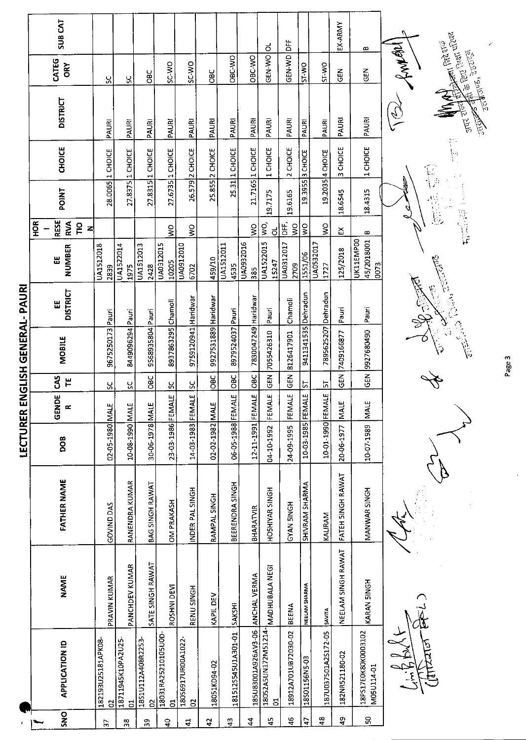# LECTURER ENGLISH GENERAL- PAURI

| SNO | APPLICATION ID | NAME | FATHER NAME | DOB | GENDER | CASTE | MOBILE | EE DISTRICT | EE NUMBER | HORI RESERVATION | POINT | CHOICE | DISTRICT | CATEGORY | SUB CAT |
|---|---|---|---|---|---|---|---|---|---|---|---|---|---|---|---|
| 37 | 182193U25181APK08-02 | PRAVIN KUMAR | GOVIND DAS | 02-05-1980 | MALE | SC | 9675250173 | Pauri | UA1512018 2839 | | 28.0065 | 1 CHOICE | PAURI | SC | |
| 38 | 18711945K10PA2U25-01 | PANCHDEV KUMAR | RANENDRA KUMAR | 10-08-1990 | MALE | SC | 8449096294 | Pauri | UA1522014 1975 | | 27.8375 | 1 CHOICE | PAURI | SC | |
| 39 | 1851U112A408R2253-02 | SATE SINGH RAWAT | BAG SINGH RAWAT | 30-06-1978 | MALE | OBC | 9568935804 | Pauri | UA1512013 2428 | | 27.8315 | 1 CHOICE | PAURI | OBC | |
| 40 | 18031RA2521010SU0D-01 | ROSHNI DEVI | OM PRAKASH | 23-03-1986 | FEMALE | SC | 8937863295 | Chamoli | UA0312015 10205 | WO | 27.6735 | 1 CHOICE | PAURI | SC-WO | |
| 41 | 180S6917UR00A1022-02 | RENU SINGH | INDER PAL SINGH | 14-03-1983 | FEMALE | SC | 9759120941 | Haridwar | UA0912010 6702 | WO | 26.579 | 2 CHOICE | PAURI | SC-WO | |
| 42 | 18051KD94-02 | KAPIL DEV | RAMPAL SINGH | 02-02-1982 | MALE | OBC | 9927531889 | Haridwar | 459/10 | | 25.855 | 2 CHOICE | PAURI | OBC | |
| 43 | 181512554501A301-01 | SAKSHI | BEERENDRA SINGH | 06-05-1988 | FEMALE | OBC | 8979524037 | Pauri | UA1512011 4535 | | 25.31 | 1 CHOICE | PAURI | OBC-WO | |
| 44 | 185U83001A926AV3-06 | ANCHAL VERMA | BHARATVIR | 12-11-1991 | FEMALE | OBC | 7830047249 | Haridwar | UA0932016 385 | WO | 21.7165 | 1 CHOICE | PAURI | OBC-WO | |
| 45 | 18052A5UN172M51214-01 | MADHUBALA NEGI | HOSHIYAR SINGH | 04-10-1992 | FEMALE | GEN | 7055426310 | Pauri | UA1522015 15247 | WO, OL | 19.7175 | 1 CHOICE | PAURI | GEN-WO | OL |
| 46 | 18912A701UB72030-02 | BEENA | GYAN SINGH | 24-09-1995 | FEMALE | GEN | 8126417901 | Chamoli | UA0312017 2709 | DFF, WO | 19.6165 | 2 CHOICE | PAURI | GEN-WD | DFF |
| 47 | 18S01156N5-03 | NEELAM SHARMA | SHIVRAM SHARMA | 10-03-1985 | FEMALE | ST | 9411341535 | Dehradun | 1551/06 | WO | 19.3955 | 3 CHOICE | PAURI | ST-WO | |
| 48 | 187U037501A2S172-05 | SAVITA | KAURAM | 10-01-1990 | FEMALE | ST | 7895625207 | Dehradun | UA0532017 1727 | WO | 19.2035 | 4 CHOICE | PAURI | ST-WO | |
| 49 | 182NR521180-02 | NEELAM SINGH RAWAT | FATEH SINGH RAWAT | 20-06-1977 | MALE | GEN | 7409166877 | Pauri | 125/2018 | EX | 18.6545 | 3 CHOICE | PAURI | GEN | EX-ARMY |
| 50 | 18PS17E0K80K0003102 M05U114-01 | KARAN SINGH | MANWAR SINGH | 10-07-1989 | MALE | GEN | 9927680490 | Pauri | UK11EMP00 45/2018001 0073 | B | 18.4315 | 1 CHOICE | PAURI | GEN | B |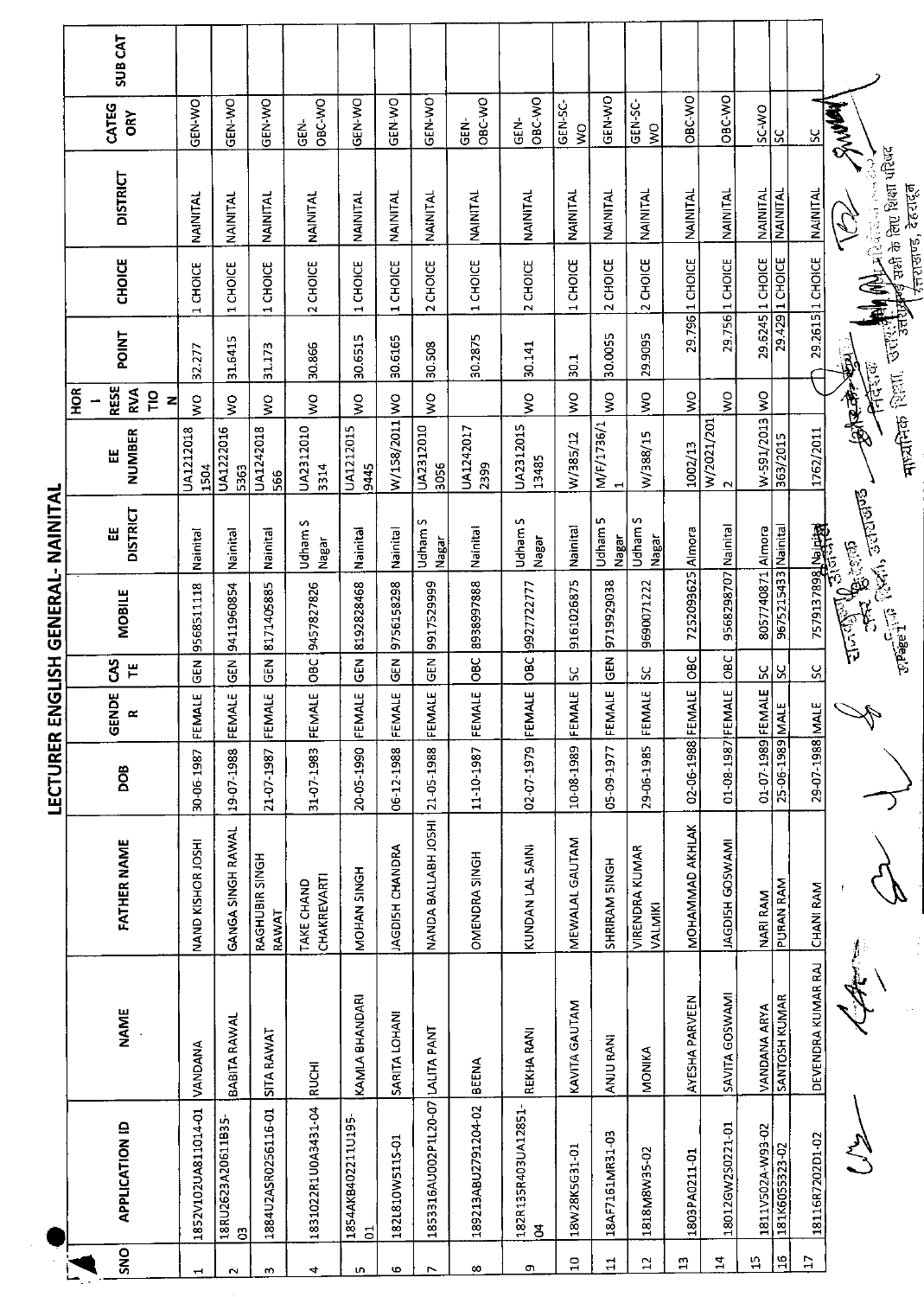# LECTURER ENGLISH GENERAL- NAINITAL

| SNO | APPLICATION ID | NAME | FATHER NAME | DOB | GENDER | CASTE | MOBILE | EE DISTRICT | EE NUMBER | HOR - RESERVATION | POINT | CHOICE | DISTRICT | CATEGORY | SUB CAT |
|---|---|---|---|---|---|---|---|---|---|---|---|---|---|---|---|
| 1 | 1852V102UA811014-01 | VANDANA | NAND KISHOR JOSHI | 30-06-1987 | FEMALE | GEN | 9568511118 | Nainital | UA1212018 1504 | WO | 32.277 | 1 CHOICE | NAINITAL | GEN-WO | |
| 2 | 18RU2623A20611B35-03 | BABITA RAWAL | GANGA SINGH RAWAL | 19-07-1988 | FEMALE | GEN | 9411960854 | Nainital | UA1222016 5363 | WO | 31.6415 | 1 CHOICE | NAINITAL | GEN-WO | |
| 3 | 1884U2A5R0256116-01 | SITA RAWAT | RAGHUBIR SINGH RAWAT | 21-07-1987 | FEMALE | GEN | 8171405885 | Nainital | UA1242018 566 | WO | 31.173 | 1 CHOICE | NAINITAL | GEN-WO | |
| 4 | 1831022R1U0A3431-04 | RUCHI | TAKE CHAND CHAKREVARTI | 31-07-1983 | FEMALE | OBC | 9457827826 | Udham S Nagar | UA2312010 3314 | WO | 30.866 | 2 CHOICE | NAINITAL | GEN-OBC-WO | |
| 5 | 1854AKB402211U195-01 | KAMLA BHANDARI | MOHAN SINGH | 20-05-1990 | FEMALE | GEN | 8192828468 | Nainital | UA1212015 9445 | WO | 30.6515 | 1 CHOICE | NAINITAL | GEN-WO | |
| 6 | 182L810W511S-01 | SARITA LOHANI | JAGDISH CHANDRA | 06-12-1988 | FEMALE | GEN | 9756158298 | Nainital | W/158/2011 | WO | 30.6165 | 1 CHOICE | NAINITAL | GEN-WO | |
| 7 | 1853316AU002P1L20-07 | LALITA PANT | NANDA BALLABH JOSHI | 21-05-1988 | FEMALE | GEN | 9917529999 | Udham S Nagar | UA2312010 3056 | WO | 30.508 | 2 CHOICE | NAINITAL | GEN-WO | |
| 8 | 189213ABU2791204-02 | BEENA | OMENDRA SINGH | 11-10-1987 | FEMALE | OBC | 8938997888 | Nainital | UA1242017 2399 | | 30.2875 | 1 CHOICE | NAINITAL | GEN-OBC-WO | |
| 9 | 182R135R403UA12851-04 | REKHA RANI | KUNDAN LAL SAINI | 02-07-1979 | FEMALE | OBC | 9927722777 | Udham S Nagar | UA2312015 13485 | WO | 30.141 | 2 CHOICE | NAINITAL | GEN-OBC-WO | |
| 10 | 18W28K5G31-01 | KAVITA GAUTAM | MEWALAL GAUTAM | 10-08-1989 | FEMALE | SC | 9161026875 | Nainital | W/385/12 | WO | 30.1 | 1 CHOICE | NAINITAL | GEN-SC-WO | |
| 11 | 18AF7161MR31-03 | ANJU RANI | SHRIRAM SINGH | 05-09-1977 | FEMALE | GEN | 9719929038 | Udham S Nagar | M/F/1736/1 1 | WO | 30.0055 | 2 CHOICE | NAINITAL | GEN-WO | |
| 12 | 1818M8W35-02 | MONIKA | VIRENDRA KUMAR VALMIKI | 29-06-1985 | FEMALE | SC | 9690071222 | Udham S Nagar | W/388/15 | WO | 29.9095 | 2 CHOICE | NAINITAL | GEN-SC-WO | |
| 13 | 1803PA0211-01 | AYESHA PARVEEN | MOHAMMAD AKHLAK | 02-06-1988 | FEMALE | OBC | 7252093625 | Almora | 1002/13 | WO | 29.796 | 1 CHOICE | NAINITAL | OBC-WO | |
| 14 | 18012GW2S0221-01 | SAVITA GOSWAMI | JAGDISH GOSWAMI | 01-08-1987 | FEMALE | OBC | 9568298707 | Nainital | W/2021/201 2 | WO | 29.756 | 1 CHOICE | NAINITAL | OBC-WO | |
| 15 | 1811V502A-W93-02 | VANDANA ARYA | NARI RAM | 01-07-1989 | FEMALE | SC | 8057740871 | Almora | W-591/2013 | WO | 29.5245 | 1 CHOICE | NAINITAL | SC-WO | |
| 16 | 181K605S323-02 | SANTOSH KUMAR | PURAN RAM | 25-06-1989 | MALE | SC | 9675215433 | Nainital | 363/2015 | | 29.429 | 1 CHOICE | NAINITAL | SC | |
| 17 | 18116R7202D1-02 | DEVENDRA KUMAR RAJ | CHANI RAM | 29-07-1988 | MALE | SC | 7579137898 | Nainital | 1762/2011 | | 29.2615 | 1 CHOICE | NAINITAL | SC | |

निदेशक
माध्यमिक शिक्षा, उत्तराखण्ड
उत्तराखण्ड सभी के लिए शिक्षा परिषद
उत्तराखण्ड, देहरादून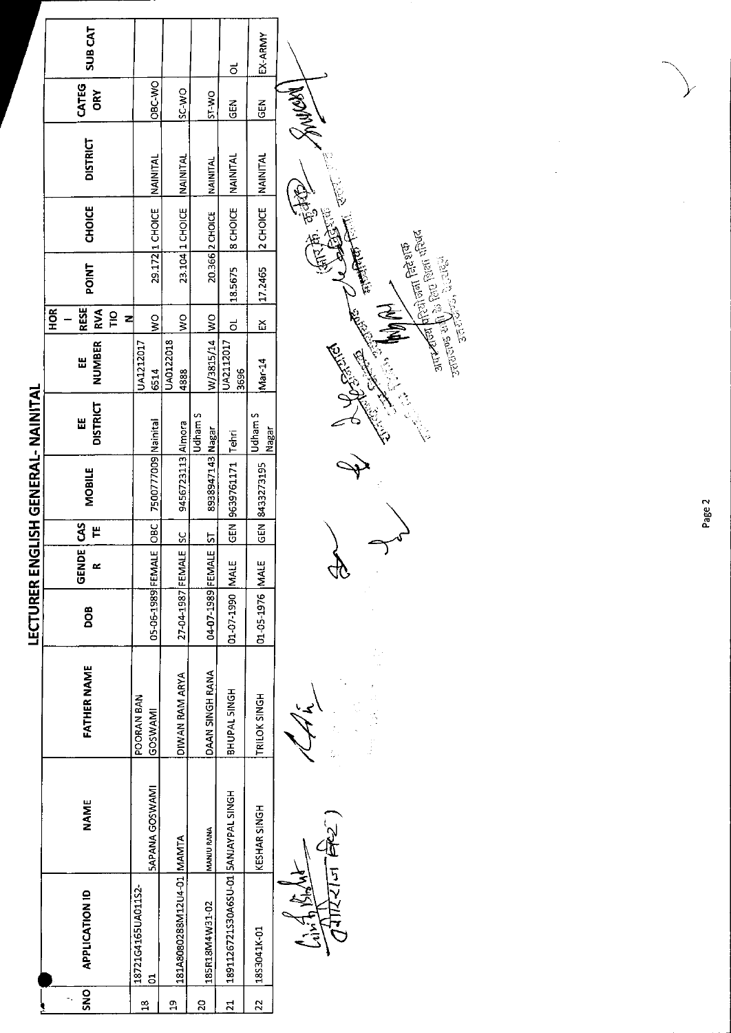# LECTURER ENGLISH GENERAL- NAINITAL

| SNO | APPLICATION ID | NAME | FATHER NAME | DOB | GENDER | CASTE | MOBILE | EE DISTRICT | EE NUMBER | HOR - RESERVATION | POINT | CHOICE | DISTRICT | CATEGORY | SUB CAT |
|---|---|---|---|---|---|---|---|---|---|---|---|---|---|---|---|
| 18 | 18721G4165UA01152-01 | SAPANA GOSWAMI | POORAN BAN GOSWAMI | 05-06-1989 | FEMALE | OBC | 7500777009 | Nainital | UA1212017 6514 | WO | 29.172 | 1 CHOICE | NAINITAL | OBC-WO | |
| 19 | 181A8080288M12U4-01 | MAMTA | DIWAN RAM ARYA | 27-04-1987 | FEMALE | SC | 9456723113 | Almora | UA0122018 4888 | WO | 23.104 | 1 CHOICE | NAINITAL | SC-WO | |
| 20 | 185R18M4W31-02 | MANJU RANA | DAAN SINGH RANA | 04-07-1989 | FEMALE | ST | 8938947143 | Udham S Nagar | W/3815/14 | WO | 20.366 | 2 CHOICE | NAINITAL | ST-WO | |
| 21 | 1891126721S30A6SU-01 | SANJAYPAL SINGH | BHUPAL SINGH | 01-07-1990 | MALE | GEN | 9639761171 | Tehri | UA2112017 3696 | OL | 18.5675 | 8 CHOICE | NAINITAL | GEN | OL |
| 22 | 18S3041K-01 | KESHAR SINGH | TRILOK SINGH | 01-05-1976 | MALE | GEN | 8433273195 | Udham S Nagar | Mar-14 | EX | 17.2465 | 2 CHOICE | NAINITAL | GEN | EX-ARMY |

अपर राज्य परियोजना निदेशक
उत्तराखण्ड सभी के लिए शिक्षा परिषद
देहरादून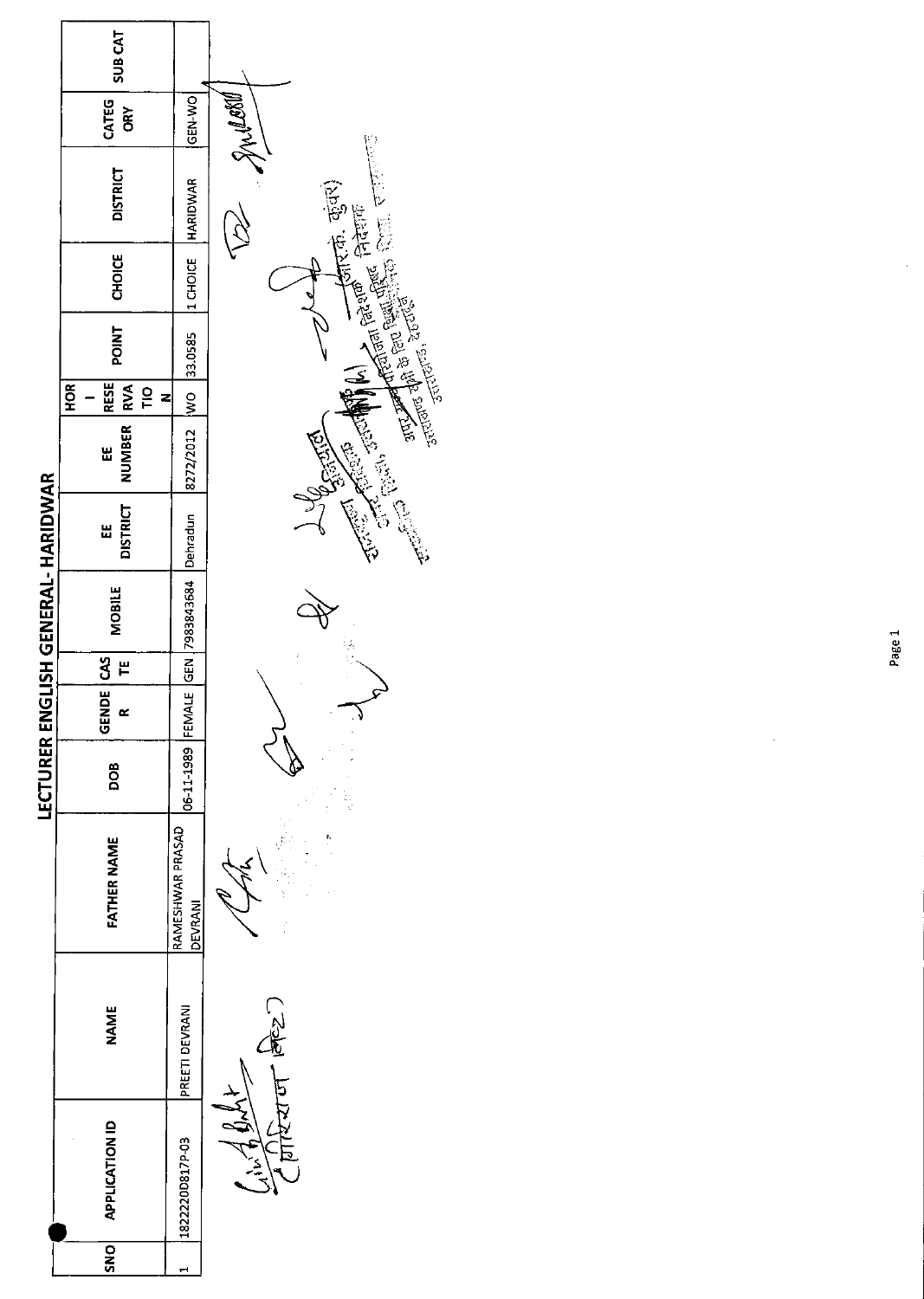# LECTURER ENGLISH GENERAL- HARIDWAR

| SNO | APPLICATION ID | NAME | FATHER NAME | DOB | GENDER | CASTE | MOBILE | EE DISTRICT | EE NUMBER | HOR - RESERVATION | POINT | CHOICE | DISTRICT | CATEGORY | SUB CAT |
|---|---|---|---|---|---|---|---|---|---|---|---|---|---|---|---|
| 1 | 182220D817P-03 | PREETI DEVRANI | RAMESHWAR PRASAD DEVRANI | 06-11-1989 | FEMALE | GEN | 7983843684 | Dehradun | 8272/2012 | WO | 33.0585 | 1 CHOICE | HARIDWAR | GEN-WO | |

(आर.के. कुंवर)
अपर निदेशक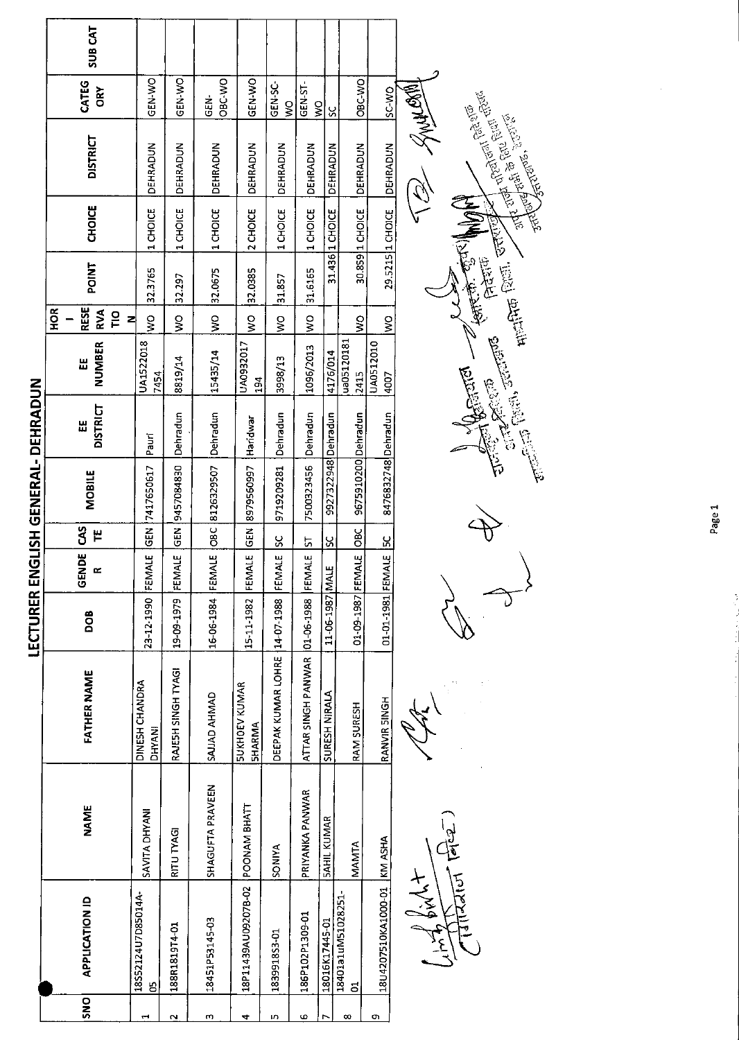# LECTURER ENGLISH GENERAL- DEHRADUN

| SNO | APPLICATION ID | NAME | FATHER NAME | DOB | GENDER | CASTE | MOBILE | EE DISTRICT | EE NUMBER | HORIZONTAL RESERVATION | POINT | CHOICE | DISTRICT | CATEGORY | SUB CAT |
|---|---|---|---|---|---|---|---|---|---|---|---|---|---|---|---|
| 1 | 18S52124U7D85014A-05 | SAVITA DHYANI | DINESH CHANDRA DHYANI | 23-12-1990 | FEMALE | GEN | 7417650617 | Pauri | UA15220187454 | WO | 32.3765 | 1 CHOICE | DEHRADUN | GEN-WO | |
| 2 | 188R181974-01 | RITU TYAGI | RAJESH SINGH TYAGI | 19-09-1979 | FEMALE | GEN | 9457084830 | Dehradun | 8819/14 | WO | 32.297 | 1 CHOICE | DEHRADUN | GEN-WO | |
| 3 | 18451P53145-03 | SHAGUFTA PRAVEEN | SAJJAD AHMAD | 16-06-1984 | FEMALE | OBC | 8126329507 | Dehradun | 15435/14 | WO | 32.0675 | 1 CHOICE | DEHRADUN | GEN-OBC-WO | |
| 4 | 18P1143 9AU09207B-02 | POONAM BHATT | SUKHDEV KUMAR SHARMA | 15-11-1982 | FEMALE | GEN | 8979560997 | Haridwar | UA0932017194 | WO | 32.0385 | 2 CHOICE | DEHRADUN | GEN-WO | |
| 5 | 183991853-01 | SONIYA | DEEPAK KUMAR LOHRE | 14-07-1988 | FEMALE | SC | 9719209281 | Dehradun | 3998/13 | WO | 31.857 | 1 CHOICE | DEHRADUN | GEN-SC-WO | |
| 6 | 186P102P1309-01 | PRIYANKA PANWAR | ATTAR SINGH PANWAR | 01-06-1988 | FEMALE | ST | 7500323456 | Dehradun | 1096/2013 | WO | 31.6165 | 1 CHOICE | DEHRADUN | GEN-ST-WO | |
| 7 | 18016K17445-01 | SAHIL KUMAR | SURESH NIRALA | 11-06-1987 | MALE | SC | 9927322948 | Dehradun | 4176/014 | | 31.436 | 1 CHOICE | DEHRADUN | SC | |
| 8 | 18401a1uM51028251-01 | MAMTA | RAM SURESH | 01-09-1987 | FEMALE | OBC | 9675910200 | Dehradun | ua051201812415 | WO | 30.859 | 1 CHOICE | DEHRADUN | OBC-WO | |
| 9 | 18U4207510KA1000-01 | KM ASHA | RANVIR SINGH | 01-01-1981 | FEMALE | SC | 8476832748 | Dehradun | UA05120104007 | WO | 29.5215 | 1 CHOICE | DEHRADUN | SC-WO | |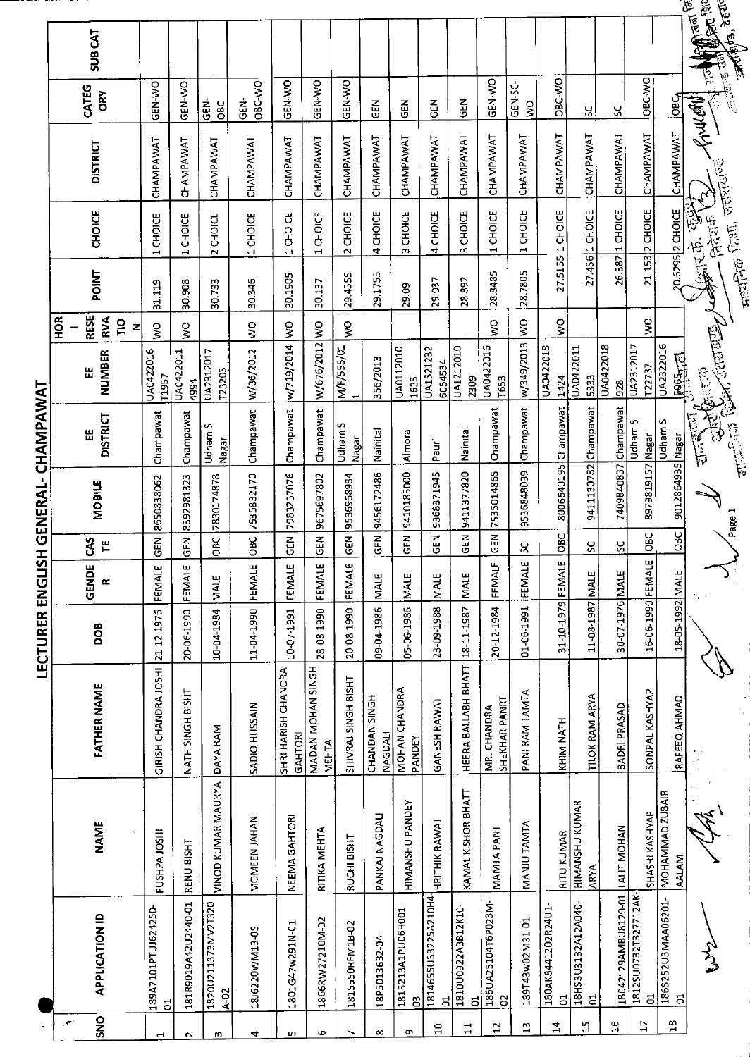# LECTURER ENGLISH GENERAL- CHAMPAWAT

| SNO | APPLICATION ID | NAME | FATHER NAME | DOB | GENDER | CASTE | MOBILE | EE DISTRICT | EE NUMBER | HOR - RESERVATION | POINT | CHOICE | DISTRICT | CATEGORY | SUB CAT |
|---|---|---|---|---|---|---|---|---|---|---|---|---|---|---|---|
| 1 | 189A7101PTUJ624250-01 | PUSHPA JOSHI | GIRISH CHANDRA JOSHI | 21-12-1976 | FEMALE | GEN | 8650838062 | Champawat | UA0422016T1957 | WO | 31.119 | 1 CHOICE | CHAMPAWAT | GEN-WO | |
| 2 | 181R9019A42U2440-01 | RENU BISHT | NATH SINGH BISHT | 20-06-1990 | FEMALE | GEN | 8392981323 | Champawat | UA0422011 4994 | WO | 30.908 | 1 CHOICE | CHAMPAWAT | GEN-WO | |
| 3 | 1820U211373MV2T320A-02 | VINOD KUMAR MAURYA | DAYA RAM | 10-04-1984 | MALE | OBC | 7830174878 | Udham S Nagar | UA2312017T23203 | | 30.733 | 2 CHOICE | CHAMPAWAT | GEN-OBC | |
| 4 | 186220WM13-05 | MOMEEN JAHAN | SADIQ HUSSAIN | 11-04-1990 | FEMALE | OBC | 7535832170 | Champawat | W/36/2012 | WO | 30.346 | 1 CHOICE | CHAMPAWAT | GEN-OBC-WO | |
| 5 | 1801G47w291N-01 | NEEMA GAHTORI | SHRI HARISH CHANDRA GAHTORI | 10-07-1991 | FEMALE | GEN | 7983237076 | Champawat | w/719/2014 | WO | 30.1905 | 1 CHOICE | CHAMPAWAT | GEN-WO | |
| 6 | 1866RW27210M-02 | RITIKA MEHTA | MADAN MOHAN SINGH MEHTA | 28-08-1990 | FEMALE | GEN | 9675697802 | Champawat | W/676/2012 | WO | 30.137 | 1 CHOICE | CHAMPAWAT | GEN-WO | |
| 7 | 1815550RFM1B-02 | RUCHI BISHT | SHIVRAJ SINGH BISHT | 20-08-1990 | FEMALE | GEN | 9536968934 | Udham S Nagar | M/F/555/01 1 | WO | 29.4355 | 2 CHOICE | CHAMPAWAT | GEN-WO | |
| 8 | 18P5013632-04 | PANKAJ NAGDALI | CHANDAN SINGH NAGDALI | 09-04-1986 | MALE | GEN | 9456172486 | Nainital | 356/2013 | | 29.1755 | 4 CHOICE | CHAMPAWAT | GEN | |
| 9 | 1815213A1PU06H001-03 | HIMANSHU PANDEY | MOHAN CHANDRA PANDEY | 05-06-1986 | MALE | GEN | 9410185000 | Almora | UA0112010 1635 | | 29.09 | 3 CHOICE | CHAMPAWAT | GEN | |
| 10 | 1814655U33225A210H4-01 | HRITHIK RAWAT | GANESH RAWAT | 23-09-1988 | MALE | GEN | 9368371945 | Pauri | UA1521232 6054534 | | 29.037 | 4 CHOICE | CHAMPAWAT | GEN | |
| 11 | 1810U0922A3B12K10-01 | KAMAL KISHOR BHATT | HEERA BALLABH BHATT | 18-11-1987 | MALE | GEN | 9411377820 | Nainital | UA1212010 2309 | | 28.892 | 3 CHOICE | CHAMPAWAT | GEN | |
| 12 | 186UA25104T6P023M-02 | MAMTA PANT | MR. CHANDRA SHEKHAR PANRT | 20-12-1984 | FEMALE | GEN | 7535014865 | Champawat | UA0422016T653 | WO | 28.8485 | 1 CHOICE | CHAMPAWAT | GEN-WO | |
| 13 | 189T43w02M31-01 | MANJU TAMTA | PANI RAM TAMTA | 01-06-1991 | FEMALE | SC | 9536848039 | Champawat | w/349/2013 | WO | 28.7805 | 1 CHOICE | CHAMPAWAT | GEN-SC-WO | |
| 14 | 180AK8441202R24U1-01 | RITU KUMARI | KHIM NATH | 31-10-1979 | FEMALE | OBC | 8006640195 | Champawat | UA0422018 1424 | WO | 27.5165 | 1 CHOICE | CHAMPAWAT | OBC-WO | |
| 15 | 18HS3U3132A12A040-01 | HIMANSHU KUMAR ARYA | TILOK RAM ARYA | 11-08-1987 | MALE | SC | 9411130782 | Champawat | UA0422011 5333 | | 27.456 | 1 CHOICE | CHAMPAWAT | SC | |
| 16 | 18042L29AMBU8120-01 | LALIT MOHAN | BADRI PRASAD | 30-07-1976 | MALE | SC | 7409840837 | Champawat | UA0422018 928 | | 26.387 | 1 CHOICE | CHAMPAWAT | SC | |
| 17 | 1812SU0732T327712AK-01 | SHASHI KASHYAP | SONPAL KASHYAP | 16-06-1990 | FEMALE | OBC | 8979819157 | Udham S Nagar | UA2312017T22737 | WO | 21.153 | 2 CHOICE | CHAMPAWAT | OBC-WO | |
| 18 | 1865252U3MAA06201-01 | MOHAMMAD ZUBAIR AALAM | RAFEEQ AHMAD | 18-05-1992 | MALE | OBC | 9012864935 | Udham S Nagar | UA2322016 5965 | | 20.6295 | 2 CHOICE | CHAMPAWAT | OBC | |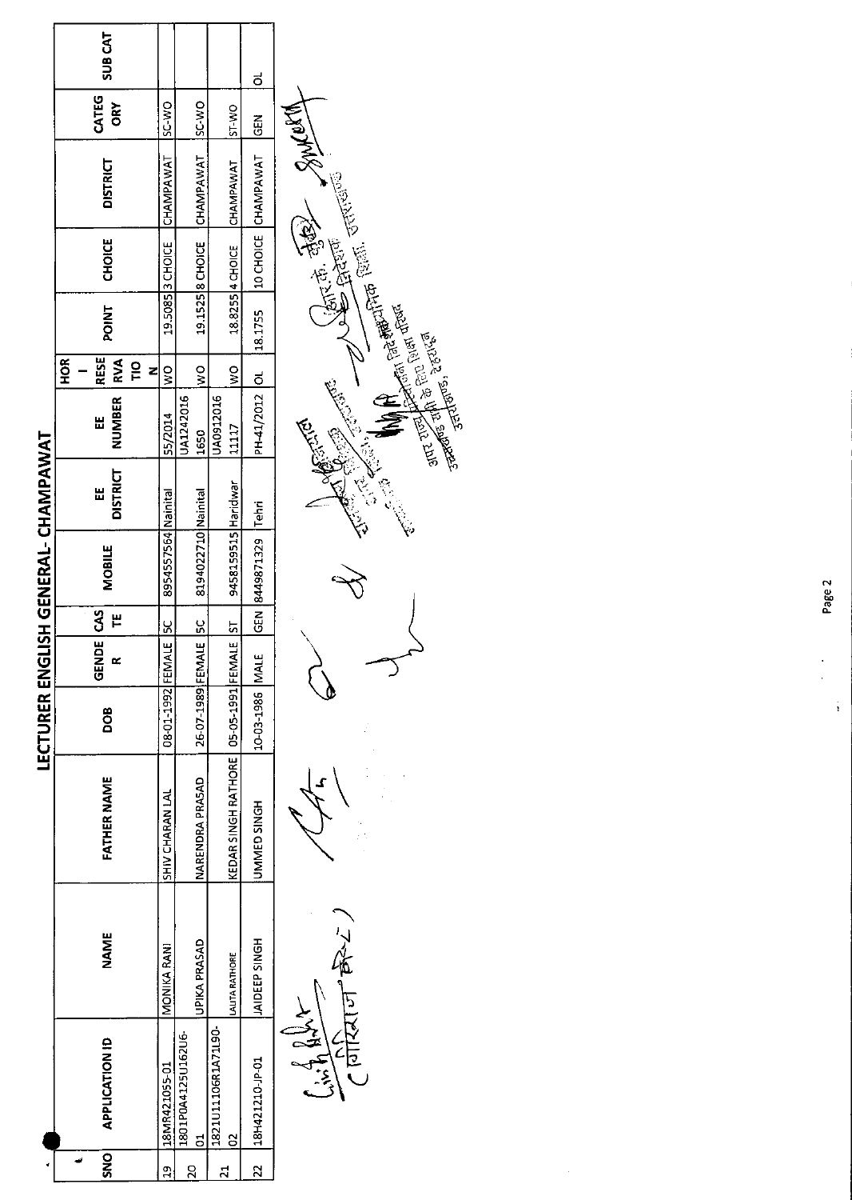# LECTURER ENGLISH GENERAL- CHAMPAWAT

| SNO | APPLICATION ID | NAME | FATHER NAME | DOB | GENDER | CASTE | MOBILE | EE DISTRICT | EE NUMBER | HORIZONTAL RESERVATION | POINT | CHOICE | DISTRICT | CATEGORY | SUB CAT |
|---|---|---|---|---|---|---|---|---|---|---|---|---|---|---|---|
| 19 | 18MR421055-01 | MONIKA RANI | SHIV CHARAN LAL | 08-01-1992 | FEMALE | SC | 8954557564 | Nainital | 55/2014 | WO | 19.5085 | 3 CHOICE | CHAMPAWAT | SC-WO | |
| 20 | 1801P0A4125U162U6-01 | UPIKA PRASAD | NARENDRA PRASAD | 26-07-1989 | FEMALE | SC | 8194022710 | Nainital | UA1242016 1650 | WO | 19.1525 | 8 CHOICE | CHAMPAWAT | SC-WO | |
| 21 | 1821U11106R1A71L90-02 | LALITA RATHORE | KEDAR SINGH RATHORE | 05-05-1991 | FEMALE | ST | 9458159515 | Haridwar | UA0912016 11117 | WO | 18.8255 | 4 CHOICE | CHAMPAWAT | ST-WO | |
| 22 | 18H421210-JP-01 | JAIDEEP SINGH | UMMED SINGH | 10-03-1986 | MALE | GEN | 8449871329 | Tehri | PH-41/2012 | OL | 18.1755 | 10 CHOICE | CHAMPAWAT | GEN | OL |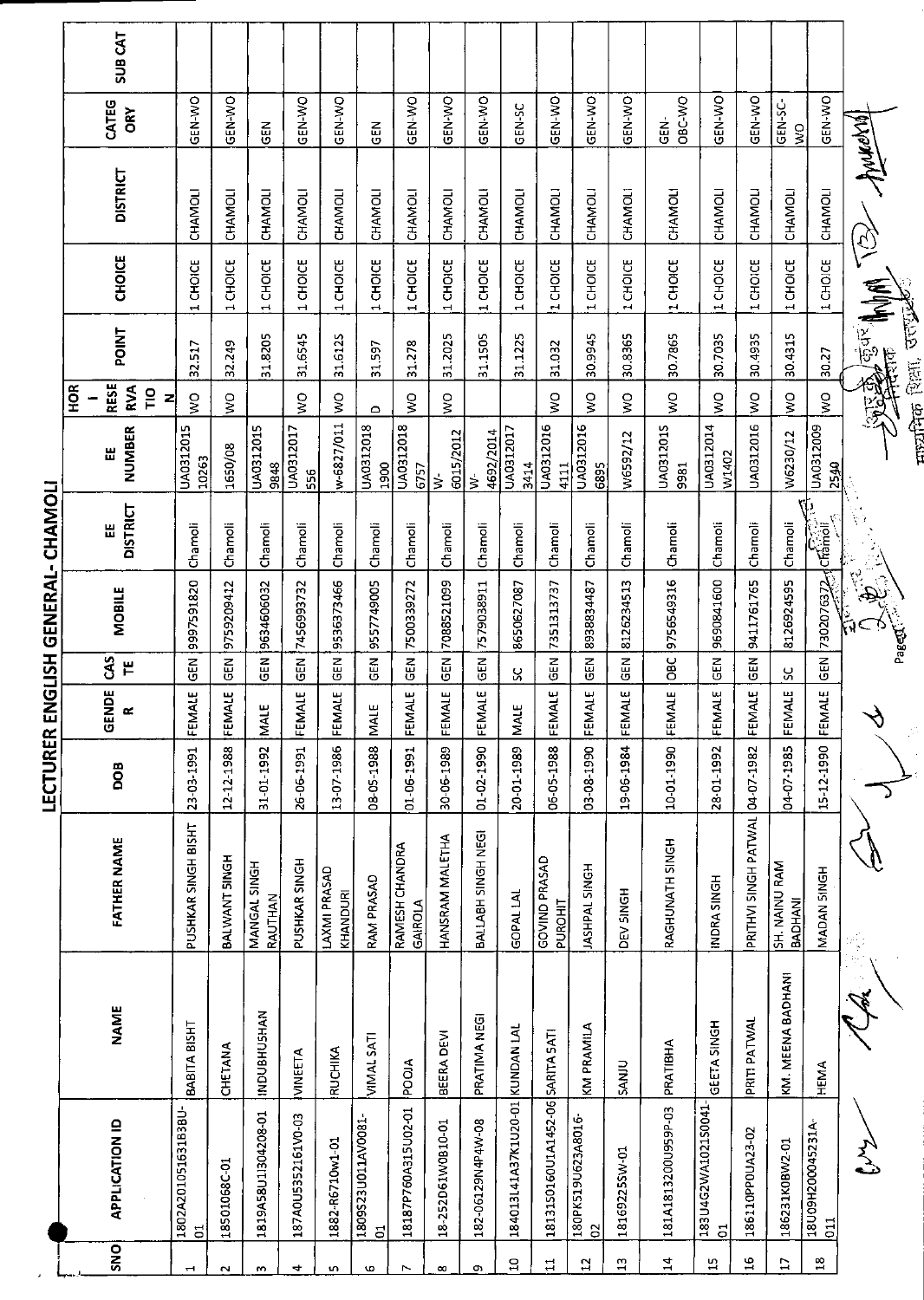# LECTURER ENGLISH GENERAL- CHAMOLI

| SNO | APPLICATION ID | NAME | FATHER NAME | DOB | GENDER | CASTE | MOBILE | EE DISTRICT | EE NUMBER | HORI RESERVATION | POINT | CHOICE | DISTRICT | CATEGORY | SUB CAT |
|---|---|---|---|---|---|---|---|---|---|---|---|---|---|---|---|
| 1 | 1802A20105163183BU-01 | BABITA BISHT | PUSHKAR SINGH BISHT | 23-03-1991 | FEMALE | GEN | 9997591820 | Chamoli | UA0312015 10263 | WO | 32.517 | 1 CHOICE | CHAMOLI | GEN-WO | |
| 2 | 18501068C-01 | CHETANA | BALWANT SINGH | 12-12-1988 | FEMALE | GEN | 9759209412 | Chamoli | 1650/08 | WO | 32.249 | 1 CHOICE | CHAMOLI | GEN-WO | |
| 3 | 1819A58U1J304208-01 | INDUBHUSHAN | MANGAL SINGH RAUTHAN | 31-01-1992 | MALE | GEN | 9634600632 | Chamoli | UA0312015 9848 | | 31.8205 | 1 CHOICE | CHAMOLI | GEN | |
| 4 | 187A0U5352161V0-03 | VINEETA | PUSHKAR SINGH | 26-06-1991 | FEMALE | GEN | 7456993732 | Chamoli | UA0312017 556 | WO | 31.6545 | 1 CHOICE | CHAMOLI | GEN-WO | |
| 5 | 1882-R6710w1-01 | RUCHIKA | LAXMI PRASAD KHANDURI | 13-07-1986 | FEMALE | GEN | 9536373466 | Chamoli | w-6827/011 | WO | 31.6125 | 1 CHOICE | CHAMOLI | GEN-WO | |
| 6 | 1809S23U011AV0081-01 | VIMAL SATI | RAM PRASAD | 08-05-1988 | MALE | GEN | 9557749005 | Chamoli | UA0312018 1900 | D | 31.597 | 1 CHOICE | CHAMOLI | GEN | |
| 7 | 18187P760A315U02-01 | POOJA | RAMESH CHANDRA GAIROLA | 01-06-1991 | FEMALE | GEN | 7500339272 | Chamoli | UA0312018 6757 | WO | 31.278 | 1 CHOICE | CHAMOLI | GEN-WO | |
| 8 | 18-252D61W0810-01 | BEERA DEVI | HANSRAM MALETHA | 30-06-1989 | FEMALE | GEN | 7088521099 | Chamoli | W-6015/2012 | WO | 31.2025 | 1 CHOICE | CHAMOLI | GEN-WO | |
| 9 | 182-06129N4P4W-08 | PRATIMA NEGI | BALLABH SINGH NEGI | 01-02-1990 | FEMALE | GEN | 7579038911 | Chamoli | W-4692/2014 | | 31.1505 | 1 CHOICE | CHAMOLI | GEN-WO | |
| 10 | 184013L41A37K1U20-01 | KUNDAN LAL | GOPAL LAL | 20-01-1989 | MALE | SC | 8650627087 | Chamoli | UA0312017 3414 | | 31.1225 | 1 CHOICE | CHAMOLI | GEN-SC | |
| 11 | 181315016OU1A1452-06 | SARITA SATI | GOVIND PRASAD PUROHIT | 06-05-1988 | FEMALE | GEN | 7351313737 | Chamoli | UA0312016 4111 | WO | 31.032 | 1 CHOICE | CHAMOLI | GEN-WO | |
| 12 | 180PK519U623A8016-02 | KM PRAMILA | JASHPAL SINGH | 03-08-1990 | FEMALE | GEN | 8938834487 | Chamoli | UA0312016 6895 | WO | 30.9945 | 1 CHOICE | CHAMOLI | GEN-WO | |
| 13 | 1816922SSW-01 | SANJU | DEV SINGH | 19-06-1984 | FEMALE | GEN | 8126234513 | Chamoli | W6592/12 | WO | 30.8365 | 1 CHOICE | CHAMOLI | GEN-WO | |
| 14 | 181A1813200U959P-03 | PRATIBHA | RAGHUNATH SINGH | 10-01-1990 | FEMALE | OBC | 9756549316 | Chamoli | UA0312015 9981 | WO | 30.7865 | 1 CHOICE | CHAMOLI | GEN-OBC-WO | |
| 15 | 183U4G2WA1021S0041-01 | GEETA SINGH | INDRA SINGH | 28-01-1992 | FEMALE | GEN | 9690841600 | Chamoli | UA0312014 W1402 | WO | 30.7035 | 1 CHOICE | CHAMOLI | GEN-WO | |
| 16 | 186110PP0UA23-02 | PRITI PATWAL | PRITHVI SINGH PATWAL | 04-07-1982 | FEMALE | GEN | 9411761765 | Chamoli | UA0312016 | WO | 30.4935 | 1 CHOICE | CHAMOLI | GEN-WO | |
| 17 | 186231K0BW2-01 | KM. MEENA BADHANI | SH. NAINU RAM BADHANI | 04-07-1985 | FEMALE | SC | 8126924595 | Chamoli | W6230/12 | WO | 30.4315 | 1 CHOICE | CHAMOLI | GEN-SC-WO | |
| 18 | 18U09H20004S231A-011 | HEMA | MADAN SINGH | 15-12-1990 | FEMALE | GEN | 7302076372 | Chamoli | UA0312009 2540 | WO | 30.27 | 1 CHOICE | CHAMOLI | GEN-WO | |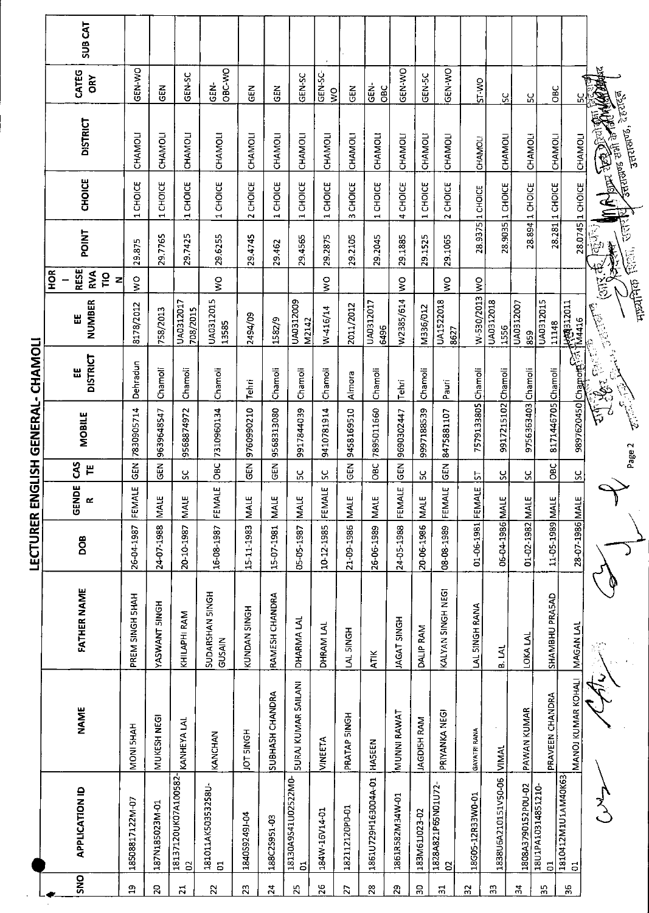# LECTURER ENGLISH GENERAL- CHAMOLI

| SNO | APPLICATION ID | NAME | FATHER NAME | DOB | GENDER | CASTE | MOBILE | EE DISTRICT | EE NUMBER | HOR - RESERVATION | POINT | CHOICE | DISTRICT | CATEGORY | SUB CAT |
|---|---|---|---|---|---|---|---|---|---|---|---|---|---|---|---|
| 19 | 1850881712 2M-07 | MONI SHAH | PREM SINGH SHAH | 26-04-1987 | FEMALE | GEN | 7830905714 | Dehradun | 8178/2012 | WO | 29.875 | 1 CHOICE | CHAMOLI | GEN-WO | |
| 20 | 187N185023M-01 | MUKESH NEGI | YASWANT SINGH | 24-07-1988 | MALE | GEN | 9639648547 | Chamoli | 758/2013 | | 29.7765 | 1 CHOICE | CHAMOLI | GEN | |
| 21 | 18137120UK07A100582-02 | KANHEYA LAL | KHILAPHI RAM | 20-10-1987 | MALE | SC | 9568874972 | Chamoli | UA0312017 708/2015 | | 29.7425 | 1 CHOICE | CHAMOLI | GEN-SC | |
| 22 | 181011AK50353258U-01 | KANCHAN | SUDARSHAN SINGH GUSAIN | 16-08-1987 | FEMALE | OBC | 7310960134 | Chamoli | UA0312015 13585 | WO | 29.6255 | 1 CHOICE | CHAMOLI | GEN-OBC-WO | |
| 23 | 184059249J-04 | JOT SINGH | KUNDAN SINGH | 15-11-1983 | MALE | GEN | 9760990210 | Tehri | 2494/09 | | 29.4745 | 2 CHOICE | CHAMOLI | GEN | |
| 24 | 188C25951-03 | SUBHASH CHANDRA | RAMESH CHANDRA | 15-07-1981 | MALE | GEN | 9568313080 | Chamoli | 1582/9 | | 29.462 | 1 CHOICE | CHAMOLI | GEN | |
| 25 | 18130A9S41U02522M0-01 | SURAJ KUMAR SAILANI | DHARMA LAL | 05-05-1987 | MALE | SC | 9917844039 | Chamoli | UA0312009 M2142 | | 29.4565 | 1 CHOICE | CHAMOLI | GEN-SC | |
| 26 | 184W-16V14-01 | VINEETA | DHRAM LAL | 10-12-1985 | FEMALE | SC | 9410781914 | Chamoli | W-416/14 | WO | 29.2875 | 1 CHOICE | CHAMOLI | GEN-SC-WO | |
| 27 | 18211212OP0-01 | PRATAP SINGH | LAL SINGH | 21-09-1986 | MALE | GEN | 9458169510 | Almora | 2011/2012 | | 29.2105 | 3 CHOICE | CHAMOLI | GEN | |
| 28 | 1861U729H163004A-01 | HASEEN | ATIK | 26-06-1989 | MALE | OBC | 7895011660 | Chamoli | UA0312017 6496 | | 29.2045 | 1 CHOICE | CHAMOLI | GEN-OBC | |
| 29 | 1861R582M34W-01 | MUNNI RAWAT | JAGAT SINGH | 24-05-1988 | FEMALE | GEN | 9690302447 | Tehri | W2385/614 | WO | 29.1885 | 4 CHOICE | CHAMOLI | GEN-WO | |
| 30 | 183M61J023-02 | JAGDISH RAM | DALIP RAM | 20-06-1986 | MALE | SC | 9997188539 | Chamoli | M336/012 | | 29.1525 | 1 CHOICE | CHAMOLI | GEN-SC | |
| 31 | 1828A821P65N01U72-02 | PRIYANKA NEGI | KALYAN SINGH NEGI | 08-08-1989 | FEMALE | GEN | 8475881107 | Pauri | UA1522018 8627 | WO | 29.1065 | 2 CHOICE | CHAMOLI | GEN-WO | |
| 32 | 18G05-12R33W0-01 | GAYATRI RANA | LAL SINGH RANA | 01-06-1981 | FEMALE | ST | 7579133805 | Chamoli | W-530/2013 | WO | 28.9375 | 1 CHOICE | CHAMOLI | ST-WO | |
| 33 | 1838U6A21015 1V50-06 | VIMAL | B. LAL | 06-04-1986 | MALE | SC | 9917215102 | Chamoli | UA0312018 1556 | | 28.9035 | 1 CHOICE | CHAMOLI | SC | |
| 34 | 1808A3790152P0U-02 | PAWAN KUMAR | LOKA LAL | 01-02-1982 | MALE | SC | 9756363403 | Chamoli | UA0312007 859 | | 28.894 | 1 CHOICE | CHAMOLI | SC | |
| 35 | 18U1PA10314851210-01 | PRAVEEN CHANDRA | SHAMBHU PRASAD | 11-05-1989 | MALE | OBC | 8171446705 | Chamoli | UA0312015 11148 | | 28.281 | 1 CHOICE | CHAMOLI | OBC | |
| 36 | 1810412M1U1AM40K63-01 | MANOJ KUMAR KOHALI | MAGAN LAL | 28-07-1986 | MALE | SC | 9897620450 | Chamoli | UA0312011 M4416 | | 28.0745 | 1 CHOICE | CHAMOLI | SC | |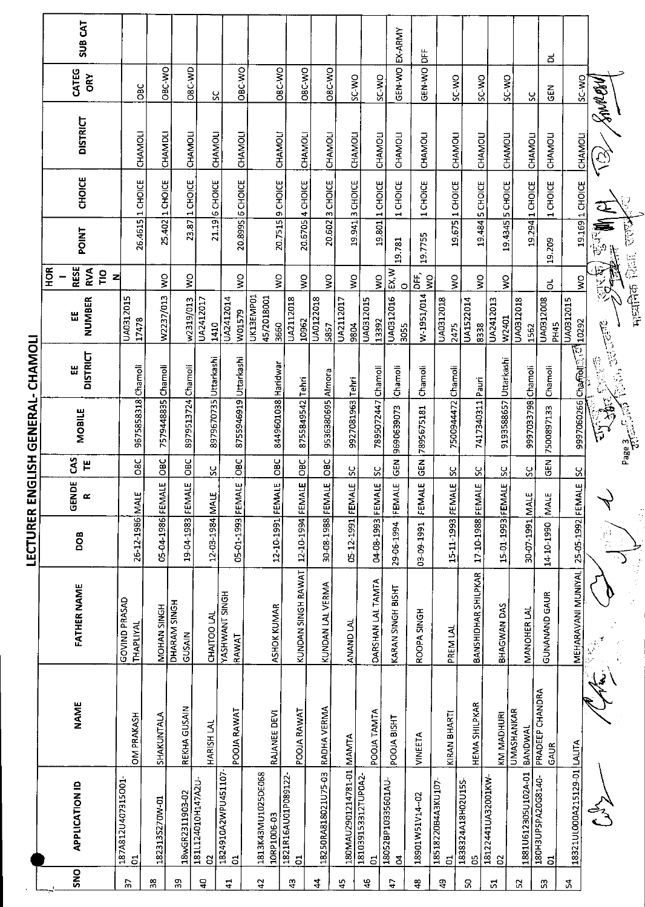# LECTURER ENGLISH GENERAL- CHAMOLI

| SNO | APPLICATION ID | NAME | FATHER NAME | DOB | GENDER | CASTE | MOBILE | EE DISTRICT | EE NUMBER | HORI RESERVATION | POINT | CHOICE | DISTRICT | CATEGORY | SUB CAT |
|---|---|---|---|---|---|---|---|---|---|---|---|---|---|---|---|
| 37 | 187A812U407315O01-01 | OM PRAKASH | GOVIND PRASAD THAPLIYAL | 26-12-1986 | MALE | OBC | 9675858318 | Chamoli | UA0312015 17478 | | 26.4615 | 1 CHOICE | CHAMOLI | OBC | |
| 38 | 182313S270W-01 | SHAKUNTALA | MOHAN SINGH | 05-04-1986 | FEMALE | OBC | 7579448835 | Chamoli | W2237/013 | WO | 25.402 | 1 CHOICE | CHAMOLI | OBC-WO | |
| 39 | 18wGR2311903-02 | REKHA GUSAIN | DHARAM SINGH GUSAIN | 19-04-1983 | FEMALE | OBC | 8979513724 | Chamoli | w2319/013 | WO | 23.87 | 1 CHOICE | CHAMOLI | OBC-WO | |
| 40 | 181L124010H147A2U-02 | HARISH LAL | CHAITOO LAL | 12-03-1984 | MALE | SC | 8979670735 | Uttarkashi | UA2412017 1410 | | 21.19 | 6 CHOICE | CHAMOLI | SC | |
| 41 | 1824910A2WPU451107-01 | POOJA RAWAT | YASHWANT SINGH RAWAT | 05-01-1993 | FEMALE | OBC | 8755946919 | Uttarkashi | UA2412014 W01579 | WO | 20.8995 | 6 CHOICE | CHAMOLI | OBC-WO | |
| 42 | 1813K43MU1025DE068 10RP1006-03 | RAJANEE DEVI | ASHOK KUMAR | 12-10-1991 | FEMALE | OBC | 8449601038 | Haridwar | UK13EMP01 45/2018001 3660 | WO | 20.7515 | 9 CHOICE | CHAMOLI | OBC-WO | |
| 43 | 1821R16AU01P089122-01 | POOJA RAWAT | KUNDAN SINGH RAWAT | 12-10-1994 | FEMALE | OBC | 8755849542 | Tehri | UA2112018 10962 | WO | 20.6705 | 4 CHOICE | CHAMOLI | OBC-WO | |
| 44 | 18250RA818021U75-03 | RADHA VERMA | KUNDAN LAL VERMA | 30-08-1988 | FEMALE | OBC | 9536380695 | Almora | UA0122018 5857 | WO | 20.602 | 3 CHOICE | CHAMOLI | OBC-WO | |
| 45 | 180MAU2901214781-01 | MAMTA | ANAND LAL | 05-12-1991 | FEMALE | SC | 9927081963 | Tehri | UA2112017 9804 | WO | 19.941 | 3 CHOICE | CHAMOLI | SC-WO | |
| 46 | 181039153312TUP0A2-01 | POOJA TAMTA | DARSHAN LAL TAMTA | 04-08-1993 | FEMALE | SC | 7895072447 | Chamoli | UA0312015 13392 | WO | 19.801 | 1 CHOICE | CHAMOLI | SC-WO | |
| 47 | 18052BP10335601AU-04 | POOJA BISHT | KARAN SINGH BISHT | 29-06-1994 | FEMALE | GEN | 9690639073 | Chamoli | UA0312016 3055 | EX.WO | 19.781 | 1 CHOICE | CHAMOLI | GEN-WO | EX-ARMY |
| 48 | 18901W51V14-02 | VINEETA | ROOPA SINGH | 03-09-1991 | FEMALE | GEN | 7895675181 | Chamoli | W-1951/014 | DFF, WO | 19.7755 | 1 CHOICE | CHAMOLI | GEN-WO | DFF |
| 49 | 18518220B4A3KU107-01 | KIRAN BHARTI | PREM LAL | 15-11-1993 | FEMALE | SC | 7500944472 | Chamoli | UA0312018 2475 | WO | 19.675 | 1 CHOICE | CHAMOLI | SC-WO | |
| 50 | 1838324A18H02U1SS-05 | HEMA SHILPKAR | BANSHIDHAR SHILPKAR | 17-10-1988 | FEMALE | SC | 7417340311 | Pauri | UA1522014 8338 | WO | 19.484 | 5 CHOICE | CHAMOLI | SC-WO | |
| 51 | 18122441UA32001KW-02 | KM MADHURI | BHAGWAN DAS | 15-01-1993 | FEMALE | SC | 9193588657 | Uttarkashi | UA2412013 W2401 | WO | 19.4345 | 5 CHOICE | CHAMOLI | SC-WO | |
| 52 | 1881U612305U102A-01 | UMASHANKAR BANDWAL | MANOHER LAL | 30-07-1991 | MALE | SC | 9997033798 | Chamoli | UA0312018 1562 | | 19.294 | 1 CHOICE | CHAMOLI | SC | |
| 53 | 180H3UP5PA20G8140-01 | PRADEEP CHANDRA GAUR | GUNANAND GAUR | 14-10-1990 | MALE | GEN | 7500897133 | Chamoli | UA0312008 PH45 | DL | 19.209 | 1 CHOICE | CHAMOLI | GEN | DL |
| 54 | 18321UL000A215129-01 | LALITA | MEHARAVANI MUNIYAL | 25-05-1992 | FEMALE | SC | 9997060266 | Chamoli | UA0312015 10292 | WO | 19.169 | 1 CHOICE | CHAMOLI | SC-WO | |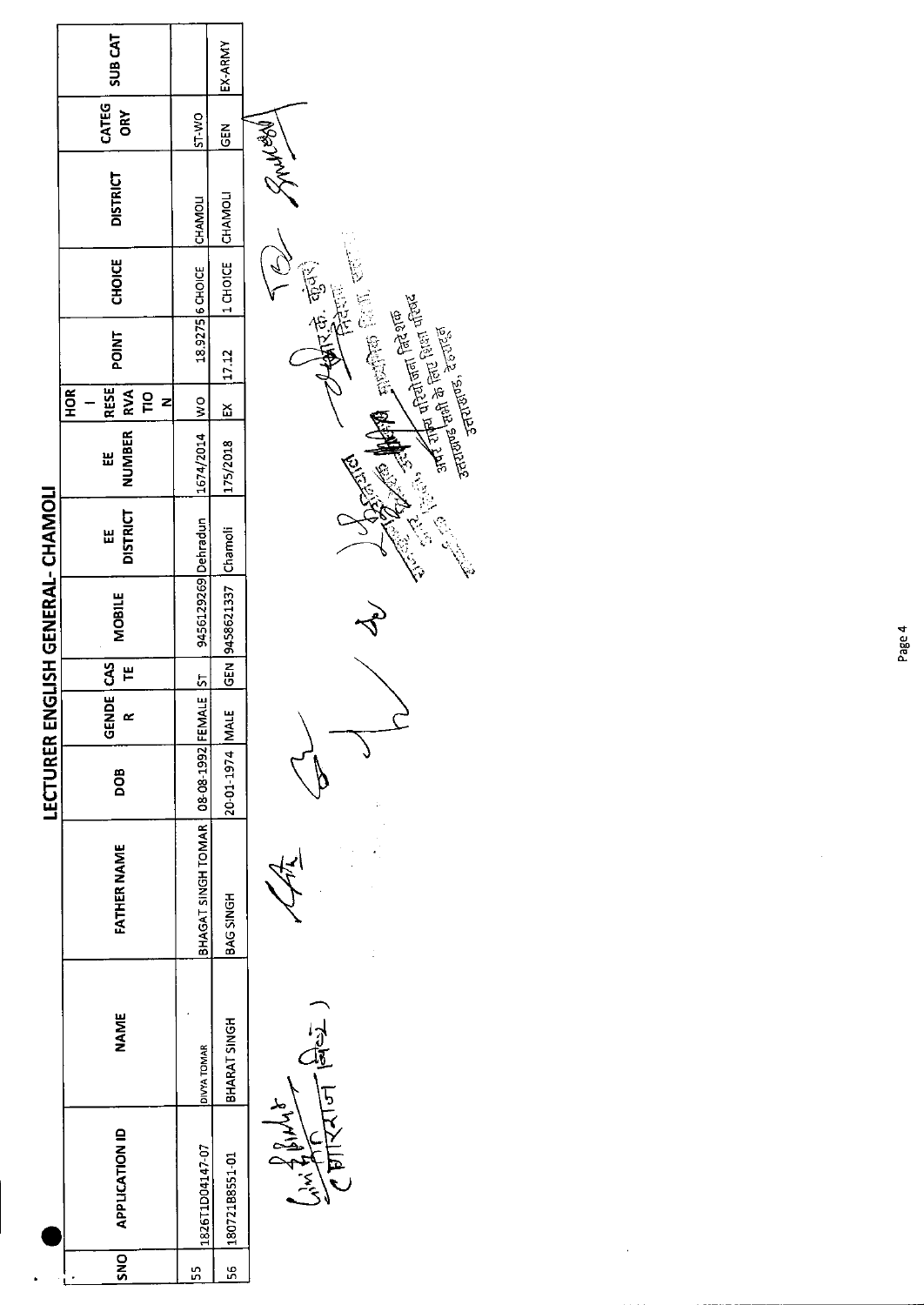# LECTURER ENGLISH GENERAL- CHAMOLI

| SNO | APPLICATION ID | NAME | FATHER NAME | DOB | GENDER | CASTE | MOBILE | EE DISTRICT | EE NUMBER | HORI RESERVATION | POINT | CHOICE | DISTRICT | CATEGORY | SUB CAT |
|---|---|---|---|---|---|---|---|---|---|---|---|---|---|---|---|
| 55 | 1826T1D04147-07 | DIVYA TOMAR | BHAGAT SINGH TOMAR | 08-08-1992 | FEMALE | ST | 9456129269 | Dehradun | 1674/2014 | WO | 18.9275 | 6 CHOICE | CHAMOLI | ST-WO | |
| 56 | 180721B8551-01 | BHARAT SINGH | BAG SINGH | 20-01-1974 | MALE | GEN | 9458621337 | Chamoli | 175/2018 | EX | 17.12 | 1 CHOICE | CHAMOLI | GEN | EX-ARMY |

(आर.के. कुंवर) निदेशक माध्यमिक शिक्षा, उत्तराखण्ड

अपर राज्य परियोजना निदेशक राज्य सभी के लिए शिक्षा परिषद उत्तराखण्ड, देहरादून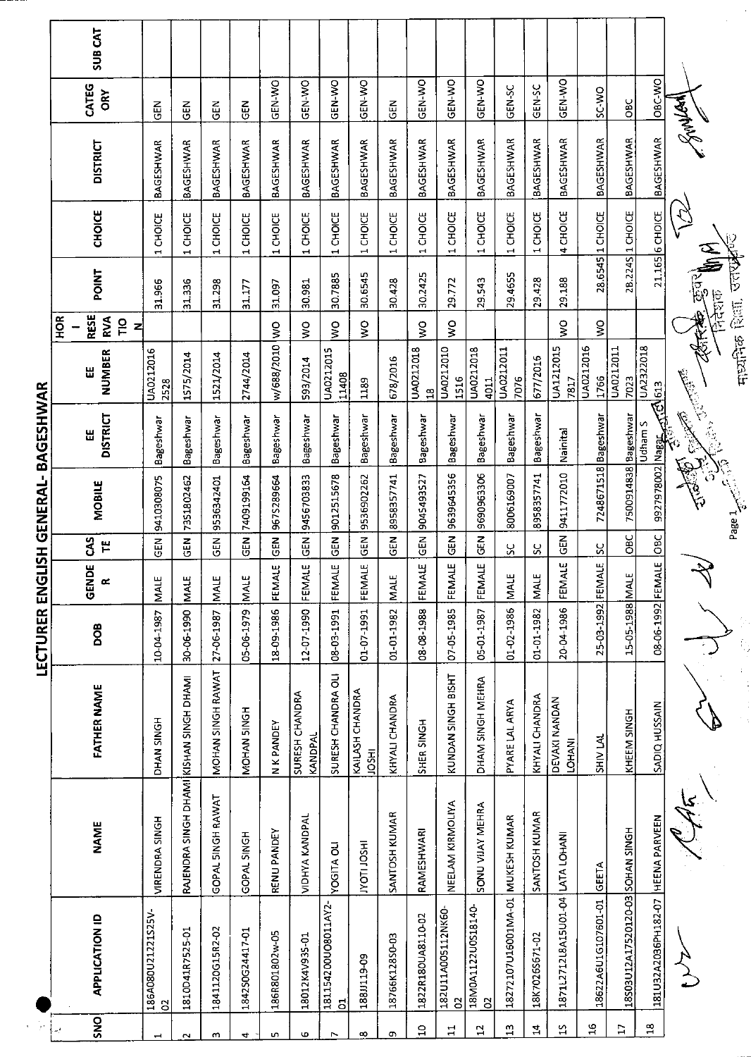# LECTURER ENGLISH GENERAL- BAGESHWAR

| SNO | APPLICATION ID | NAME | FATHER NAME | DOB | GENDER | CASTE | MOBILE | EE DISTRICT | EE NUMBER | HORI- RESERVATION | POINT | CHOICE | DISTRICT | CATEGORY | SUB CAT |
|---|---|---|---|---|---|---|---|---|---|---|---|---|---|---|---|
| 1 | 186A080U21221S25V-02 | VIRENDRA SINGH | DHAN SINGH | 10-04-1987 | MALE | GEN | 9410308075 | Bageshwar | UA0212016 2528 | | 31.966 | 1 CHOICE | BAGESHWAR | GEN | |
| 2 | 1810D41R7525-01 | RAJENDRA SINGH DHAMI | KISHAN SINGH DHAMI | 30-06-1990 | MALE | GEN | 7351802462 | Bageshwar | 1575/2014 | | 31.336 | 1 CHOICE | BAGESHWAR | GEN | |
| 3 | 184112OG15R2-02 | GOPAL SINGH RAWAT | MOHAN SINGH RAWAT | 27-06-1987 | MALE | GEN | 9536342401 | Bageshwar | 1521/2014 | | 31.298 | 1 CHOICE | BAGESHWAR | GEN | |
| 4 | 1842S0G24417-01 | GOPAL SINGH | MOHAN SINGH | 05-06-1979 | MALE | GEN | 7409199164 | Bageshwar | 2744/2014 | | 31.177 | 1 CHOICE | BAGESHWAR | GEN | |
| 5 | 186R801802w-05 | RENU PANDEY | N K PANDEY | 18-09-1986 | FEMALE | GEN | 9675289664 | Bageshwar | w/688/2010 | WO | 31.097 | 1 CHOICE | BAGESHWAR | GEN-WO | |
| 6 | 18012K4V935-01 | VIDHYA KANDPAL | SURESH CHANDRA KANDPAL | 12-07-1990 | FEMALE | GEN | 9456703833 | Bageshwar | 593/2014 | WO | 30.981 | 1 CHOICE | BAGESHWAR | GEN-WO | |
| 7 | 1811542O0UO8011AY2-01 | YOGITA OLI | SURESH CHANDRA OLI | 08-03-1991 | FEMALE | GEN | 9012515678 | Bageshwar | UA0212015 11408 | WO | 30.7885 | 1 CHOICE | BAGESHWAR | GEN-WO | |
| 8 | 188JJ19-09 | JYOTI JOSHI | KAILASH CHANDRA JOSHI | 01-07-1991 | FEMALE | GEN | 9536902262 | Bageshwar | 1189 | WO | 30.6545 | 1 CHOICE | BAGESHWAR | GEN-WO | |
| 9 | 18766K12850-03 | SANTOSH KUMAR | KHYALI CHANDRA | 01-01-1982 | MALE | GEN | 8958357741 | Bageshwar | 678/2016 | | 30.428 | 1 CHOICE | BAGESHWAR | GEN | |
| 10 | 1822R180UA8110-02 | RAMESHWARI | SHER SINGH | 08-08-1988 | FEMALE | GEN | 9045493527 | Bageshwar | UA0212018 18 | WO | 30.2425 | 1 CHOICE | BAGESHWAR | GEN-WO | |
| 11 | 182U11A005112NK60-02 | NEELAM KIRMOLIYA | KUNDAN SINGH BISHT | 07-05-1985 | FEMALE | GEN | 9639645356 | Bageshwar | UA0212010 1516 | WO | 29.772 | 1 CHOICE | BAGESHWAR | GEN-WO | |
| 12 | 18M0A1122U0S18140-02 | SONU VIJAY MEHRA | DHAM SINGH MEHRA | 05-01-1987 | FEMALE | GEN | 9690963306 | Bageshwar | UA0212018 4011 | | 29.543 | 1 CHOICE | BAGESHWAR | GEN-WO | |
| 13 | 18272107U16001MA-01 | MUKESH KUMAR | PYARE LAL ARYA | 01-02-1986 | MALE | SC | 8006169007 | Bageshwar | UA0212011 7076 | | 29.4655 | 1 CHOICE | BAGESHWAR | GEN-SC | |
| 14 | 18K7026S671-02 | SANTOSH KUMAR | KHYALI CHANDRA | 01-01-1982 | MALE | SC | 8958357741 | Bageshwar | 677/2016 | | 29.428 | 1 CHOICE | BAGESHWAR | GEN-SC | |
| 15 | 1871L27121 8A15U01-04 | LATA LOHANI | DEVAKI NANDAN LOHANI | 20-04-1986 | FEMALE | GEN | 9411772010 | Nainital | UA1212015 7817 | WO | 29.188 | 4 CHOICE | BAGESHWAR | GEN-WO | |
| 16 | 18622A6U1G107601-01 | GEETA | SHIV LAL | 25-03-1992 | FEMALE | SC | 7248671518 | Bageshwar | UA0212016 1766 | WO | 28.6545 | 1 CHOICE | BAGESHWAR | SC-WO | |
| 17 | 18S03U12A17520120-03 | SOHAN SINGH | KHEEM SINGH | 15-05-1988 | MALE | OBC | 7500914838 | Bageshwar | UA0212011 7023 | | 28.2245 | 1 CHOICE | BAGESHWAR | OBC | |
| 18 | 181U32A2036PH182-07 | HEENA PARVEEN | SADIQ HUSSAIN | 08-06-1992 | FEMALE | OBC | 9927978002 | Udham S Nagar | UA2322018 613 | | 21.165 | 6 CHOICE | BAGESHWAR | OBC-WO | |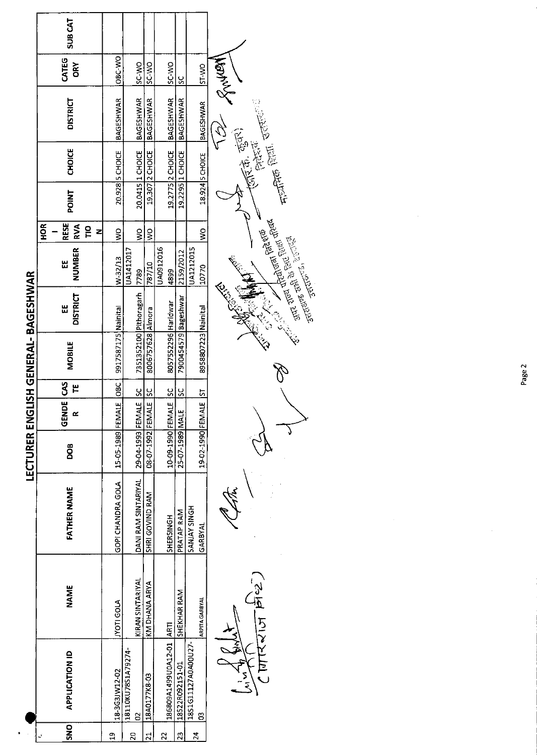# LECTURER ENGLISH GENERAL- BAGESHWAR

| SNO | APPLICATION ID | NAME | FATHER NAME | DOB | GENDER | CASTE | MOBILE | EE DISTRICT | EE NUMBER | HORIZONTAL RESERVATION | POINT | CHOICE | DISTRICT | CATEGORY | SUB CAT |
|---|---|---|---|---|---|---|---|---|---|---|---|---|---|---|---|
| 19 | 18-3G3JW12-02 | JYOTI GOLA | GOPI CHANDRA GOLA | 15-05-1989 | FEMALE | OBC | 9917587175 | Nainital | W-32/13 | WO | 20.928 | 5 CHOICE | BAGESHWAR | OBC-WO | |
| 20 | 18110KU78S1A79274-02 | KIRAN SINTARIYAL | DANI RAM SINTARIYAL | 29-04-1993 | FEMALE | SC | 7351352100 | Pithoragarh | UA1412017 7789 | WO | 20.0415 | 1 CHOICE | BAGESHWAR | SC-WO | |
| 21 | 18A0177K8-03 | KM DHANA ARYA | SHRI GOVIND RAM | 08-07-1992 | FEMALE | SC | 8006757628 | Almora | 787/10 | WO | 19.307 | 2 CHOICE | BAGESHWAR | SC-WO | |
| 22 | 186809A1499U0A12-01 | ARTI | SHERSINGH | 10-09-1990 | FEMALE | SC | 8057552296 | Haridwar | UA0912016 4899 | | 19.2775 | 2 CHOICE | BAGESHWAR | SC-WO | |
| 23 | 18522R092151-01 | SHEKHAR RAM | PRATAP RAM | 25-07-1989 | MALE | SC | 7900454579 | Bageshwar | 2159/2012 | | 19.2295 | 1 CHOICE | BAGESHWAR | SC | |
| 24 | 18S1G11127A0A00U27-03 | ARPITA GARBYAL | SANJAY SINGH GARBYAL | 19-02-1990 | FEMALE | ST | 8958807223 | Nainital | UA1212015 10770 | WO | 18.924 | 5 CHOICE | BAGESHWAR | ST-WO | |

(आर. के. कुंवर)
निदेशक
माध्यमिक शिक्षा, उत्तराखण्ड

अपर राज्य परियोजना निदेशक
राज्य सर्व शिक्षा परिषद
उत्तराखण्ड, देहरादून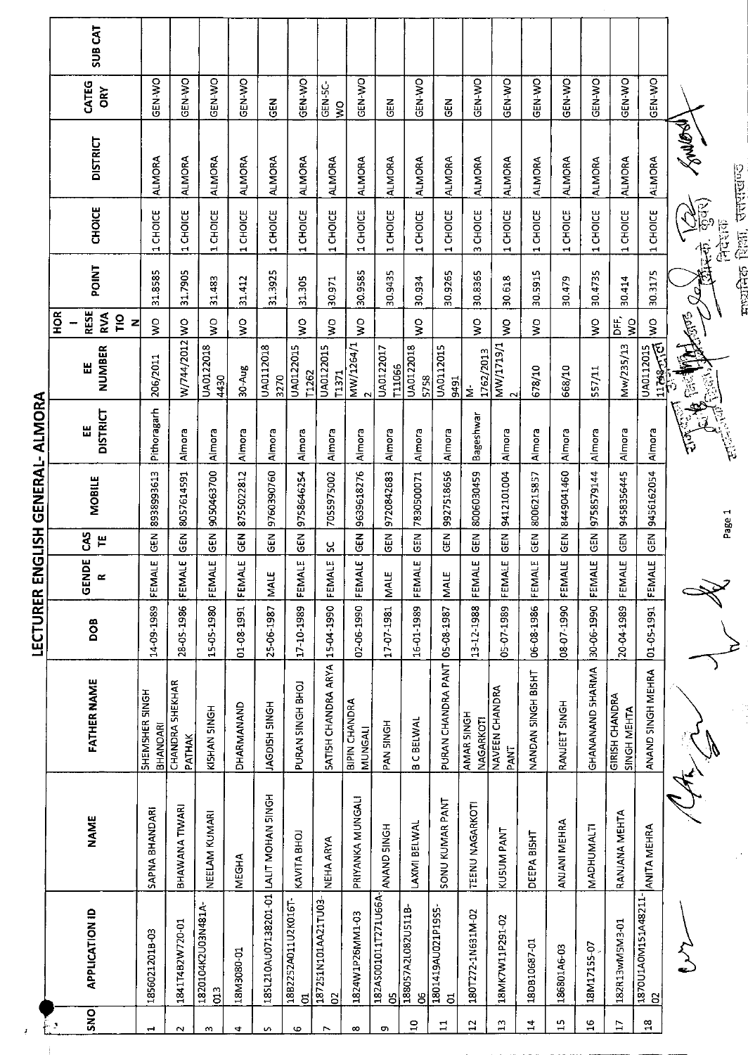# LECTURER ENGLISH GENERAL- ALMORA

| SNO | APPLICATION ID | NAME | FATHER NAME | DOB | GENDER | CASTE | MOBILE | EE DISTRICT | EE NUMBER | HORI-RESERVATION | POINT | CHOICE | DISTRICT | CATEGORY | SUB CAT |
|---|---|---|---|---|---|---|---|---|---|---|---|---|---|---|---|
| 1 | 1856021201B-03 | SAPNA BHANDARI | SHEMSHER SINGH BHANDARI | 14-09-1989 | FEMALE | GEN | 8938993613 | Pithoragarh | 206/2011 | WO | 31.8585 | 1 CHOICE | ALMORA | GEN-WO | |
| 2 | 1841T4B2W720-01 | BHAWANA TIWARI | CHANDRA SHEKHAR PATHAK | 28-05-1986 | FEMALE | GEN | 8057614591 | Almora | W/744/2012 | WO | 31.7905 | 1 CHOICE | ALMORA | GEN-WO | |
| 3 | 1820104K2U03N481A-013 | NEELAM KUMARI | KISHAN SINGH | 15-05-1980 | FEMALE | GEN | 9050463700 | Almora | UA0122018 4430 | WO | 31.483 | 1 CHOICE | ALMORA | GEN-WO | |
| 4 | 18M3080-01 | MEGHA | DHARMANAND | 01-08-1991 | FEMALE | GEN | 8755022812 | Almora | 30-Aug | WO | 31.412 | 1 CHOICE | ALMORA | GEN-WO | |
| 5 | 18SL210AU0713820 1-01 | LALIT MOHAN SINGH | JAGDISH SINGH | 25-06-1987 | MALE | GEN | 9760390760 | Almora | UA0112018 3270 | | 31.3925 | 1 CHOICE | ALMORA | GEN | |
| 6 | 18B2252A011U2K016T-01 | KAVITA BHOJ | PURAN SINGH BHOJ | 17-10-1989 | FEMALE | GEN | 9758646254 | Almora | UA0122015 T1262 | WO | 31.305 | 1 CHOICE | ALMORA | GEN-WO | |
| 7 | 187251N101AA21TU03-02 | NEHA ARYA | SATISH CHANDRA ARYA | 15-04-1990 | FEMALE | SC | 7055975002 | Almora | UA0122015 T1371 | WO | 30.971 | 1 CHOICE | ALMORA | GEN-SC-WO | |
| 8 | 1824W1P26MM1-03 | PRIYANKA MUNGALI | BIPIN CHANDRA MUNGALI | 02-06-1990 | FEMALE | GEN | 9639618276 | Almora | MW/1264/1 2 | WO | 30.9585 | 1 CHOICE | ALMORA | GEN-WO | |
| 9 | 182AS001011T271U66A-05 | ANAND SINGH | PAN SINGH | 17-07-1981 | MALE | GEN | 9720842683 | Almora | UA0122017 T11066 | | 30.9435 | 1 CHOICE | ALMORA | GEN | |
| 10 | 188057A2L082U511B-06 | LAXMI BELWAL | B C BELWAL | 16-01-1989 | FEMALE | GEN | 7830500071 | Almora | UA0122018 5758 | WO | 30.934 | 1 CHOICE | ALMORA | GEN-WO | |
| 11 | 1801419AU021P19S5-01 | SONU KUMAR PANT | PURAN CHANDRA PANT | 05-08-1987 | MALE | GEN | 9927518656 | Almora | UA0112015 9491 | | 30.9265 | 1 CHOICE | ALMORA | GEN | |
| 12 | 180T272-1N631M-02 | TEENU NAGARKOTI | AMAR SINGH NAGARKOTI | 13-12-1988 | FEMALE | GEN | 8006030459 | Bageshwar | M-1762/2013 | WO | 30.8365 | 3 CHOICE | ALMORA | GEN-WO | |
| 13 | 18MK7W11P291-02 | KUSUM PANT | NAVEEN CHANDRA PANT | 05-07-1989 | FEMALE | GEN | 9412101004 | Almora | MW/1719/1 2 | WO | 30.618 | 1 CHOICE | ALMORA | GEN-WO | |
| 14 | 18DB10687-01 | DEEPA BISHT | NANDAN SINGH BISHT | 06-08-1986 | FEMALE | GEN | 8006215857 | Almora | 678/10 | WO | 30.5915 | 1 CHOICE | ALMORA | GEN-WO | |
| 15 | 186801A6-03 | ANJANI MEHRA | RANJEET SINGH | 08-07-1990 | FEMALE | GEN | 8449041460 | Almora | 668/10 | | 30.479 | 1 CHOICE | ALMORA | GEN-WO | |
| 16 | 18M17155-07 | MADHUMALTI | GHANANAND SHARMA | 30-06-1990 | FEMALE | GEN | 9758579144 | Almora | 557/11 | WO | 30.4735 | 1 CHOICE | ALMORA | GEN-WO | |
| 17 | 182R13wM5M3-01 | RANJANA MEHTA | GIRISH CHANDRA SINGH MEHTA | 20-04-1989 | FEMALE | GEN | 9458356445 | Almora | Mw/235/13 | DFF, WO | 30.414 | 1 CHOICE | ALMORA | GEN-WO | |
| 18 | 1870U1A0M151A48211-02 | ANITA MEHRA | ANAND SINGH MEHRA | 01-05-1991 | FEMALE | GEN | 9456162054 | Almora | UA0112015 11768 | WO | 30.3175 | 1 CHOICE | ALMORA | GEN-WO | |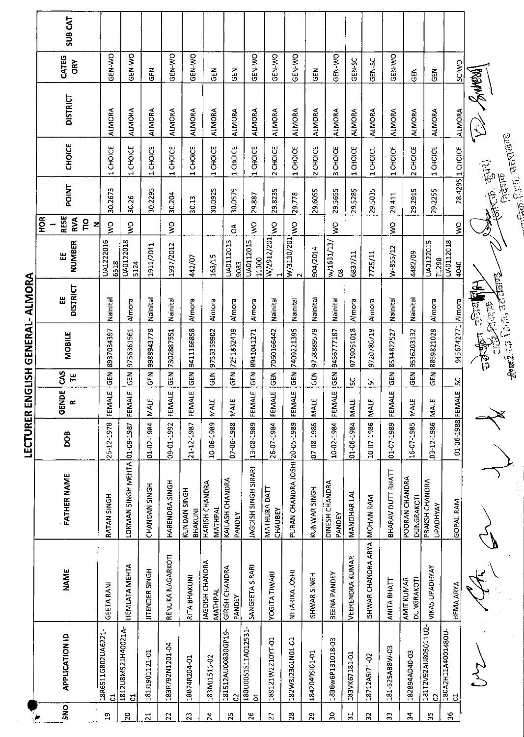# LECTURER ENGLISH GENERAL- ALMORA

| SNO | APPLICATION ID | NAME | FATHER NAME | DOB | GENDER | CASTE | MOBILE | EE DISTRICT | EE NUMBER | HORIZONTAL RESERVATION | POINT | CHOICE | DISTRICT | CATEGORY | SUB CAT |
|---|---|---|---|---|---|---|---|---|---|---|---|---|---|---|---|
| 19 | 18R6511G802UA6221-01 | GEETA RANI | RATAN SINGH | 25-12-1978 | FEMALE | GEN | 8937034397 | Nainital | UA12220166518 | WO | 30.2675 | 1 CHOICE | ALMORA | GEN-WO | |
| 20 | 1812U8M521H40021A-01 | HEMLATA MEHTA | LOKMAN SINGH MEHTA | 01-09-1987 | FEMALE | GEN | 9756361561 | Almora | UA01220185124 | WO | 30.26 | 1 CHOICE | ALMORA | GEN-WO | |
| 21 | 181J1901121-01 | JITENDER SINGH | CHANDAN SINGH | 01-02-1984 | MALE | GEN | 9988943778 | Nainital | 1911/2011 | | 30.2295 | 1 CHOICE | ALMORA | GEN | |
| 22 | 183R792N1201-04 | RENUKA NAGARKOTI | HARENDRA SINGH | 09-01-1992 | FEMALE | GEN | 7302887551 | Nainital | 1937/2012 | WO | 30.204 | 1 CHOICE | ALMORA | GEN-WO | |
| 23 | 18874R204-01 | RITA BHAKUNI | KUNDAN SINGH BHAKUNI | 21-12-1987 | FEMALE | GEN | 9411166858 | Almora | 442/07 | WO | 30.13 | 1 CHOICE | ALMORA | GEN-WO | |
| 24 | 183MJ1516-02 | JAGDISH CHANDRA MATHPAL | HARISH CHANDRA MATHPAL | 10-06-1989 | MALE | GEN | 9756359902 | Almora | 163/15 | | 30.0925 | 1 CHOICE | ALMORA | GEN | |
| 25 | 181512AU00830GP19-02 | GIRISH CHANDRA PANDEY | KAILASH CHANDRA PANDEY | 07-06-1988 | MALE | GEN | 7251832439 | Almora | UA01120159083 | OA | 30.0575 | 1 CHOICE | ALMORA | GEN | |
| 26 | 180U00S1S11A012531-01 | SANGEETA SIRARI | JAGDISH SINGH SIRARI | 13-08-1989 | FEMALE | GEN | 8941041271 | Almora | UA011201511300 | WO | 29.887 | 1 CHOICE | ALMORA | GEN-WO | |
| 27 | 189121W2210YT-01 | YOGITA TIWARI | MATHURA DATT CHAUBEY | 26-07-1984 | FEMALE | GEN | 7060166442 | Nainital | W/2912/2011 | WO | 29.8235 | 2 CHOICE | ALMORA | GEN-WO | |
| 28 | 182W3J2301N01-01 | NIHARIKA JOSHI | PURAN CHANDRA JOSHI | 20-05-1989 | FEMALE | GEN | 7409221395 | Nainital | W/3130/2012 | WO | 29.778 | 1 CHOICE | ALMORA | GEN-WO | |
| 29 | 1842049SI01-01 | ISHWAR SINGH | KUNWAR SINGH | 07-08-1985 | MALE | GEN | 9758889579 | Nainital | 904/2014 | | 29.6055 | 2 CHOICE | ALMORA | GEN | |
| 30 | 1838w6P131018-03 | BEENA PANDEY | DINESH CHANDRA PANDEY | 10-02-1984 | FEMALE | GEN | 9456777187 | Nainital | w/1631/13/08 | WO | 29.5655 | 3 CHOICE | ALMORA | GEN-WO | |
| 31 | 183VK67181-01 | VEERENDRA KUMAR | MANOHAR LAL | 01-06-1984 | MALE | SC | 9719051018 | Almora | 6837/11 | | 29.5285 | 1 CHOICE | ALMORA | GEN-SC | |
| 32 | 18712A5I71-02 | ISHWAR CHANDRA ARYA | MOHAN RAM | 10-07-1986 | MALE | SC | 9720786718 | Almora | 7725/11 | | 29.5035 | 1 CHOICE | ALMORA | GEN-SC | |
| 33 | 181-525AB8W-03 | ANITA BHATT | BHARAV DUTT BHATT | 01-07-1989 | FEMALE | GEN | 8534822527 | Nainital | W-855/12 | WO | 29.411 | 1 CHOICE | ALMORA | GEN-WO | |
| 34 | 182894AD40-03 | AMIT KUMAR DUNGRAKOTI | POORAN CHANDRA DUNGRAKOTI | 16-07-1985 | MALE | GEN | 9536203132 | Nainital | 4482/09 | | 29.2915 | 2 CHOICE | ALMORA | GEN | |
| 35 | 181T2V92AU805011U2-02 | VIKAS UPADHYAY | PRAKSH CHANDRA UPADHYAY | 03-12-1986 | MALE | GEN | 8859821028 | Almora | UA0122015T1298 | | 29.2255 | 1 CHOICE | ALMORA | GEN | |
| 36 | 180A2H11A4001480U-01 | HEMA ARYA | GOPAL RAM | 01-06-1988 | FEMALE | SC | 9456742771 | Almora | UA01120184040 | WO | 28.4295 | 1 CHOICE | ALMORA | SC-WO | |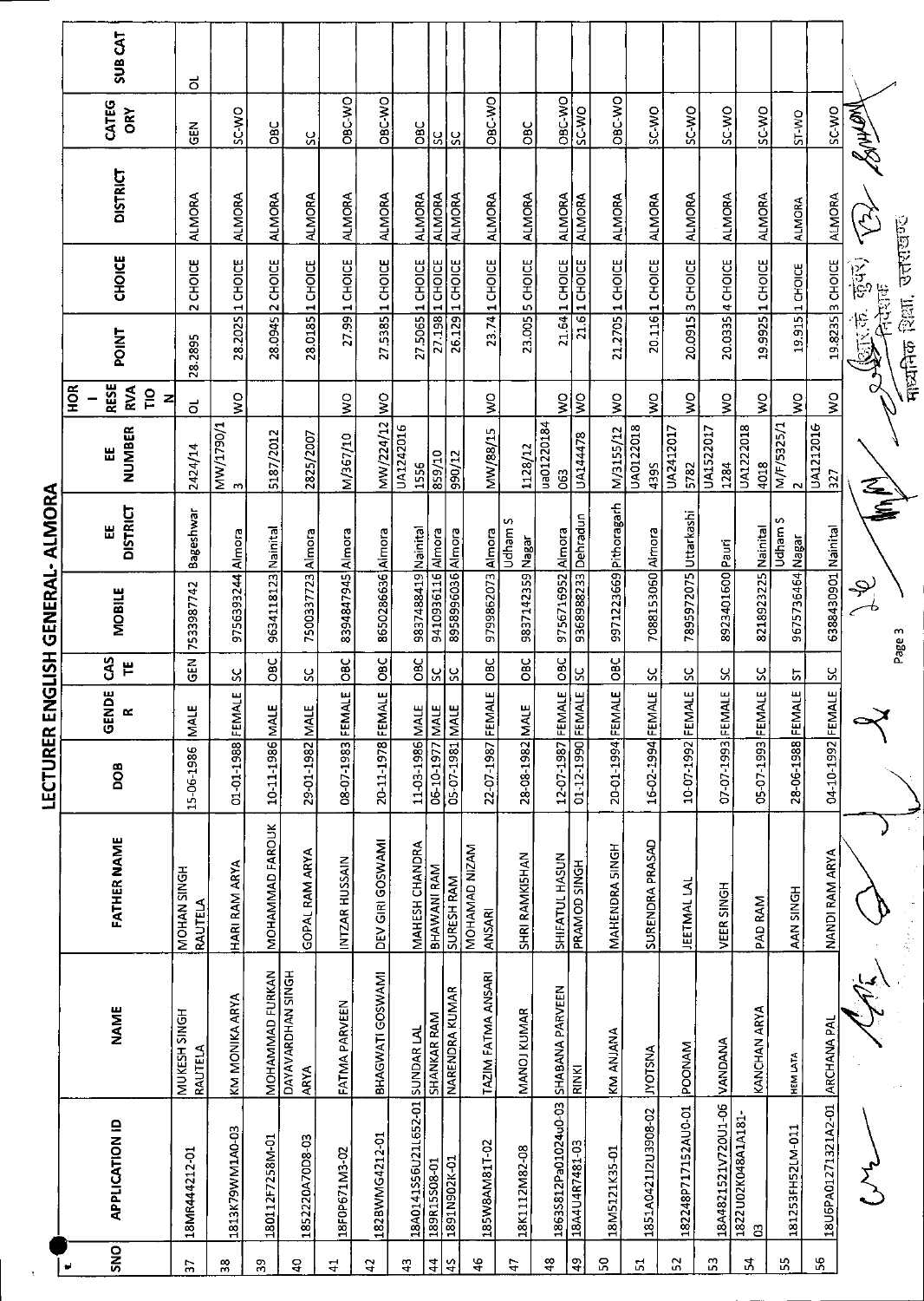# LECTURER ENGLISH GENERAL- ALMORA

| SNO | APPLICATION ID | NAME | FATHER NAME | DOB | GENDER | CASTE | MOBILE | EE DISTRICT | EE NUMBER | HOR - RESERVATION | POINT | CHOICE | DISTRICT | CATEGORY | SUB CAT |
|---|---|---|---|---|---|---|---|---|---|---|---|---|---|---|---|
| 37 | 18MR444212-01 | MUKESH SINGH RAUTELA | MOHAN SINGH RAUTELA | 15-06-1986 | MALE | GEN | 7533987742 | Bageshwar | 2424/14 | OL | 28.2895 | 2 CHOICE | ALMORA | GEN | OL |
| 38 | 1813K79WM1A0-03 | KM MONIKA ARYA | HARI RAM ARYA | 01-01-1988 | FEMALE | SC | 9756393244 | Almora | MW/1790/13 | WO | 28.2025 | 1 CHOICE | ALMORA | SC-WO | |
| 39 | 180112F7258M-01 | MOHAMMAD FURKAN | MOHAMMAD FAROUK | 10-11-1986 | MALE | OBC | 9634118123 | Nainital | 5187/2012 | | 28.0945 | 2 CHOICE | ALMORA | OBC | |
| 40 | 1852220A70D8-03 | DAYAVARDHAN SINGH ARYA | GOPAL RAM ARYA | 29-01-1982 | MALE | SC | 7500337723 | Almora | 2825/2007 | | 28.0185 | 1 CHOICE | ALMORA | SC | |
| 41 | 18F0P671M3-02 | FATMA PARVEEN | INTZAR HUSSAIN | 08-07-1983 | FEMALE | OBC | 8394847945 | Almora | M/367/10 | WO | 27.99 | 1 CHOICE | ALMORA | OBC-WO | |
| 42 | 182BWMG4212-01 | BHAGWATI GOSWAMI | DEV GIRI GOSWAMI | 20-11-1978 | FEMALE | OBC | 8650286636 | Almora | MW/224/12 | WO | 27.5385 | 1 CHOICE | ALMORA | OBC-WO | |
| 43 | 18A0141S56U21L652-01 | SUNDAR LAL | MAHESH CHANDRA | 11-03-1986 | MALE | OBC | 9837488419 | Nainital | UA12420161556 | | 27.5065 | 1 CHOICE | ALMORA | OBC | |
| 44 | 189R15S08-01 | SHANKAR RAM | BHAWANI RAM | 06-10-1977 | MALE | SC | 9410936116 | Almora | 859/10 | | 27.198 | 1 CHOICE | ALMORA | SC | |
| 45 | 1891N902K-01 | NARENDRA KUMAR | SURESH RAM | 05-07-1981 | MALE | SC | 8958996036 | Almora | 990/12 | | 26.129 | 1 CHOICE | ALMORA | SC | |
| 46 | 185W8AM81T-02 | TAZIM FATMA ANSARI | MOHAMAD NIZAM ANSARI | 22-07-1987 | FEMALE | OBC | 9799862073 | Almora | MW/88/15 | WO | 23.74 | 1 CHOICE | ALMORA | OBC-WO | |
| 47 | 18K1112M82-08 | MANOJ KUMAR | SHRI RAMKISHAN | 28-08-1982 | MALE | OBC | 9837142359 | Udham S Nagar | 1128/12 | | 23.005 | 5 CHOICE | ALMORA | OBC | |
| 48 | 1863S812Pa01024u0-03 | SHABANA PARVEEN | SHIFATUL HASUN | 12-07-1987 | FEMALE | OBC | 9756716952 | Almora | ua01220184063 | WO | 21.64 | 1 CHOICE | ALMORA | OBC-WO | |
| 49 | 18A4U4R7481-03 | RINKI | PRAMOD SINGH | 01-12-1990 | FEMALE | SC | 9368988233 | Dehradun | UA144478 | WO | 21.6 | 1 CHOICE | ALMORA | SC-WO | |
| 50 | 18M5121K35-01 | KM ANJANA | MAHENDRA SINGH | 20-01-1994 | FEMALE | OBC | 9971223669 | Pithoragarh | M/3155/12 | WO | 21.2705 | 1 CHOICE | ALMORA | OBC-WO | |
| 51 | 1851A0421J2U3908-02 | JYOTSNA | SURENDRA PRASAD | 16-02-1994 | FEMALE | SC | 7088153060 | Almora | UA0122018 4395 | WO | 20.116 | 1 CHOICE | ALMORA | SC-WO | |
| 52 | 182248P717152AU0-01 | POONAM | JEETMAL LAL | 10-07-1992 | FEMALE | SC | 7895972075 | Uttarkashi | UA2412017 5782 | WO | 20.0915 | 3 CHOICE | ALMORA | SC-WO | |
| 53 | 18A4821521V720U1-06 | VANDANA | VEER SINGH | 07-07-1993 | FEMALE | SC | 8923401600 | Pauri | UA1522017 1284 | WO | 20.0335 | 4 CHOICE | ALMORA | SC-WO | |
| 54 | 1822U02K048A1A181-03 | KANCHAN ARYA | PAD RAM | 05-07-1993 | FEMALE | SC | 8218923225 | Nainital | UA1222018 4018 | WO | 19.9925 | 1 CHOICE | ALMORA | SC-WO | |
| 55 | 181253FH52LM-011 | HEM LATA | AAN SINGH | 28-06-1988 | FEMALE | ST | 9675736464 | Udham S Nagar | M/F/5325/12 | WO | 19.915 | 1 CHOICE | ALMORA | ST-WO | |
| 56 | 18U6PA01271321A2-01 | ARCHANA PAL | NANDI RAM ARYA | 04-10-1992 | FEMALE | SC | 6388430901 | Nainital | UA1212016 327 | WO | 19.8235 | 3 CHOICE | ALMORA | SC-WO | |

(आर.के. कुंवर)
निदेशक
माध्यमिक शिक्षा, उत्तराखण्ड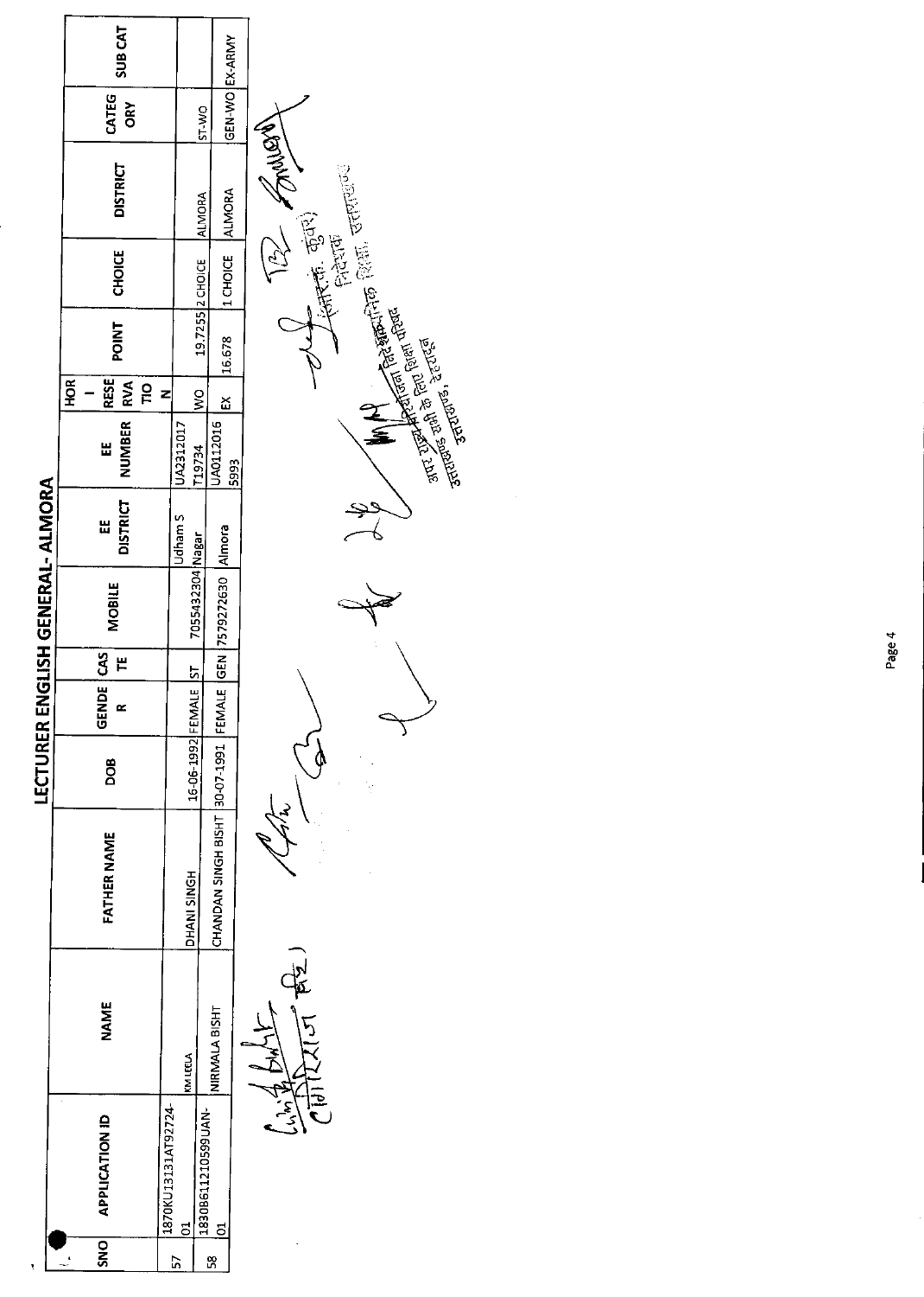# LECTURER ENGLISH GENERAL- ALMORA

| SNO | APPLICATION ID | NAME | FATHER NAME | DOB | GENDER | CASTE | MOBILE | EE DISTRICT | EE NUMBER | HOR - RESERVATION | POINT | CHOICE | DISTRICT | CATEGORY | SUB CAT |
|---|---|---|---|---|---|---|---|---|---|---|---|---|---|---|---|
| 57 | 1870KU1313 1AT92724-01 | KM LEELA | DHANI SINGH | 16-06-1992 | FEMALE | ST | 7055432304 | Udham S Nagar | UA2312017 T19734 | WO | 19.7255 | 2 CHOICE | ALMORA | ST-WO | |
| 58 | 1830B61121 0599UAN-01 | NIRMALA BISHT | CHANDAN SINGH BISHT | 30-07-1991 | FEMALE | GEN | 7579272630 | Almora | UA0112016 5993 | EX | 16.678 | 1 CHOICE | ALMORA | GEN-WO | EX-ARMY |

अपर राज्य परियोजना निदेशक
उत्तराखण्ड सभी के लिए शिक्षा परिषद
उत्तराखण्ड, देहरादून

(आर. के. कुंवर)
निदेशक
शिक्षा, उत्तराखण्ड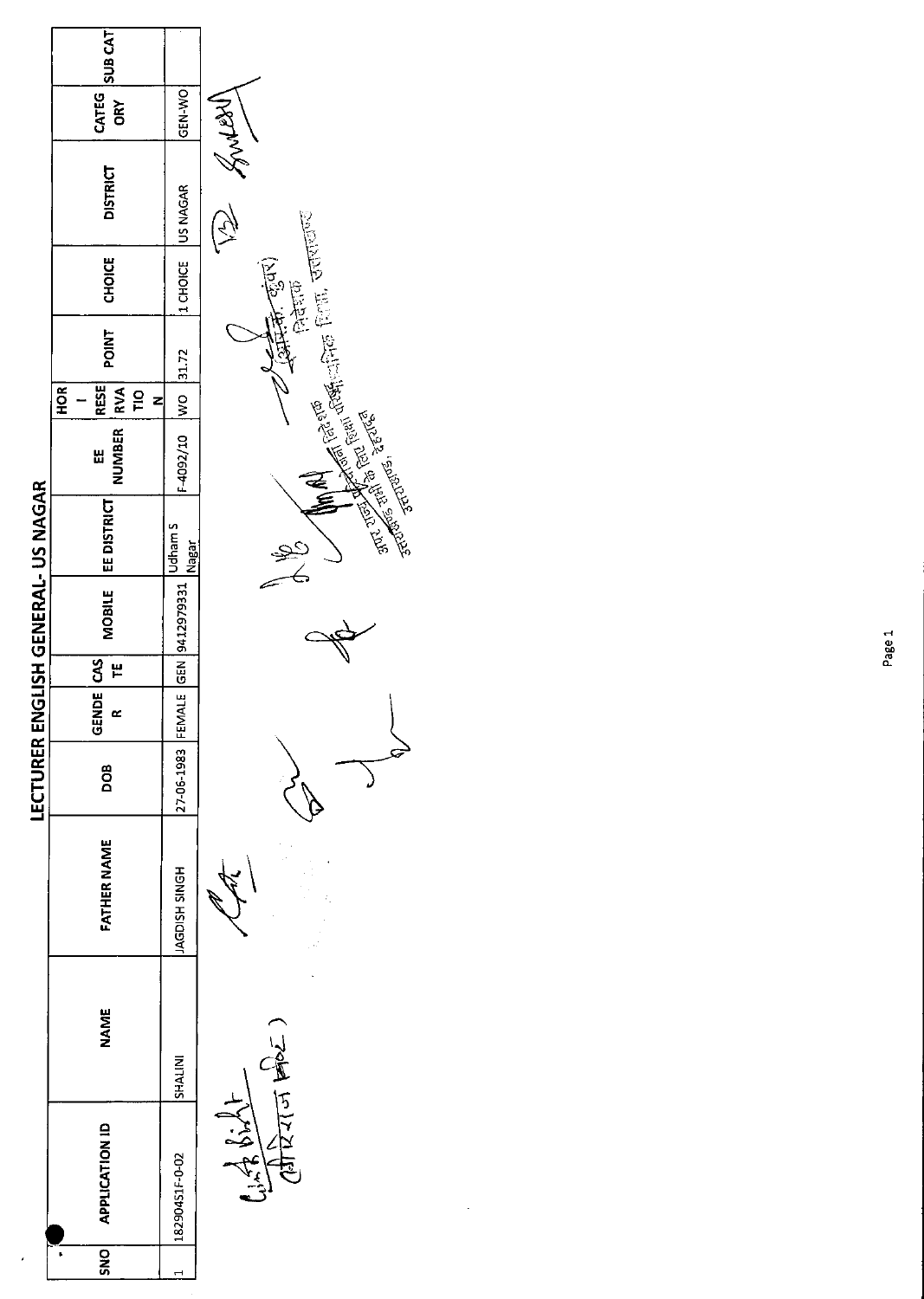# LECTURER ENGLISH GENERAL- US NAGAR

| SNO | APPLICATION ID | NAME | FATHER NAME | DOB | GENDER | CASTE | MOBILE | EE DISTRICT | EE NUMBER | HOR - RESERVATION | POINT | CHOICE | DISTRICT | CATEGORY | SUB CAT |
|---|---|---|---|---|---|---|---|---|---|---|---|---|---|---|---|
| 1 | 18290451F-0-02 | SHALINI | JAGDISH SINGH | 27-06-1983 | FEMALE | GEN | 9412979331 | Udham S Nagar | F-4092/10 | WO | 31.72 | 1 CHOICE | US NAGAR | GEN-WO | |

(आर.के. कुंवर)
निदेशक
विद्यालयी शिक्षा, उत्तराखण्ड

अपर राज्य परियोजना निदेशक
सर्व शिक्षा अभियान, उत्तराखण्ड, देहरादून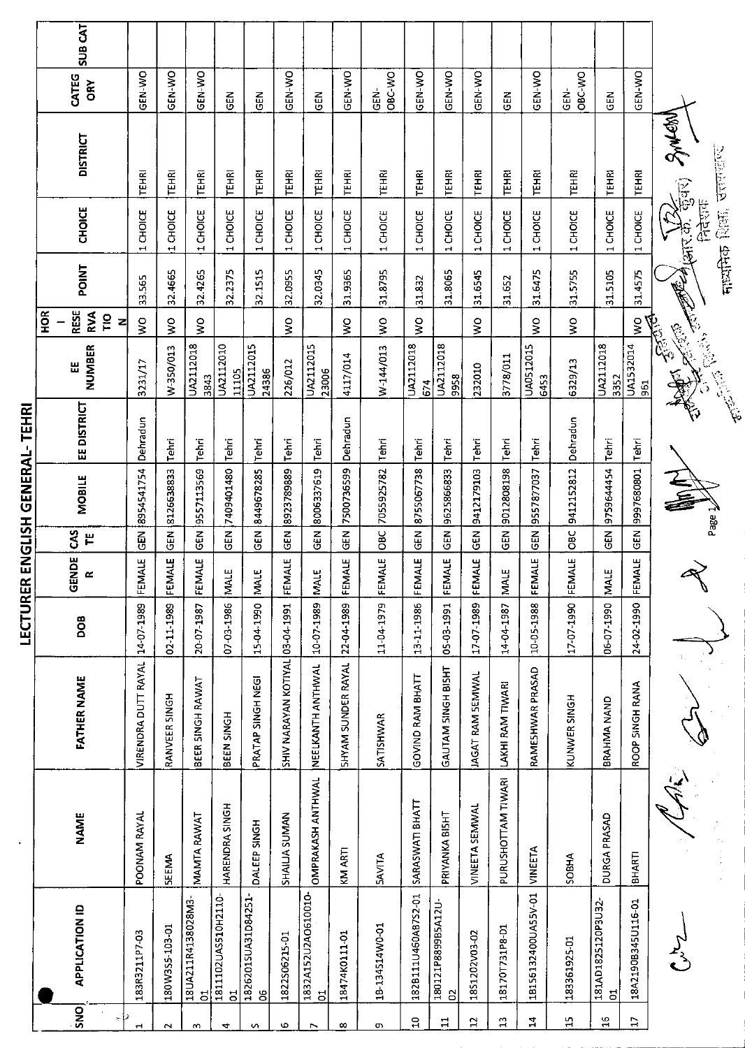# LECTURER ENGLISH GENERAL- TEHRI

| SNO | APPLICATION ID | NAME | FATHER NAME | DOB | GENDER | CASTE | MOBILE | EE DISTRICT | EE NUMBER | HOR - RESERVATION | POINT | CHOICE | DISTRICT | CATEGORY | SUB CAT |
|---|---|---|---|---|---|---|---|---|---|---|---|---|---|---|---|
| 1 | 183R3211P7-03 | POONAM RAYAL | VIRENDRA DUTT RAYAL | 14-07-1989 | FEMALE | GEN | 8954541754 | Dehradun | 3231/17 | WO | 33.565 | 1 CHOICE | TEHRI | GEN-WO | |
| 2 | 180W355-103-01 | SEEMA | RANVEER SINGH | 02-11-1989 | FEMALE | GEN | 8126638833 | Tehri | W-350/013 | WO | 32.4665 | 1 CHOICE | TEHRI | GEN-WO | |
| 3 | 18UA211R4138028M3-01 | MAMTA RAWAT | BEER SINGH RAWAT | 20-07-1987 | FEMALE | GEN | 9557113569 | Tehri | UA2112018 3843 | WO | 32.4265 | 1 CHOICE | TEHRI | GEN-WO | |
| 4 | 1811102UA5510H2110-01 | HARENDRA SINGH | BEEN SINGH | 07-03-1986 | MALE | GEN | 7409401480 | Tehri | UA2112010 11105 | | 32.2375 | 1 CHOICE | TEHRI | GEN | |
| 5 | 1826201SUA31D84251-06 | DALEEP SINGH | PRATAP SINGH NEGI | 15-04-1990 | MALE | GEN | 8449678285 | Tehri | UA2112015 24386 | | 32.1515 | 1 CHOICE | TEHRI | GEN | |
| 6 | 1822S0621S-01 | SHAILJA SUMAN | SHIV NARAYAN KOTIYAL | 03-04-1991 | FEMALE | GEN | 8923789889 | Tehri | 226/012 | WO | 32.0955 | 1 CHOICE | TEHRI | GEN-WO | |
| 7 | 1832A152U2AO610010-01 | OMPRAKASH ANTHWAL | NEELKANTH ANTHWAL | 10-07-1989 | MALE | GEN | 8006337619 | Tehri | UA2112015 23006 | | 32.0345 | 1 CHOICE | TEHRI | GEN | |
| 8 | 18474K0111-01 | KM ARTI | SHYAM SUNDER RAYAL | 22-04-1989 | FEMALE | GEN | 7500736599 | Dehradun | 4117/014 | WO | 31.9365 | 1 CHOICE | TEHRI | GEN-WO | |
| 9 | 18-134514W0-01 | SAVITA | SATISHWAR | 11-04-1979 | FEMALE | OBC | 7055925782 | Tehri | W-144/013 | WO | 31.8795 | 1 CHOICE | TEHRI | GEN-OBC-WO | |
| 10 | 182B111U460AB7S2-01 | SARASWATI BHATT | GOVIND RAM BHATT | 13-11-1986 | FEMALE | GEN | 8755067738 | Tehri | UA2112018 674 | WO | 31.832 | 1 CHOICE | TEHRI | GEN-WO | |
| 11 | 180121P8899B5A12U-02 | PRIYANKA BISHT | GAUTAM SINGH BISHT | 05-03-1991 | FEMALE | GEN | 9625866833 | Tehri | UA2112018 9958 | | 31.8065 | 1 CHOICE | TEHRI | GEN-WO | |
| 12 | 1851202V03-02 | VINEETA SEMWAL | JAGAT RAM SEMWAL | 17-07-1989 | FEMALE | GEN | 9412179103 | Tehri | 232010 | WO | 31.6545 | 1 CHOICE | TEHRI | GEN-WO | |
| 13 | 18170T731P8-01 | PURUSHOTTAM TIWARI | LAKHI RAM TIWARI | 14-04-1987 | MALE | GEN | 9012808198 | Tehri | 3778/011 | | 31.652 | 1 CHOICE | TEHRI | GEN | |
| 14 | 1B15613240OUA55V-01 | VINEETA | RAMESHWAR PRASAD | 10-05-1988 | FEMALE | GEN | 9557877037 | Tehri | UA0512015 6453 | WO | 31.6475 | 1 CHOICE | TEHRI | GEN-WO | |
| 15 | 183361925-01 | SOBHA | KUNWER SINGH | 17-07-1990 | FEMALE | OBC | 9412152812 | Dehradun | 6329/13 | WO | 31.5755 | 1 CHOICE | TEHRI | GEN-OBC-WO | |
| 16 | 181AD1825120P3U32-01 | DURGA PRASAD | BRAHMA NAND | 06-07-1990 | MALE | GEN | 9759644454 | Tehri | UA2112018 3352 | | 31.5105 | 1 CHOICE | TEHRI | GEN | |
| 17 | 18A2190B345U116-01 | BHARTI | ROOP SINGH RANA | 24-02-1990 | FEMALE | GEN | 9997680801 | Tehri | UA1532014 961 | WO | 31.4575 | 1 CHOICE | TEHRI | GEN-WO | |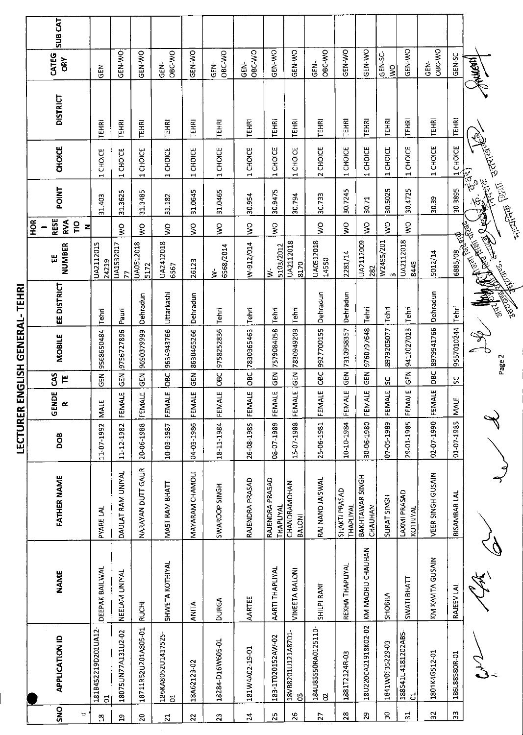# LECTURER ENGLISH GENERAL- TEHRI

| SNO | APPLICATION ID | NAME | FATHER NAME | DOB | GENDER | CASTE | MOBILE | EE DISTRICT | EE NUMBER | HOR RESERVATION | POINT | CHOICE | DISTRICT | CATEGORY | SUB CAT |
|---|---|---|---|---|---|---|---|---|---|---|---|---|---|---|---|
| 18 | 181B452219D201UA12-01 | DEEPAK BAILWAL | PYARE LAL | 11-07-1992 | MALE | GEN | 9568650484 | Tehri | UA2112015 24219 | | 31.403 | 1 CHOICE | TEHRI | GEN | |
| 19 | 18075UN77A131U2-02 | NEELAM UNIYAL | DAULAT RAM UNIYAL | 11-12-1982 | FEMALE | GEN | 9756727896 | Pauri | UA1532017 77 | WO | 31.3625 | 1 CHOICE | TEHRI | GEN-WO | |
| 20 | 18711R52U201A805-01 | RUCHI | NARAYAN DUTT GAUR | 20-06-1988 | FEMALE | GEN | 9690379999 | Dehradun | UA0512018 5172 | WO | 31.3485 | 1 CHOICE | TEHRI | GEN-WO | |
| 21 | 186KA8065U141752S-01 | SHWETA KOTHIYAL | MAST RAM BHATT | 10-03-1987 | FEMALE | OBC | 9634943766 | Uttarkashi | UA2412018 6567 | WO | 31.182 | 1 CHOICE | TEHRI | GEN-OBC-WO | |
| 22 | 18A62123-02 | ANITA | MAYARAM CHAMOLI | 04-03-1986 | FEMALE | GEN | 8630465266 | Dehradun | 26123 | WO | 31.0645 | 1 CHOICE | TEHRI | GEN-WO | |
| 23 | 18284-D16W605-01 | DURGA | SWAROOP SINGH | 18-11-1984 | FEMALE | OBC | 9758252836 | Tehri | W-6568/2014 | WO | 31.0465 | 1 CHOICE | TEHRI | GEN-OBC-WO | |
| 24 | 181W4A02-19-01 | AARTEE | RAJENDRA PRASAD | 26-08-1985 | FEMALE | OBC | 7830365463 | Tehri | W-912/014 | WO | 30.954 | 1 CHOICE | TEHRI | GEN-OBC-WO | |
| 25 | 183-1T020152AW-02 | AARTI THAPLIYAL | RAJENDRA PRASAD THAPLIYAL | 08-07-1989 | FEMALE | GEN | 7579084058 | Tehri | W-5103/2012 | WO | 30.9475 | 1 CHOICE | TEHRI | GEN-WO | |
| 26 | 18VB8201U121A8701-05 | VINEETA BALONI | CHANDRAMOHAN BALONI | 15-07-1988 | FEMALE | GEN | 7830949203 | Tehri | UA2112018 8170 | | 30.794 | 1 CHOICE | TEHRI | GEN-WO | |
| 27 | 184U85550RA0125110-02 | SHILPI RANI | RAJ NAND JAISWAL | 25-06-1981 | FEMALE | OBC | 9927700155 | Dehradun | UA0512018 14550 | WO | 30.733 | 2 CHOICE | TEHRI | GEN-OBC-WO | |
| 28 | 1881T2124R-03 | REKHA THAPLIYAL | SHAKTI PRASAD THAPLIYAL | 10-10-1984 | FEMALE | GEN | 7310958357 | Dehradun | 2281/14 | WO | 30.7245 | 1 CHOICE | TEHRI | GEN-WO | |
| 29 | 18U220CA21918K02-02 | KM MADHU CHAUHAN | BAKHTAWAR SINGH CHAUHAN | 30-06-1980 | FEMALE | GEN | 9760797648 | Tehri | UA2112009 282 | WO | 30.71 | 1 CHOICE | TEHRI | GEN-WO | |
| 30 | 1841W0535229-03 | SHOBHA | SURAT SINGH | 07-05-1989 | FEMALE | SC | 8979205077 | Tehri | W2495/201 3 | WO | 30.5025 | 1 CHOICE | TEHRI | GEN-SC-WO | |
| 31 | 18854101U4181202AB5-01 | SWATI BHATT | LAXMI PRASAD KOTHIYAL | 29-01-1985 | FEMALE | GEN | 9412027023 | Tehri | UA2112018 8445 | WO | 30.4725 | 1 CHOICE | TEHRI | GEN-WO | |
| 32 | 1801K4G512-01 | KM KAVITA GUSAIN | VEER SINGH GUSAIN | 02-07-1990 | FEMALE | OBC | 8979941766 | Dehradun | 5012/14 | | 30.39 | 1 CHOICE | TEHRI | GEN-OBC-WO | |
| 33 | 186L8858OR-01 | RAJEEV LAL | BISAMBAR LAL | 01-07-1985 | MALE | SC | 9557010244 | Tehri | 6885/08 | | 30.3895 | 1 CHOICE | TEHRI | GEN-SC | |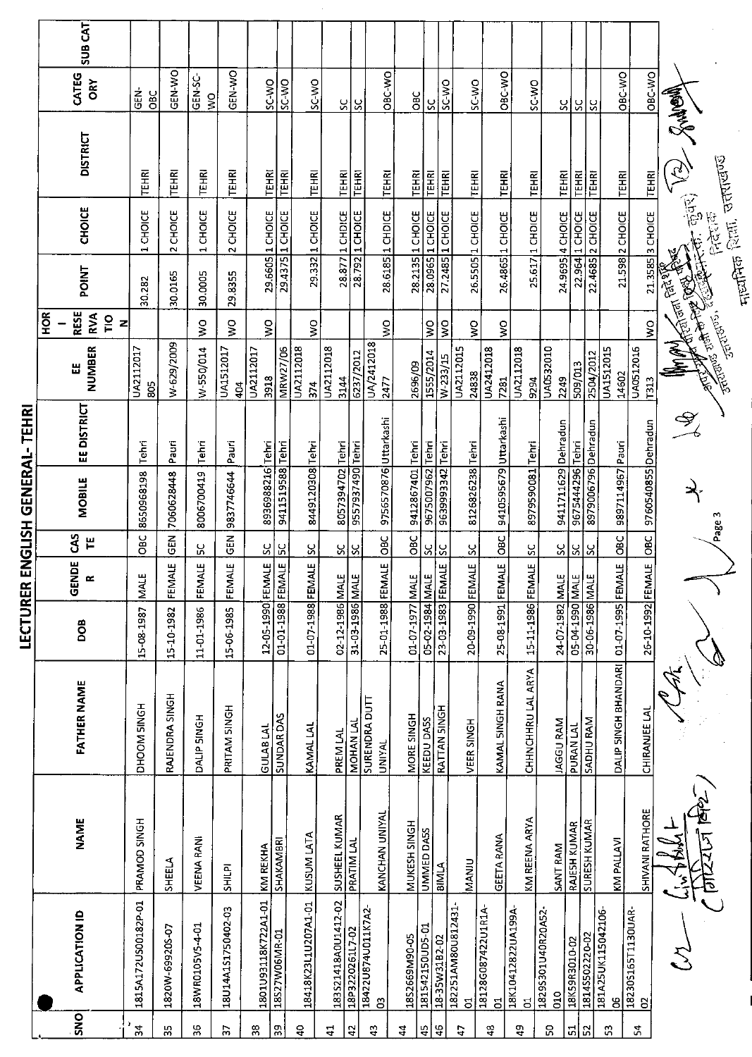# LECTURER ENGLISH GENERAL- TEHRI

| SNO | APPLICATION ID | NAME | FATHER NAME | DOB | GENDER | CASTE | MOBILE | EE DISTRICT | EE NUMBER | HOR - RESERVATION | POINT | CHOICE | DISTRICT | CATEGORY | SUB CAT |
|---|---|---|---|---|---|---|---|---|---|---|---|---|---|---|---|
| 34 | 1815A172US00182P-01 | PRAMOD SINGH | DHOOM SINGH | 15-08-1987 | MALE | OBC | 8650968198 | Tehri | UA2112017 805 | | 30.282 | 1 CHOICE | TEHRI | GEN-OBC | |
| 35 | 1820W-69920S-07 | SHEELA | RAJENDRA SINGH | 15-10-1982 | FEMALE | GEN | 7060628448 | Pauri | W-629/2009 | | 30.0165 | 2 CHOICE | TEHRI | GEN-WO | |
| 36 | 18WR0105V5-4-01 | VEENA RANI | DALIP SINGH | 11-01-1986 | FEMALE | SC | 8006700419 | Tehri | W-550/014 | WO | 30.0005 | 1 CHOICE | TEHRI | GEN-SC-WO | |
| 37 | 18U14A1S1750402-03 | SHILPI | PRITAM SINGH | 15-06-1985 | FEMALE | GEN | 9837746644 | Pauri | UA1512017 404 | WO | 29.8355 | 2 CHOICE | TEHRI | GEN-WO | |
| 38 | 1801U93118K722A1-01 | KM REKHA | GULAB LAL | 12-05-1990 | FEMALE | SC | 8936988216 | Tehri | UA2112017 3918 | WO | 29.6605 | 1 CHOICE | TEHRI | SC-WO | |
| 39 | 18527W06MR-01 | SHAKAMBRI | SUNDAR DAS | 01-01-1988 | FEMALE | SC | 9411519588 | Tehri | MRW27/06 | | 29.4375 | 1 CHOICE | TEHRI | SC-WO | |
| 40 | 18418K23L1U207A1-01 | KUSUM LATA | KAMAL LAL | 01-07-1988 | FEMALE | SC | 8449120308 | Tehri | UA2112018 374 | WO | 29.332 | 1 CHOICE | TEHRI | SC-WO | |
| 41 | 1835214I8A0U1412-02 | SUSHEEL KUMAR | PREM LAL | 02-12-1986 | MALE | SC | 8057394702 | Tehri | UA2112018 3144 | | 28.877 | 1 CHOICE | TEHRI | SC | |
| 42 | 18P322026L17-02 | PRATIM LAL | MOHAN LAL | 31-03-1986 | MALE | SC | 9557937490 | Tehri | 6237/2012 | | 28.792 | 1 CHOICE | TEHRI | SC | |
| 43 | 18422U874U011K7A2-03 | KANCHAN UNIYAL | SURENDRA DUTT UNIYAL | 25-01-1988 | FEMALE | OBC | 9756570876 | Uttarkashi | UA/2412018 2477 | WO | 28.6185 | 1 CHOICE | TEHRI | OBC-WO | |
| 44 | 1852669M90-05 | MUKESH SINGH | MORE SINGH | 01-07-1977 | MALE | OBC | 9412867401 | Tehri | 2696/09 | | 28.2135 | 1 CHOICE | TEHRI | OBC | |
| 45 | 181542150UD5-01 | UMMED DASS | KEEDU DASS | 05-02-1984 | MALE | SC | 9675007962 | Tehri | 1555/2014 | WO | 28.0965 | 1 CHOICE | TEHRI | SC | |
| 46 | 18-35W31B2-02 | BIMLA | RATTAN SINGH | 23-03-1983 | FEMALE | SC | 9639993342 | Tehri | W-233/15 | WO | 27.2485 | 1 CHOICE | TEHRI | SC-WO | |
| 47 | 182251AM80U812431-01 | MANJU | VEER SINGH | 20-09-1990 | FEMALE | SC | 8126826238 | Tehri | UA2112015 24838 | WO | 26.5505 | 1 CHOICE | TEHRI | SC-WO | |
| 48 | 18128G087422U1R1A-01 | GEETA RANA | KAMAL SINGH RANA | 25-08-1991 | FEMALE | OBC | 9410595679 | Uttarkashi | UA2412018 7281 | WO | 26.4865 | 1 CHOICE | TEHRI | OBC-WO | |
| 49 | 18K10412822UA199A-01 | KM REENA ARYA | CHHNCHHRU LAL ARYA | 15-11-1986 | FEMALE | SC | 8979590081 | Tehri | UA2112018 9294 | | 25.617 | 1 CHOICE | TEHRI | SC-WO | |
| 50 | 1829S301U40R20A52-010 | SANT RAM | JAGGU RAM | 24-07-1982 | MALE | SC | 9411711629 | Dehradun | UA0532010 2249 | | 24.9695 | 4 CHOICE | TEHRI | SC | |
| 51 | 18K59R3010-02 | RAJESH KUMAR | PURAN LAL | 05-04-1990 | MALE | SC | 9675444296 | Tehri | 509/013 | | 22.964 | 1 CHOICE | TEHRI | SC | |
| 52 | 18145502220-02 | SURESH KUMAR | SADHU RAM | 30-06-1986 | MALE | SC | 8979006796 | Dehradun | 2504/2012 | | 22.4685 | 2 CHOICE | TEHRI | SC | |
| 53 | 181A25UK115042106-06 | KM PALLAVI | DALIP SINGH BHANDARI | 01-07-1995 | FEMALE | OBC | 9897114967 | Pauri | UA1512015 14602 | | 21.598 | 2 CHOICE | TEHRI | OBC-WO | |
| 54 | 18230516ST1130UAR-02 | SHIVANI RATHORE | CHIRANJEE LAL | 26-10-1992 | FEMALE | OBC | 9760540855 | Dehradun | UA0512016 T313 | WO | 21.3585 | 3 CHOICE | TEHRI | OBC-WO | |

अपर निदेशक, माध्यमिक शिक्षा, उत्तराखण्ड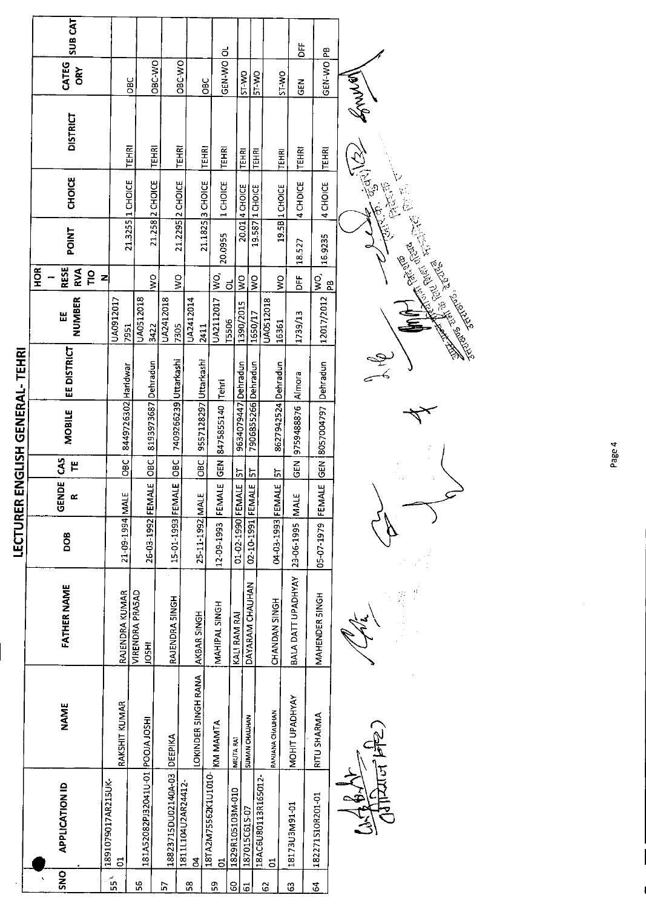# LECTURER ENGLISH GENERAL- TEHRI

| SNO | APPLICATION ID | NAME | FATHER NAME | DOB | GENDER | CASTE | MOBILE | EE DISTRICT | EE NUMBER | HORI RESERVATION | POINT | CHOICE | DISTRICT | CATEGORY | SUB CAT |
|---|---|---|---|---|---|---|---|---|---|---|---|---|---|---|---|
| 55 | 1891079017AR215UK-01 | RAKSHIT KUMAR | RAJENDRA KUMAR | 21-09-1994 | MALE | OBC | 8449726302 | Haridwar | UA0912017 7951 | | 21.3255 | 1 CHOICE | TEHRI | OBC | |
| 56 | 181A52082PJ32041U-01 | POOJA JOSHI | VIRENDRA PRASAD JOSHI | 26-03-1992 | FEMALE | OBC | 8193973687 | Dehradun | UA0512018 3422 | WO | 21.258 | 2 CHOICE | TEHRI | OBC-WO | |
| 57 | 18823715DU02140A-03 | DEEPIKA | RAJENDRA SINGH | 15-01-1993 | FEMALE | OBC | 7409256239 | Uttarkashi | UA2412018 7305 | WO | 21.2295 | 2 CHOICE | TEHRI | OBC-WO | |
| 58 | 1811L104U2AR24412-04 | LOKINDER SINGH RANA | AKBAR SINGH | 25-11-1992 | MALE | OBC | 9557128297 | Uttarkashi | UA2412014 2411 | | 21.1825 | 3 CHOICE | TEHRI | OBC | |
| 59 | 18TA2M75562K1U1010-01 | KM MAMTA | MAHIPAL SINGH | 12-09-1993 | FEMALE | GEN | 8475855140 | Tehri | UA2112017 T5506 | WO, OL | 20.0955 | 1 CHOICE | TEHRI | GEN-WO | OL |
| 60 | 1829R105103M-010 | MIJITA RAI | KALI RAM RAI | 01-02-1990 | FEMALE | ST | 9634079447 | Dehradun | 1390/2015 | WO | 20.01 | 4 CHOICE | TEHRI | ST-WO | |
| 61 | 187015C61S-07 | SUMAN CHAUHAN | DAYARAM CHAUHAN | 02-10-1991 | FEMALE | ST | 7906855266 | Dehradun | 1650/17 | WO | 19.587 | 1 CHOICE | TEHRI | ST-WO | |
| 62 | 18AC6U80113R165012-01 | RANJANA CHAUHAN | CHANDAN SINGH | 04-03-1993 | FEMALE | ST | 8627942524 | Dehradun | UA0512018 16361 | WO | 19.58 | 1 CHOICE | TEHRI | ST-WO | |
| 63 | 18173U3M91-01 | MOHIT UPADHYAY | BALA DATT UPADHYAY | 23-06-1995 | MALE | GEN | 9759488876 | Almora | 1739/13 | DFF | 18.527 | 4 CHOICE | TEHRI | GEN | DFF |
| 64 | 182271S10R201-01 | RITU SHARMA | MAHENDER SINGH | 05-07-1979 | FEMALE | GEN | 8057004797 | Dehradun | 12017/2012 | WO, PB | 16.9235 | 4 CHOICE | TEHRI | GEN-WO | PB |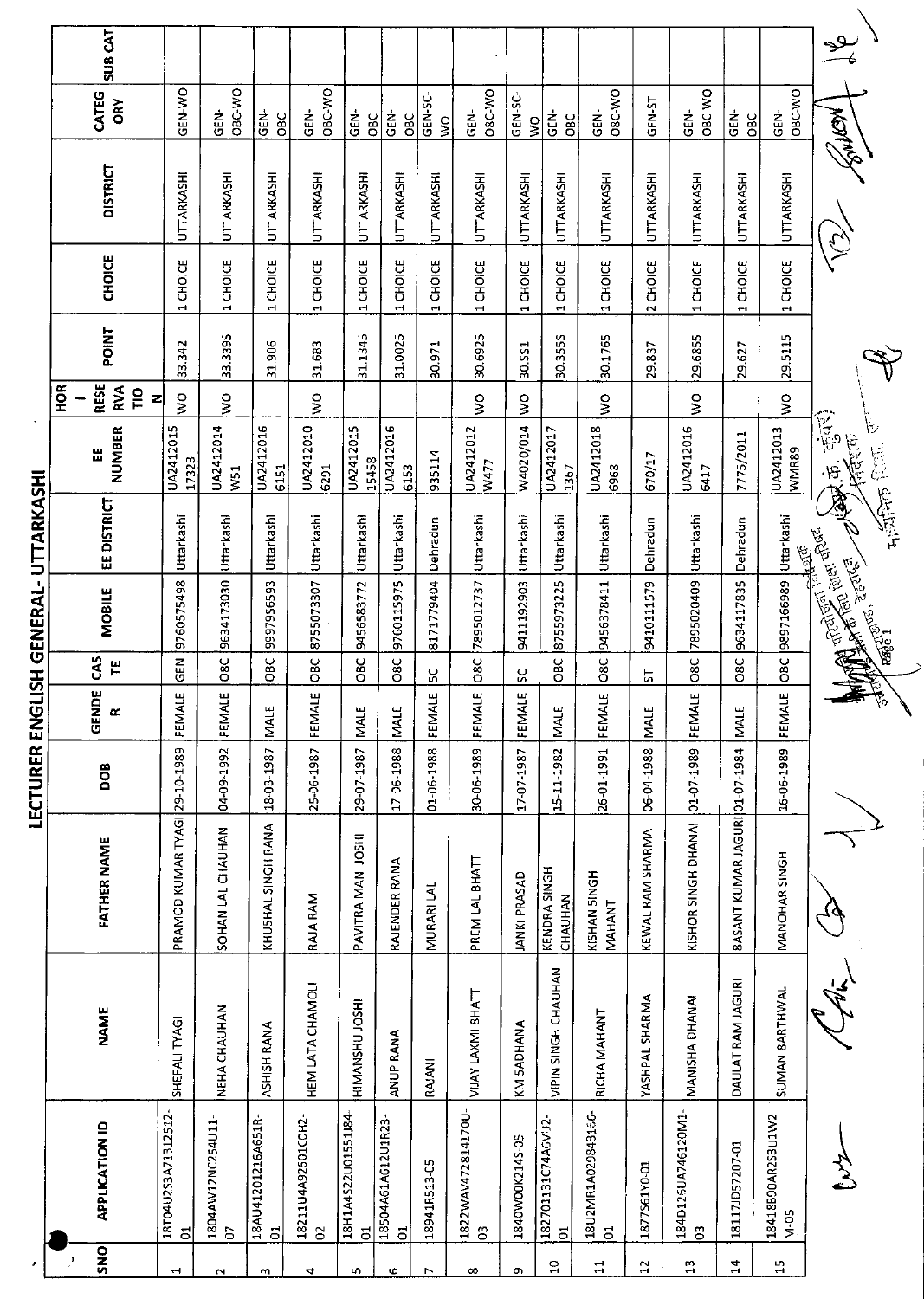# LECTURER ENGLISH GENERAL- UTTARKASHI

| SNO | APPLICATION ID | NAME | FATHER NAME | DOB | GENDER | CASTE | MOBILE | EE DISTRICT | EE NUMBER | HOR - RESERVATION | POINT | CHOICE | DISTRICT | CATEGORY | SUB CAT |
|---|---|---|---|---|---|---|---|---|---|---|---|---|---|---|---|
| 1 | 18T04U2S3A7131251 2-01 | SHEFALI TYAGI | PRAMOD KUMAR TYAGI | 29-10-1989 | FEMALE | GEN | 9760575498 | Uttarkashi | UA2412015 17323 | WO | 33.342 | 1 CHOICE | UTTARKASHI | GEN-WO | |
| 2 | 1804AW12NC254U11-07 | NEHA CHAUHAN | SOHAN LAL CHAUHAN | 04-09-1992 | FEMALE | OBC | 9634173030 | Uttarkashi | UA2412014 W51 | WO | 33.3395 | 1 CHOICE | UTTARKASHI | GEN-OBC-WO | |
| 3 | 18AU41201216A651R-01 | ASHISH RANA | KHUSHAL SINGH RANA | 18-03-1987 | MALE | OBC | 9997956593 | Uttarkashi | UA2412016 6151 | | 31.906 | 1 CHOICE | UTTARKASHI | GEN-OBC | |
| 4 | 18211U4A92601COH2-02 | HEM LATA CHAMOLI | RAJA RAM | 25-06-1987 | FEMALE | OBC | 8755073307 | Uttarkashi | UA2412010 6291 | WO | 31.683 | 1 CHOICE | UTTARKASHI | GEN-OBC-WO | |
| 5 | 18H1A4S22U01551J84-01 | HIMANSHU JOSHI | PAVITRA MANI JOSHI | 29-07-1987 | MALE | OBC | 9456583772 | Uttarkashi | UA2412015 15458 | | 31.1345 | 1 CHOICE | UTTARKASHI | GEN-OBC | |
| 6 | 18504A61A612U1R23-01 | ANUP RANA | RAJENDER RANA | 17-06-1988 | MALE | OBC | 9760115975 | Uttarkashi | UA2412016 6153 | | 31.0025 | 1 CHOICE | UTTARKASHI | GEN-OBC | |
| 7 | 18941R513-05 | RAJANI | MURARI LAL | 01-06-1988 | FEMALE | SC | 8171779404 | Dehradun | 935114 | | 30.971 | 1 CHOICE | UTTARKASHI | GEN-SC-WO | |
| 8 | 1822WAV47281417OU-03 | VIJAY LAXMI BHATT | PREM LAL BHATT | 30-06-1989 | FEMALE | OBC | 7895012737 | Uttarkashi | UA2412012 W477 | WO | 30.6925 | 1 CHOICE | UTTARKASHI | GEN-OBC-WO | |
| 9 | 1840W00K214S-05 | KM SADHANA | JANKI PRASAD | 17-07-1987 | FEMALE | SC | 9411192903 | Uttarkashi | W4020/014 | WO | 30.551 | 1 CHOICE | UTTARKASHI | GEN-SC-WO | |
| 10 | 182701131C74A6V12-01 | VIPIN SINGH CHAUHAN | KENDRA SINGH CHAUHAN | 15-11-1982 | MALE | OBC | 8755973225 | Uttarkashi | UA2412017 1367 | | 30.3555 | 1 CHOICE | UTTARKASHI | GEN-OBC | |
| 11 | 18U2MR1A02984B166-01 | RICHA MAHANT | KISHAN SINGH MAHANT | 26-01-1991 | FEMALE | OBC | 9456378411 | Uttarkashi | UA2412018 6968 | WO | 30.1765 | 1 CHOICE | UTTARKASHI | GEN-OBC-WO | |
| 12 | 1877S61Y0-01 | YASHPAL SHARMA | KEWAL RAM SHARMA | 06-04-1988 | MALE | ST | 9410111579 | Dehradun | 670/17 | | 29.837 | 2 CHOICE | UTTARKASHI | GEN-ST | |
| 13 | 184D12SUA746120M1-03 | MANISHA DHANAI | KISHOR SINGH DHANAI | 01-07-1989 | FEMALE | OBC | 7895020409 | Uttarkashi | UA2412016 6417 | WO | 29.6855 | 1 CHOICE | UTTARKASHI | GEN-OBC-WO | |
| 14 | 18117JD57207-01 | DAULAT RAM JAGURI | BASANT KUMAR JAGURI | 01-07-1984 | MALE | OBC | 9634117835 | Dehradun | 7775/2011 | | 29.627 | 1 CHOICE | UTTARKASHI | GEN-OBC | |
| 15 | 18418B90AR2S3U1W2M-05 | SUMAN BARTHWAL | MANOHAR SINGH | 16-06-1989 | FEMALE | OBC | 9897166989 | Uttarkashi | UA2412013 WMR89 | WO | 29.5115 | 1 CHOICE | UTTARKASHI | GEN-OBC-WO | |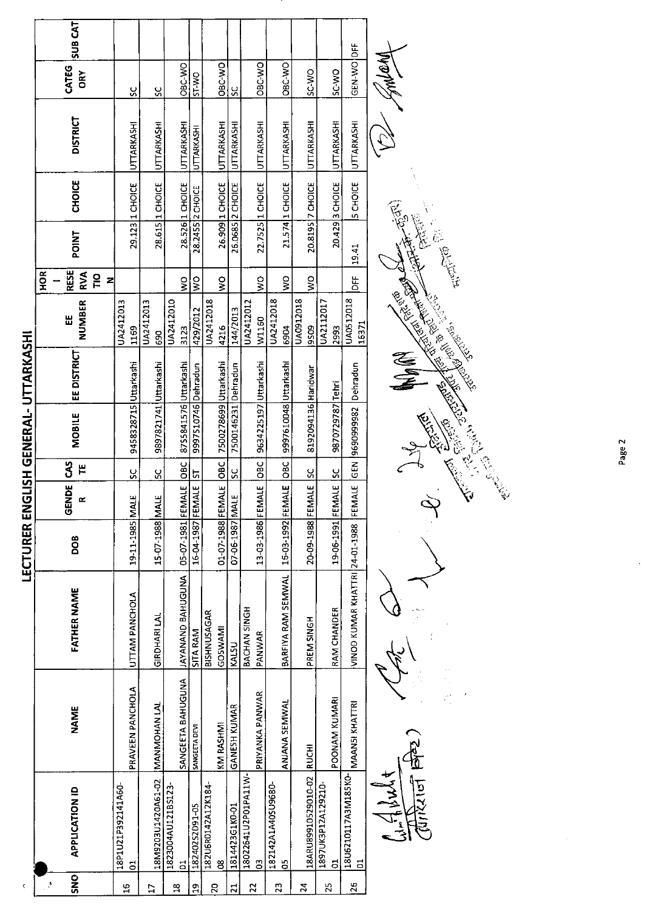# LECTURER ENGLISH GENERAL- UTTARKASHI

| SNO | APPLICATION ID | NAME | FATHER NAME | DOB | GENDER | CASTE | MOBILE | EE DISTRICT | EE NUMBER | HORI-RESERVATION | POINT | CHOICE | DISTRICT | CATEGORY | SUB CAT |
|---|---|---|---|---|---|---|---|---|---|---|---|---|---|---|---|
| 16 | 18P1U21P392141A60-01 | PRAVEEN PANCHOLA | UTTAM PANCHOLA | 19-11-1985 | MALE | SC | 9458328715 | UttarKashi | UA2412013 1169 | | 29.123 | 1 CHOICE | UTTARKASHI | SC | |
| 17 | 18M9203U1420A61-02 | MANMOHAN LAL | GIRDHARI LAL | 15-07-1988 | MALE | SC | 9897821741 | Uttarkashi | UA2412013 690 | | 28.615 | 1 CHOICE | UTTARKASHI | SC | |
| 18 | 1823004AU121BS123-01 | SANGEETA BAHUGUNA | JAYANAND BAHUGUNA | 05-07-1981 | FEMALE | OBC | 8755841576 | Uttarkashi | UA2412010 3123 | WO | 28.526 | 1 CHOICE | UTTARKASHI | OBC-WO | |
| 19 | 182402S2D91-05 | SANGEETA DEVI | SITA RAM | 16-04-1987 | FEMALE | ST | 9997510746 | Dehradun | 429/2012 | WO | 28.2455 | 2 CHOICE | UTTARKASHI | ST-WO | |
| 20 | 182U6R0142A12K184-08 | KM RASHMI | BISHNUSAGAR GOSWAMI | 01-07-1988 | FEMALE | OBC | 7500278699 | Uttarkashi | UA2412018 4216 | WO | 26.909 | 1 CHOICE | UTTARKASHI | OBC-WO | |
| 21 | 181442361K0-01 | GANESH KUMAR | KALSU | 07-06-1987 | MALE | SC | 7500146231 | Dehradun | 144/2013 | | 26.0685 | 2 CHOICE | UTTARKASHI | SC | |
| 22 | 18022641U2P01PA11W-03 | PRIYANKA PANWAR | BACHAN SINGH PANWAR | 13-03-1986 | FEMALE | OBC | 9634225197 | Uttarkashi | UA2412012 W1160 | WO | 22.7525 | 1 CHOICE | UTTARKASHI | OBC-WO | |
| 23 | 182142A1A40SU9680-05 | ANJANA SEMWAL | BARFIYA RAM SEMWAL | 16-03-1992 | FEMALE | OBC | 9997610048 | Uttarkashi | UA2412018 6904 | WO | 21.574 | 1 CHOICE | UTTARKASHI | OBC-WO | |
| 24 | 18ARU8991052901O-02 | RUCHI | PREM SINGH | 20-09-1988 | FEMALE | SC | 8192094136 | Haridwar | UA0912018 9509 | WO | 20.8195 | 7 CHOICE | UTTARKASHI | SC-WO | |
| 25 | 1897UK3P12A129210-01 | POONAM KUMARI | RAM CHANDER | 19-06-1991 | FEMALE | SC | 9870729787 | Tehri | UA2112017 2993 | | 20.429 | 3 CHOICE | UTTARKASHI | SC-WO | |
| 26 | 18U6210117A3M185K0-01 | MAANSI KHATTRI | VINOD KUMAR KHATTRI | 24-01-1988 | FEMALE | GEN | 9690999982 | Dehradun | UA0512018 16371 | DFF | 19.41 | 5 CHOICE | UTTARKASHI | GEN-WO | DFF |